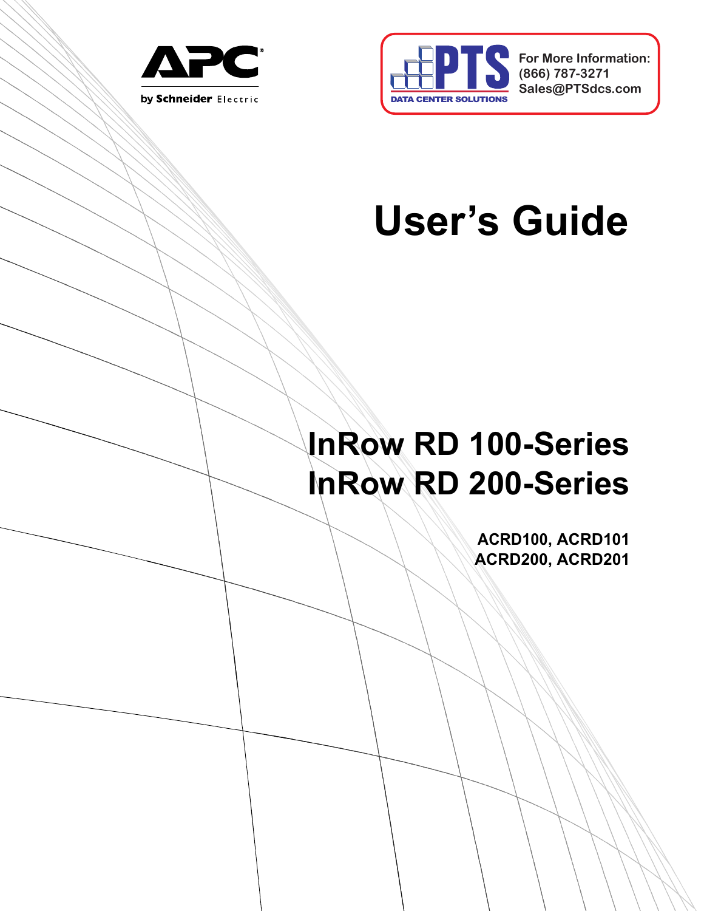APC by Schneider Electric

PTS DATA CENTER SOLUTIONS

For More Information:
(866) 787-3271
Sales@PTSdcs.com

# User's Guide

## InRow RD 100-Series
## InRow RD 200-Series

**ACRD100, ACRD101**
**ACRD200, ACRD201**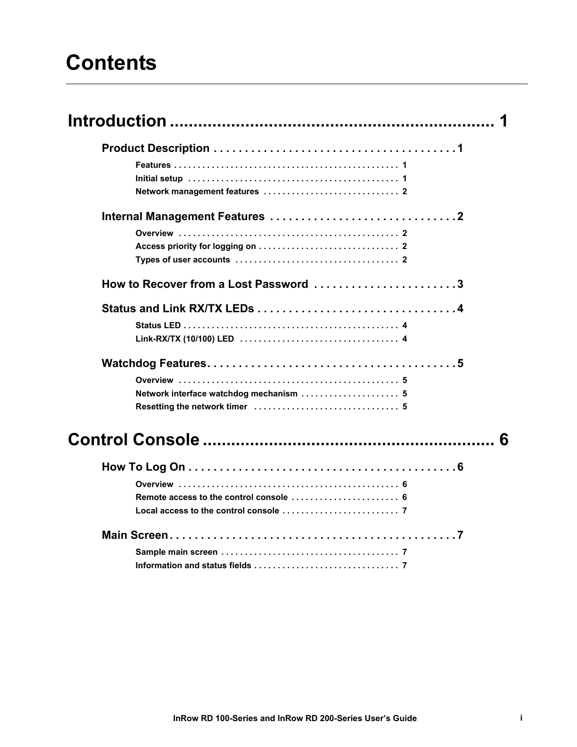# Contents

## Introduction ................................................................. 1

### Product Description . . . . . . . . . . . . . . . . . . . . . . . . . . . . . . . . . . . . . 1

Features . . . . . . . . . . . . . . . . . . . . . . . . . . . . . . . . . . . . . . . . . . . . . . 1

Initial setup . . . . . . . . . . . . . . . . . . . . . . . . . . . . . . . . . . . . . . . . . . . . 1

Network management features . . . . . . . . . . . . . . . . . . . . . . . . . . . . 2

### Internal Management Features . . . . . . . . . . . . . . . . . . . . . . . . . . . . . 2

Overview . . . . . . . . . . . . . . . . . . . . . . . . . . . . . . . . . . . . . . . . . . . . . . 2

Access priority for logging on . . . . . . . . . . . . . . . . . . . . . . . . . . . . . 2

Types of user accounts . . . . . . . . . . . . . . . . . . . . . . . . . . . . . . . . . . 2

### How to Recover from a Lost Password . . . . . . . . . . . . . . . . . . . . . . . 3

### Status and Link RX/TX LEDs . . . . . . . . . . . . . . . . . . . . . . . . . . . . . . . 4

Status LED . . . . . . . . . . . . . . . . . . . . . . . . . . . . . . . . . . . . . . . . . . . . . 4

Link-RX/TX (10/100) LED . . . . . . . . . . . . . . . . . . . . . . . . . . . . . . . . . 4

### Watchdog Features. . . . . . . . . . . . . . . . . . . . . . . . . . . . . . . . . . . . . . . 5

Overview . . . . . . . . . . . . . . . . . . . . . . . . . . . . . . . . . . . . . . . . . . . . . . 5

Network interface watchdog mechanism . . . . . . . . . . . . . . . . . . . . . 5

Resetting the network timer . . . . . . . . . . . . . . . . . . . . . . . . . . . . . . . 5

## Control Console .......................................................... 6

### How To Log On . . . . . . . . . . . . . . . . . . . . . . . . . . . . . . . . . . . . . . . . . . 6

Overview . . . . . . . . . . . . . . . . . . . . . . . . . . . . . . . . . . . . . . . . . . . . . . 6

Remote access to the control console . . . . . . . . . . . . . . . . . . . . . . . 6

Local access to the control console . . . . . . . . . . . . . . . . . . . . . . . . . 7

### Main Screen. . . . . . . . . . . . . . . . . . . . . . . . . . . . . . . . . . . . . . . . . . . . . . 7

Sample main screen . . . . . . . . . . . . . . . . . . . . . . . . . . . . . . . . . . . . . . 7

Information and status fields . . . . . . . . . . . . . . . . . . . . . . . . . . . . . . . 7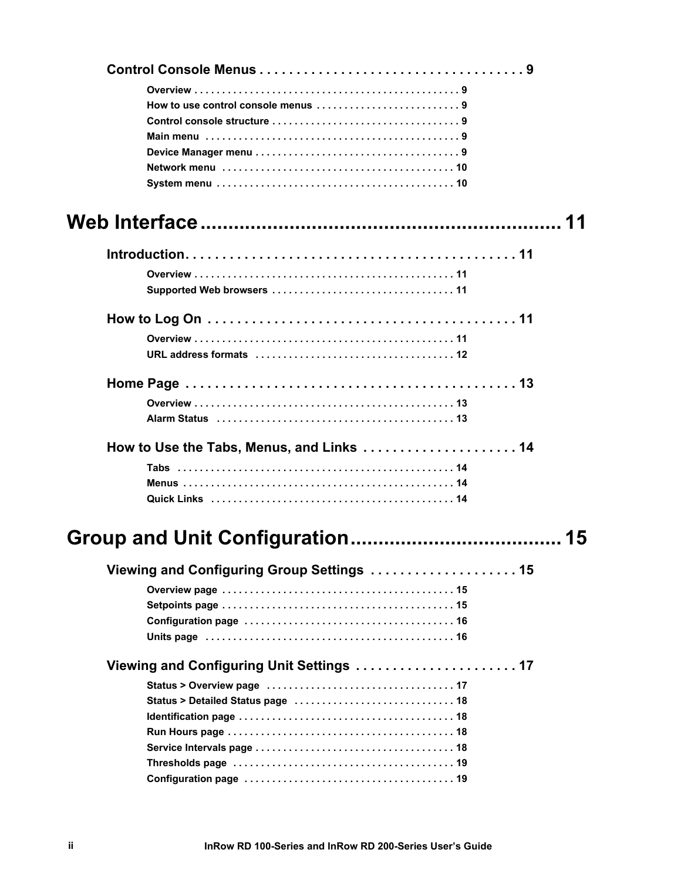**Control Console Menus . . . . . . . . . . . . . . . . . . . . . . . . . . . . . . . . . . . . 9**

Overview . . . . . . . . . . . . . . . . . . . . . . . . . . . . . . . . . . . . . . . . . . . . . . . 9
How to use control console menus . . . . . . . . . . . . . . . . . . . . . . . . . . 9
Control console structure . . . . . . . . . . . . . . . . . . . . . . . . . . . . . . . . . . 9
Main menu . . . . . . . . . . . . . . . . . . . . . . . . . . . . . . . . . . . . . . . . . . . . . . 9
Device Manager menu . . . . . . . . . . . . . . . . . . . . . . . . . . . . . . . . . . . . . 9
Network menu . . . . . . . . . . . . . . . . . . . . . . . . . . . . . . . . . . . . . . . . . . 10
System menu . . . . . . . . . . . . . . . . . . . . . . . . . . . . . . . . . . . . . . . . . . . 10

# Web Interface ............................................................ 11

**Introduction. . . . . . . . . . . . . . . . . . . . . . . . . . . . . . . . . . . . . . . . . . . . . 11**

Overview . . . . . . . . . . . . . . . . . . . . . . . . . . . . . . . . . . . . . . . . . . . . . . 11
Supported Web browsers . . . . . . . . . . . . . . . . . . . . . . . . . . . . . . . . . 11

**How to Log On . . . . . . . . . . . . . . . . . . . . . . . . . . . . . . . . . . . . . . . . . . 11**

Overview . . . . . . . . . . . . . . . . . . . . . . . . . . . . . . . . . . . . . . . . . . . . . . 11
URL address formats . . . . . . . . . . . . . . . . . . . . . . . . . . . . . . . . . . . . 12

**Home Page . . . . . . . . . . . . . . . . . . . . . . . . . . . . . . . . . . . . . . . . . . . . . 13**

Overview . . . . . . . . . . . . . . . . . . . . . . . . . . . . . . . . . . . . . . . . . . . . . . 13
Alarm Status . . . . . . . . . . . . . . . . . . . . . . . . . . . . . . . . . . . . . . . . . . . 13

**How to Use the Tabs, Menus, and Links . . . . . . . . . . . . . . . . . . . . . 14**

Tabs . . . . . . . . . . . . . . . . . . . . . . . . . . . . . . . . . . . . . . . . . . . . . . . . . . 14
Menus . . . . . . . . . . . . . . . . . . . . . . . . . . . . . . . . . . . . . . . . . . . . . . . . 14
Quick Links . . . . . . . . . . . . . . . . . . . . . . . . . . . . . . . . . . . . . . . . . . . . 14

# Group and Unit Configuration..................................... 15

**Viewing and Configuring Group Settings . . . . . . . . . . . . . . . . . . . . 15**

Overview page . . . . . . . . . . . . . . . . . . . . . . . . . . . . . . . . . . . . . . . . . 15
Setpoints page . . . . . . . . . . . . . . . . . . . . . . . . . . . . . . . . . . . . . . . . . 15
Configuration page . . . . . . . . . . . . . . . . . . . . . . . . . . . . . . . . . . . . . . 16
Units page . . . . . . . . . . . . . . . . . . . . . . . . . . . . . . . . . . . . . . . . . . . . . 16

**Viewing and Configuring Unit Settings . . . . . . . . . . . . . . . . . . . . . . 17**

Status > Overview page . . . . . . . . . . . . . . . . . . . . . . . . . . . . . . . . . . 17
Status > Detailed Status page . . . . . . . . . . . . . . . . . . . . . . . . . . . . . 18
Identification page . . . . . . . . . . . . . . . . . . . . . . . . . . . . . . . . . . . . . . 18
Run Hours page . . . . . . . . . . . . . . . . . . . . . . . . . . . . . . . . . . . . . . . . 18
Service Intervals page . . . . . . . . . . . . . . . . . . . . . . . . . . . . . . . . . . . 18
Thresholds page . . . . . . . . . . . . . . . . . . . . . . . . . . . . . . . . . . . . . . . . 19
Configuration page . . . . . . . . . . . . . . . . . . . . . . . . . . . . . . . . . . . . . . 19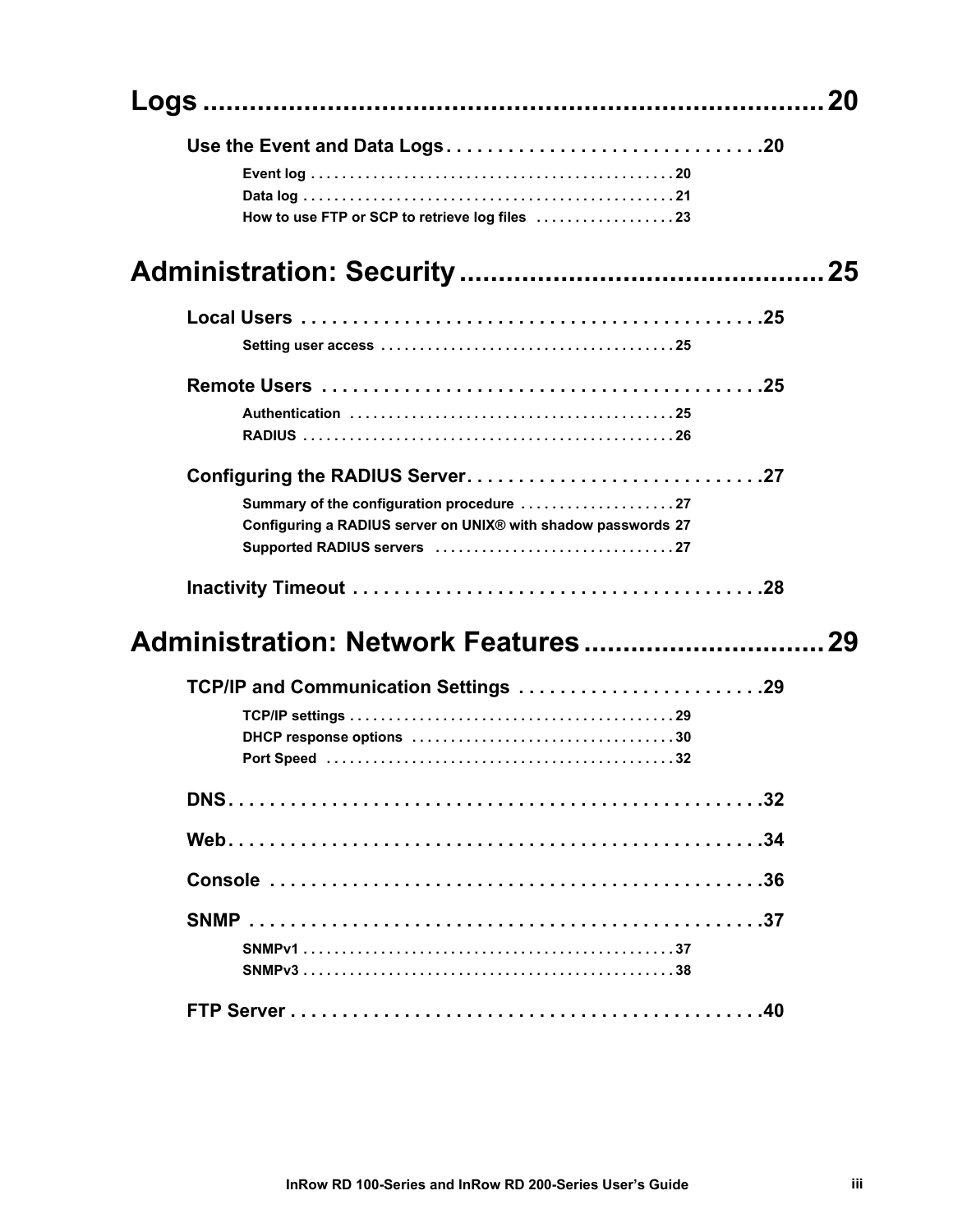# Logs ........................................................................ 20

## Use the Event and Data Logs . . . . . . . . . . . . . . . . . . . . . . . . . . . . . . .20

Event log . . . . . . . . . . . . . . . . . . . . . . . . . . . . . . . . . . . . . . . . . . . . . . 20
Data log . . . . . . . . . . . . . . . . . . . . . . . . . . . . . . . . . . . . . . . . . . . . . . . 21
How to use FTP or SCP to retrieve log files . . . . . . . . . . . . . . . . . . 23

# Administration: Security ........................................... 25

## Local Users . . . . . . . . . . . . . . . . . . . . . . . . . . . . . . . . . . . . . . . . . . . . .25

Setting user access . . . . . . . . . . . . . . . . . . . . . . . . . . . . . . . . . . . . . 25

## Remote Users . . . . . . . . . . . . . . . . . . . . . . . . . . . . . . . . . . . . . . . . . .25

Authentication . . . . . . . . . . . . . . . . . . . . . . . . . . . . . . . . . . . . . . . . . 25
RADIUS . . . . . . . . . . . . . . . . . . . . . . . . . . . . . . . . . . . . . . . . . . . . . . . 26

## Configuring the RADIUS Server. . . . . . . . . . . . . . . . . . . . . . . . . . . . .27

Summary of the configuration procedure . . . . . . . . . . . . . . . . . . . . 27
Configuring a RADIUS server on UNIX® with shadow passwords 27
Supported RADIUS servers . . . . . . . . . . . . . . . . . . . . . . . . . . . . . . 27

## Inactivity Timeout . . . . . . . . . . . . . . . . . . . . . . . . . . . . . . . . . . . . . . .28

# Administration: Network Features ............................ 29

## TCP/IP and Communication Settings . . . . . . . . . . . . . . . . . . . . . . . .29

TCP/IP settings . . . . . . . . . . . . . . . . . . . . . . . . . . . . . . . . . . . . . . . . . 29
DHCP response options . . . . . . . . . . . . . . . . . . . . . . . . . . . . . . . . . 30
Port Speed . . . . . . . . . . . . . . . . . . . . . . . . . . . . . . . . . . . . . . . . . . . . 32

## DNS. . . . . . . . . . . . . . . . . . . . . . . . . . . . . . . . . . . . . . . . . . . . . . . . . . . .32

## Web. . . . . . . . . . . . . . . . . . . . . . . . . . . . . . . . . . . . . . . . . . . . . . . . . . . .34

## Console . . . . . . . . . . . . . . . . . . . . . . . . . . . . . . . . . . . . . . . . . . . . . . . .36

## SNMP . . . . . . . . . . . . . . . . . . . . . . . . . . . . . . . . . . . . . . . . . . . . . . . . . .37

SNMPv1 . . . . . . . . . . . . . . . . . . . . . . . . . . . . . . . . . . . . . . . . . . . . . . . 37
SNMPv3 . . . . . . . . . . . . . . . . . . . . . . . . . . . . . . . . . . . . . . . . . . . . . . . 38

## FTP Server . . . . . . . . . . . . . . . . . . . . . . . . . . . . . . . . . . . . . . . . . . . . . .40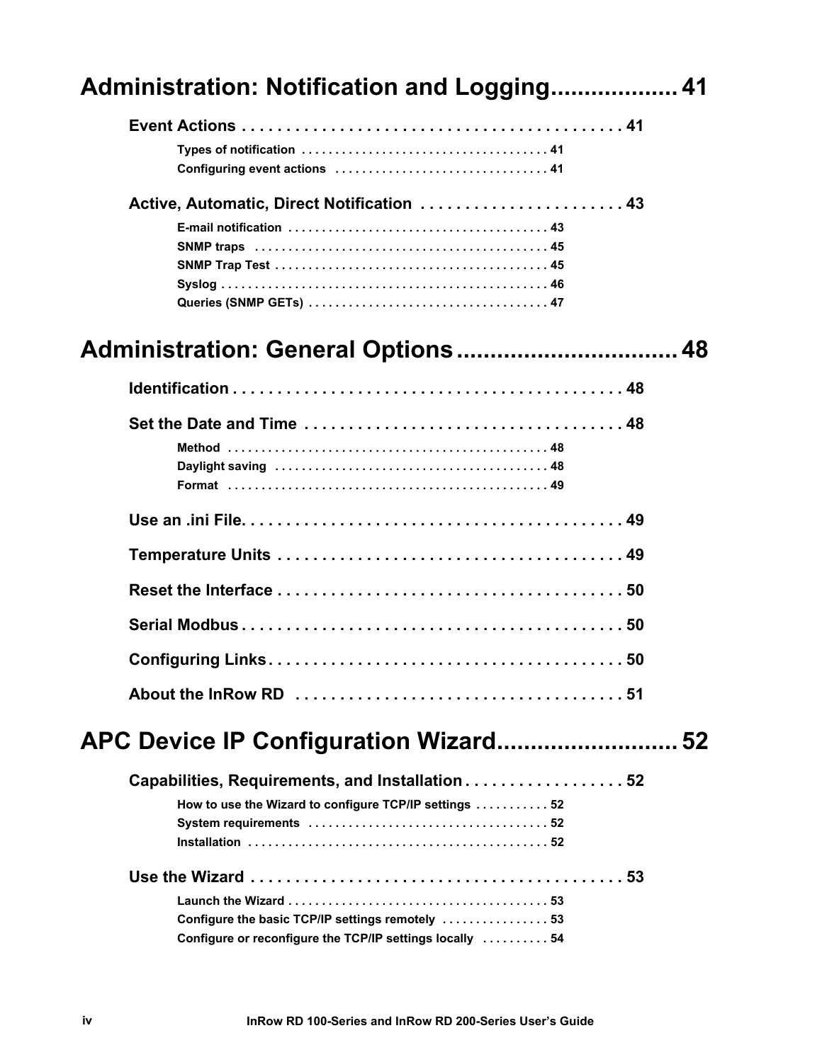# Administration: Notification and Logging .................. 41

## Event Actions . . . . . . . . . . . . . . . . . . . . . . . . . . . . . . . . . . . . . . . . . . . 41

### Types of notification . . . . . . . . . . . . . . . . . . . . . . . . . . . . . . . . . . . . . 41
### Configuring event actions . . . . . . . . . . . . . . . . . . . . . . . . . . . . . . . . 41

## Active, Automatic, Direct Notification . . . . . . . . . . . . . . . . . . . . . . . 43

### E-mail notification . . . . . . . . . . . . . . . . . . . . . . . . . . . . . . . . . . . . . . 43
### SNMP traps . . . . . . . . . . . . . . . . . . . . . . . . . . . . . . . . . . . . . . . . . . . 45
### SNMP Trap Test . . . . . . . . . . . . . . . . . . . . . . . . . . . . . . . . . . . . . . . . 45
### Syslog . . . . . . . . . . . . . . . . . . . . . . . . . . . . . . . . . . . . . . . . . . . . . . . . 46
### Queries (SNMP GETs) . . . . . . . . . . . . . . . . . . . . . . . . . . . . . . . . . . . 47

# Administration: General Options ................................ 48

## Identification . . . . . . . . . . . . . . . . . . . . . . . . . . . . . . . . . . . . . . . . . . . 48

## Set the Date and Time . . . . . . . . . . . . . . . . . . . . . . . . . . . . . . . . . . . 48

### Method . . . . . . . . . . . . . . . . . . . . . . . . . . . . . . . . . . . . . . . . . . . . . . . 48
### Daylight saving . . . . . . . . . . . . . . . . . . . . . . . . . . . . . . . . . . . . . . . . . 48
### Format . . . . . . . . . . . . . . . . . . . . . . . . . . . . . . . . . . . . . . . . . . . . . . . 49

## Use an .ini File. . . . . . . . . . . . . . . . . . . . . . . . . . . . . . . . . . . . . . . . . . . 49

## Temperature Units . . . . . . . . . . . . . . . . . . . . . . . . . . . . . . . . . . . . . . . 49

## Reset the Interface . . . . . . . . . . . . . . . . . . . . . . . . . . . . . . . . . . . . . . . 50

## Serial Modbus . . . . . . . . . . . . . . . . . . . . . . . . . . . . . . . . . . . . . . . . . . . 50

## Configuring Links . . . . . . . . . . . . . . . . . . . . . . . . . . . . . . . . . . . . . . . . 50

## About the InRow RD . . . . . . . . . . . . . . . . . . . . . . . . . . . . . . . . . . . . . 51

# APC Device IP Configuration Wizard.......................... 52

## Capabilities, Requirements, and Installation . . . . . . . . . . . . . . . . . . 52

### How to use the Wizard to configure TCP/IP settings . . . . . . . . . . . 52
### System requirements . . . . . . . . . . . . . . . . . . . . . . . . . . . . . . . . . . . 52
### Installation . . . . . . . . . . . . . . . . . . . . . . . . . . . . . . . . . . . . . . . . . . . . 52

## Use the Wizard . . . . . . . . . . . . . . . . . . . . . . . . . . . . . . . . . . . . . . . . . . 53

### Launch the Wizard . . . . . . . . . . . . . . . . . . . . . . . . . . . . . . . . . . . . . . 53
### Configure the basic TCP/IP settings remotely . . . . . . . . . . . . . . . . 53
### Configure or reconfigure the TCP/IP settings locally . . . . . . . . . . 54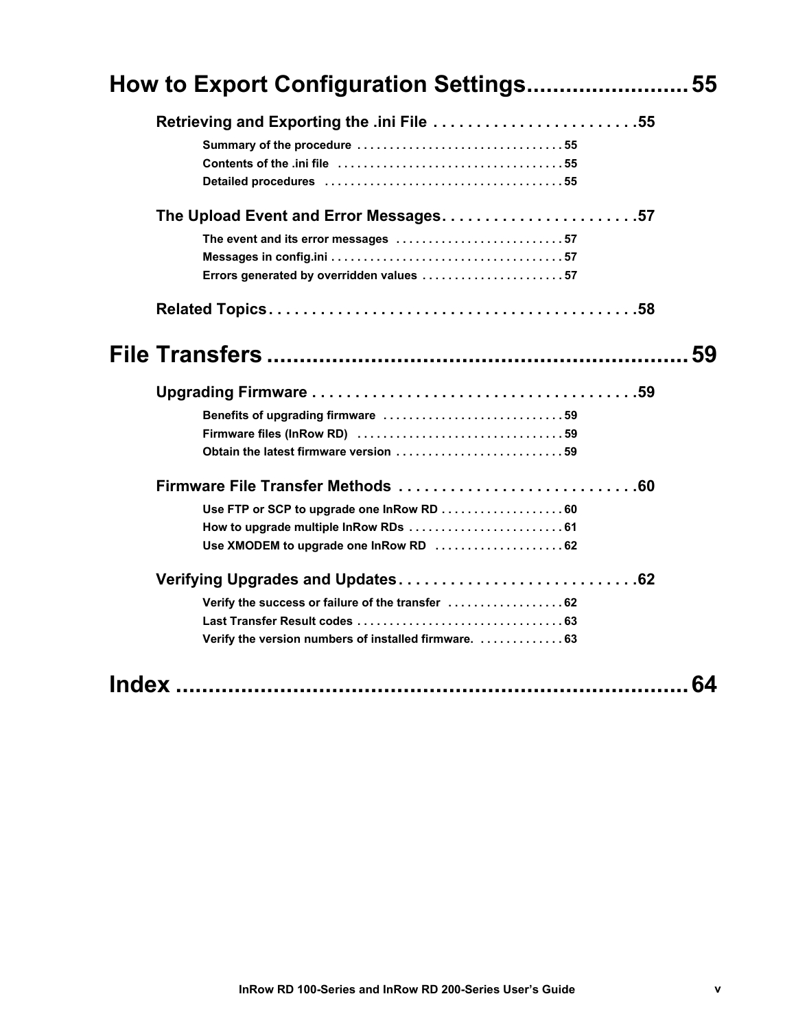# How to Export Configuration Settings........................ 55

## Retrieving and Exporting the .ini File . . . . . . . . . . . . . . . . . . . . . . . .55

### Summary of the procedure . . . . . . . . . . . . . . . . . . . . . . . . . . . . . . . 55
### Contents of the .ini file . . . . . . . . . . . . . . . . . . . . . . . . . . . . . . . . . . 55
### Detailed procedures . . . . . . . . . . . . . . . . . . . . . . . . . . . . . . . . . . . . 55

## The Upload Event and Error Messages. . . . . . . . . . . . . . . . . . . . . . .57

### The event and its error messages . . . . . . . . . . . . . . . . . . . . . . . . . 57
### Messages in config.ini . . . . . . . . . . . . . . . . . . . . . . . . . . . . . . . . . . . 57
### Errors generated by overridden values . . . . . . . . . . . . . . . . . . . . . 57

## Related Topics. . . . . . . . . . . . . . . . . . . . . . . . . . . . . . . . . . . . . . . . . .58

# File Transfers ............................................................. 59

## Upgrading Firmware . . . . . . . . . . . . . . . . . . . . . . . . . . . . . . . . . . . . .59

### Benefits of upgrading firmware . . . . . . . . . . . . . . . . . . . . . . . . . . . 59
### Firmware files (InRow RD) . . . . . . . . . . . . . . . . . . . . . . . . . . . . . . . 59
### Obtain the latest firmware version . . . . . . . . . . . . . . . . . . . . . . . . . 59

## Firmware File Transfer Methods . . . . . . . . . . . . . . . . . . . . . . . . . . . .60

### Use FTP or SCP to upgrade one InRow RD . . . . . . . . . . . . . . . . . . 60
### How to upgrade multiple InRow RDs . . . . . . . . . . . . . . . . . . . . . . . 61
### Use XMODEM to upgrade one InRow RD . . . . . . . . . . . . . . . . . . . 62

## Verifying Upgrades and Updates. . . . . . . . . . . . . . . . . . . . . . . . . . . .62

### Verify the success or failure of the transfer . . . . . . . . . . . . . . . . . 62
### Last Transfer Result codes . . . . . . . . . . . . . . . . . . . . . . . . . . . . . . . 63
### Verify the version numbers of installed firmware. . . . . . . . . . . . . 63

# Index ........................................................................ 64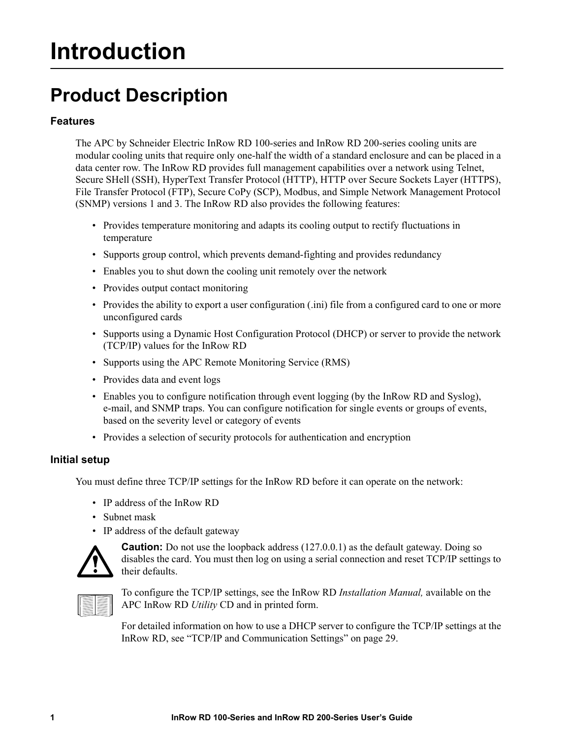# Introduction

## Product Description

### Features

The APC by Schneider Electric InRow RD 100-series and InRow RD 200-series cooling units are modular cooling units that require only one-half the width of a standard enclosure and can be placed in a data center row. The InRow RD provides full management capabilities over a network using Telnet, Secure SHell (SSH), HyperText Transfer Protocol (HTTP), HTTP over Secure Sockets Layer (HTTPS), File Transfer Protocol (FTP), Secure CoPy (SCP), Modbus, and Simple Network Management Protocol (SNMP) versions 1 and 3. The InRow RD also provides the following features:

- Provides temperature monitoring and adapts its cooling output to rectify fluctuations in temperature
- Supports group control, which prevents demand-fighting and provides redundancy
- Enables you to shut down the cooling unit remotely over the network
- Provides output contact monitoring
- Provides the ability to export a user configuration (.ini) file from a configured card to one or more unconfigured cards
- Supports using a Dynamic Host Configuration Protocol (DHCP) or server to provide the network (TCP/IP) values for the InRow RD
- Supports using the APC Remote Monitoring Service (RMS)
- Provides data and event logs
- Enables you to configure notification through event logging (by the InRow RD and Syslog), e-mail, and SNMP traps. You can configure notification for single events or groups of events, based on the severity level or category of events
- Provides a selection of security protocols for authentication and encryption

### Initial setup

You must define three TCP/IP settings for the InRow RD before it can operate on the network:

- IP address of the InRow RD
- Subnet mask
- IP address of the default gateway

**Caution:** Do not use the loopback address (127.0.0.1) as the default gateway. Doing so disables the card. You must then log on using a serial connection and reset TCP/IP settings to their defaults.

To configure the TCP/IP settings, see the InRow RD *Installation Manual,* available on the APC InRow RD *Utility* CD and in printed form.

For detailed information on how to use a DHCP server to configure the TCP/IP settings at the InRow RD, see “TCP/IP and Communication Settings” on page 29.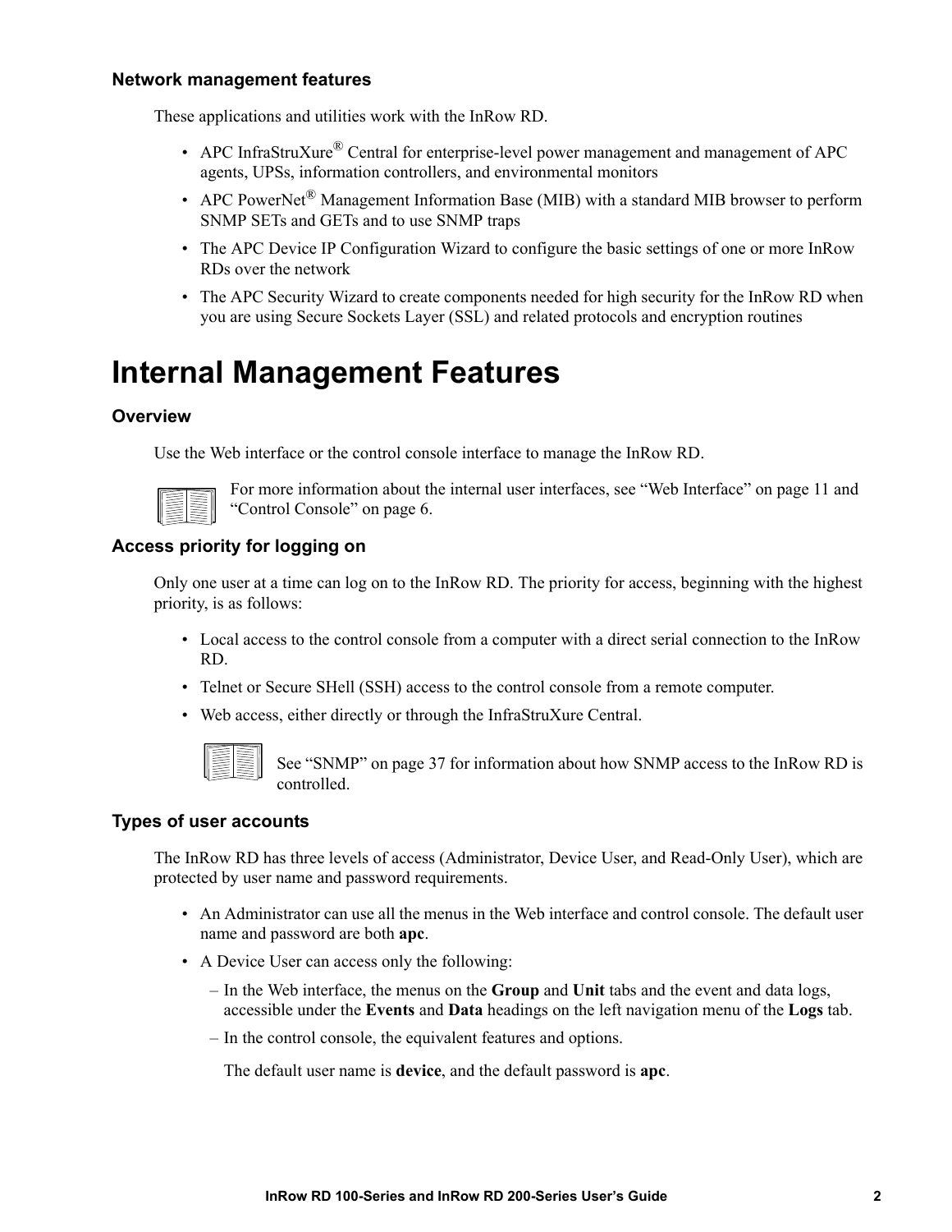### Network management features

These applications and utilities work with the InRow RD.

- APC InfraStruXure® Central for enterprise-level power management and management of APC agents, UPSs, information controllers, and environmental monitors
- APC PowerNet® Management Information Base (MIB) with a standard MIB browser to perform SNMP SETs and GETs and to use SNMP traps
- The APC Device IP Configuration Wizard to configure the basic settings of one or more InRow RDs over the network
- The APC Security Wizard to create components needed for high security for the InRow RD when you are using Secure Sockets Layer (SSL) and related protocols and encryption routines

# Internal Management Features

### Overview

Use the Web interface or the control console interface to manage the InRow RD.

For more information about the internal user interfaces, see "Web Interface" on page 11 and "Control Console" on page 6.

### Access priority for logging on

Only one user at a time can log on to the InRow RD. The priority for access, beginning with the highest priority, is as follows:

- Local access to the control console from a computer with a direct serial connection to the InRow RD.
- Telnet or Secure SHell (SSH) access to the control console from a remote computer.
- Web access, either directly or through the InfraStruXure Central.

See "SNMP" on page 37 for information about how SNMP access to the InRow RD is controlled.

### Types of user accounts

The InRow RD has three levels of access (Administrator, Device User, and Read-Only User), which are protected by user name and password requirements.

- An Administrator can use all the menus in the Web interface and control console. The default user name and password are both **apc**.
- A Device User can access only the following:
  - In the Web interface, the menus on the **Group** and **Unit** tabs and the event and data logs, accessible under the **Events** and **Data** headings on the left navigation menu of the **Logs** tab.
  - In the control console, the equivalent features and options.

  The default user name is **device**, and the default password is **apc**.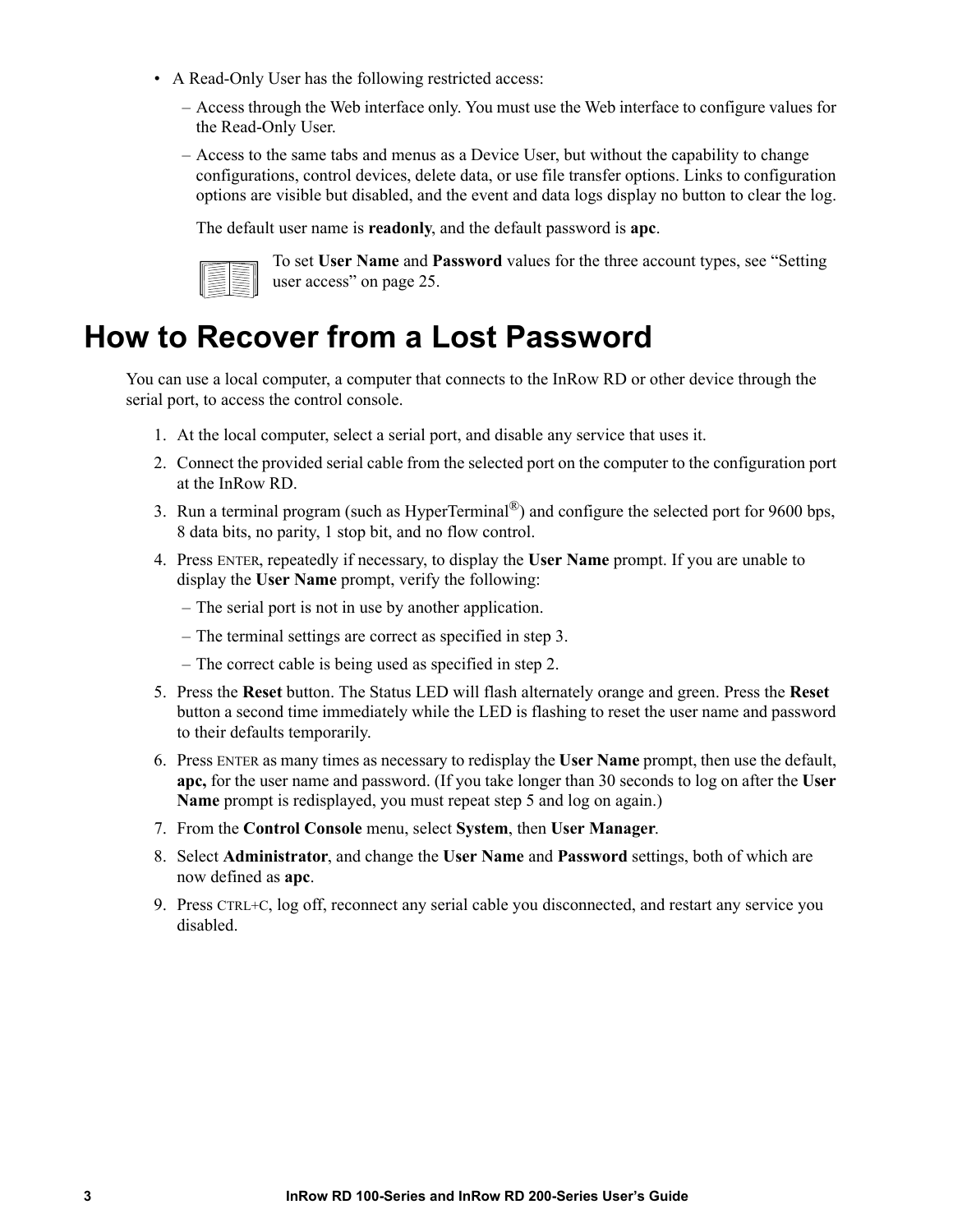- A Read-Only User has the following restricted access:
  - Access through the Web interface only. You must use the Web interface to configure values for the Read-Only User.
  - Access to the same tabs and menus as a Device User, but without the capability to change configurations, control devices, delete data, or use file transfer options. Links to configuration options are visible but disabled, and the event and data logs display no button to clear the log.

  The default user name is **readonly**, and the default password is **apc**.

To set **User Name** and **Password** values for the three account types, see “Setting user access” on page 25.

# How to Recover from a Lost Password

You can use a local computer, a computer that connects to the InRow RD or other device through the serial port, to access the control console.

1. At the local computer, select a serial port, and disable any service that uses it.
2. Connect the provided serial cable from the selected port on the computer to the configuration port at the InRow RD.
3. Run a terminal program (such as HyperTerminal®) and configure the selected port for 9600 bps, 8 data bits, no parity, 1 stop bit, and no flow control.
4. Press ENTER, repeatedly if necessary, to display the **User Name** prompt. If you are unable to display the **User Name** prompt, verify the following:
   - The serial port is not in use by another application.
   - The terminal settings are correct as specified in step 3.
   - The correct cable is being used as specified in step 2.
5. Press the **Reset** button. The Status LED will flash alternately orange and green. Press the **Reset** button a second time immediately while the LED is flashing to reset the user name and password to their defaults temporarily.
6. Press ENTER as many times as necessary to redisplay the **User Name** prompt, then use the default, **apc,** for the user name and password. (If you take longer than 30 seconds to log on after the **User Name** prompt is redisplayed, you must repeat step 5 and log on again.)
7. From the **Control Console** menu, select **System**, then **User Manager**.
8. Select **Administrator**, and change the **User Name** and **Password** settings, both of which are now defined as **apc**.
9. Press CTRL+C, log off, reconnect any serial cable you disconnected, and restart any service you disabled.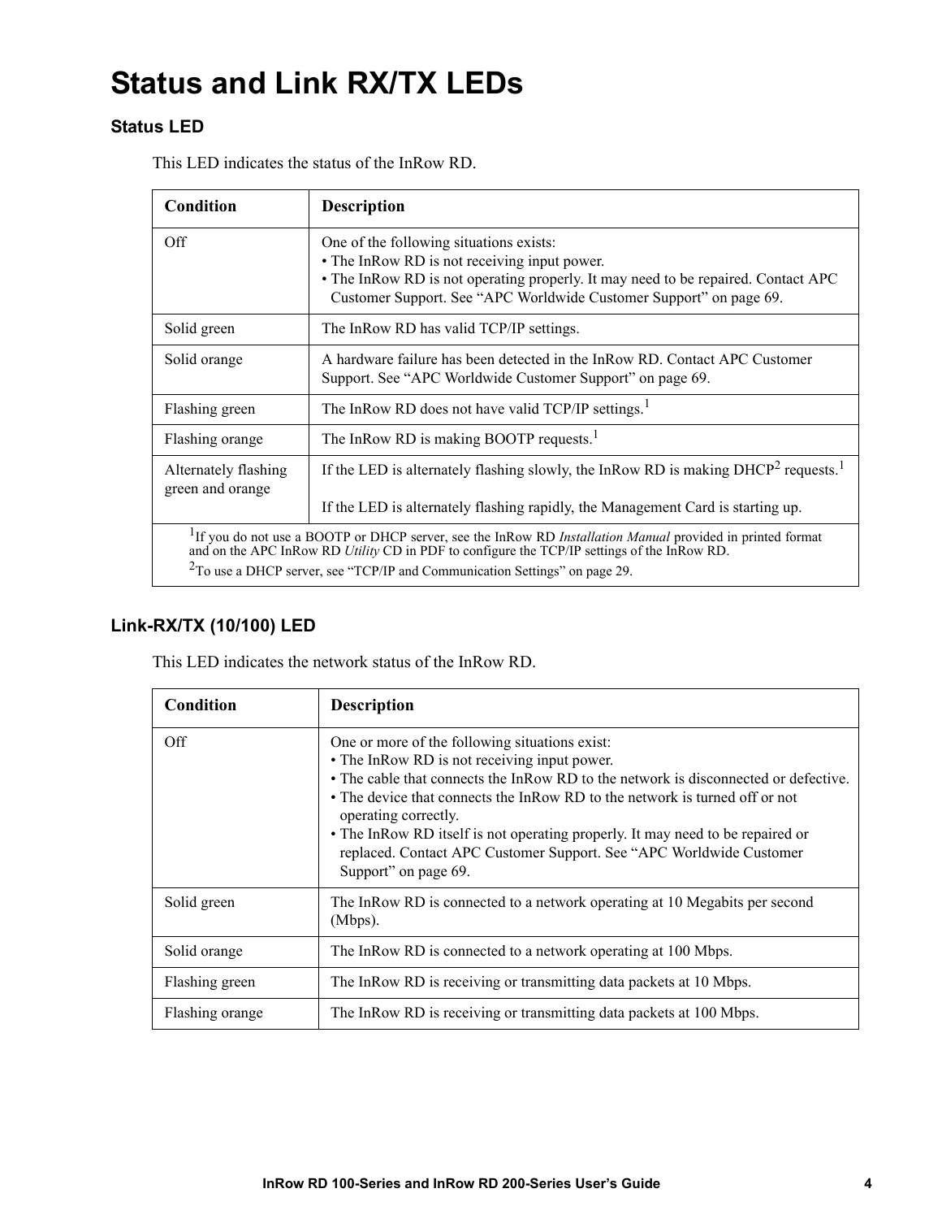# Status and Link RX/TX LEDs

## Status LED

This LED indicates the status of the InRow RD.

| Condition | Description |
|---|---|
| Off | One of the following situations exists:<br>• The InRow RD is not receiving input power.<br>• The InRow RD is not operating properly. It may need to be repaired. Contact APC Customer Support. See “APC Worldwide Customer Support” on page 69. |
| Solid green | The InRow RD has valid TCP/IP settings. |
| Solid orange | A hardware failure has been detected in the InRow RD. Contact APC Customer Support. See “APC Worldwide Customer Support” on page 69. |
| Flashing green | The InRow RD does not have valid TCP/IP settings.[1] |
| Flashing orange | The InRow RD is making BOOTP requests.[1] |
| Alternately flashing green and orange | If the LED is alternately flashing slowly, the InRow RD is making DHCP[2] requests.[1]<br><br>If the LED is alternately flashing rapidly, the Management Card is starting up. |
| [1]If you do not use a BOOTP or DHCP server, see the InRow RD *Installation Manual* provided in printed format and on the APC InRow RD *Utility* CD in PDF to configure the TCP/IP settings of the InRow RD.<br>[2]To use a DHCP server, see “TCP/IP and Communication Settings” on page 29. | |

## Link-RX/TX (10/100) LED

This LED indicates the network status of the InRow RD.

| Condition | Description |
|---|---|
| Off | One or more of the following situations exist:<br>• The InRow RD is not receiving input power.<br>• The cable that connects the InRow RD to the network is disconnected or defective.<br>• The device that connects the InRow RD to the network is turned off or not operating correctly.<br>• The InRow RD itself is not operating properly. It may need to be repaired or replaced. Contact APC Customer Support. See “APC Worldwide Customer Support” on page 69. |
| Solid green | The InRow RD is connected to a network operating at 10 Megabits per second (Mbps). |
| Solid orange | The InRow RD is connected to a network operating at 100 Mbps. |
| Flashing green | The InRow RD is receiving or transmitting data packets at 10 Mbps. |
| Flashing orange | The InRow RD is receiving or transmitting data packets at 100 Mbps. |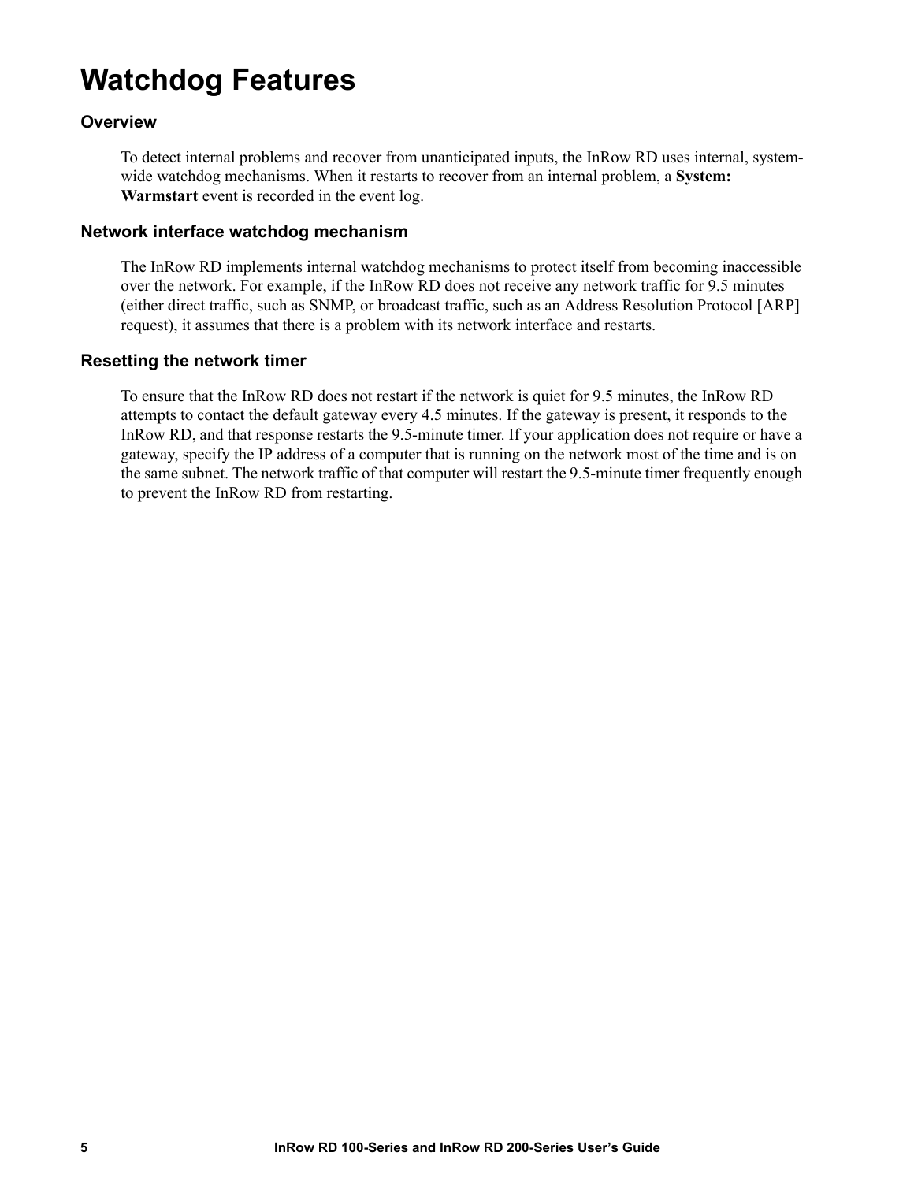# Watchdog Features

### Overview

To detect internal problems and recover from unanticipated inputs, the InRow RD uses internal, system-wide watchdog mechanisms. When it restarts to recover from an internal problem, a **System: Warmstart** event is recorded in the event log.

### Network interface watchdog mechanism

The InRow RD implements internal watchdog mechanisms to protect itself from becoming inaccessible over the network. For example, if the InRow RD does not receive any network traffic for 9.5 minutes (either direct traffic, such as SNMP, or broadcast traffic, such as an Address Resolution Protocol [ARP] request), it assumes that there is a problem with its network interface and restarts.

### Resetting the network timer

To ensure that the InRow RD does not restart if the network is quiet for 9.5 minutes, the InRow RD attempts to contact the default gateway every 4.5 minutes. If the gateway is present, it responds to the InRow RD, and that response restarts the 9.5-minute timer. If your application does not require or have a gateway, specify the IP address of a computer that is running on the network most of the time and is on the same subnet. The network traffic of that computer will restart the 9.5-minute timer frequently enough to prevent the InRow RD from restarting.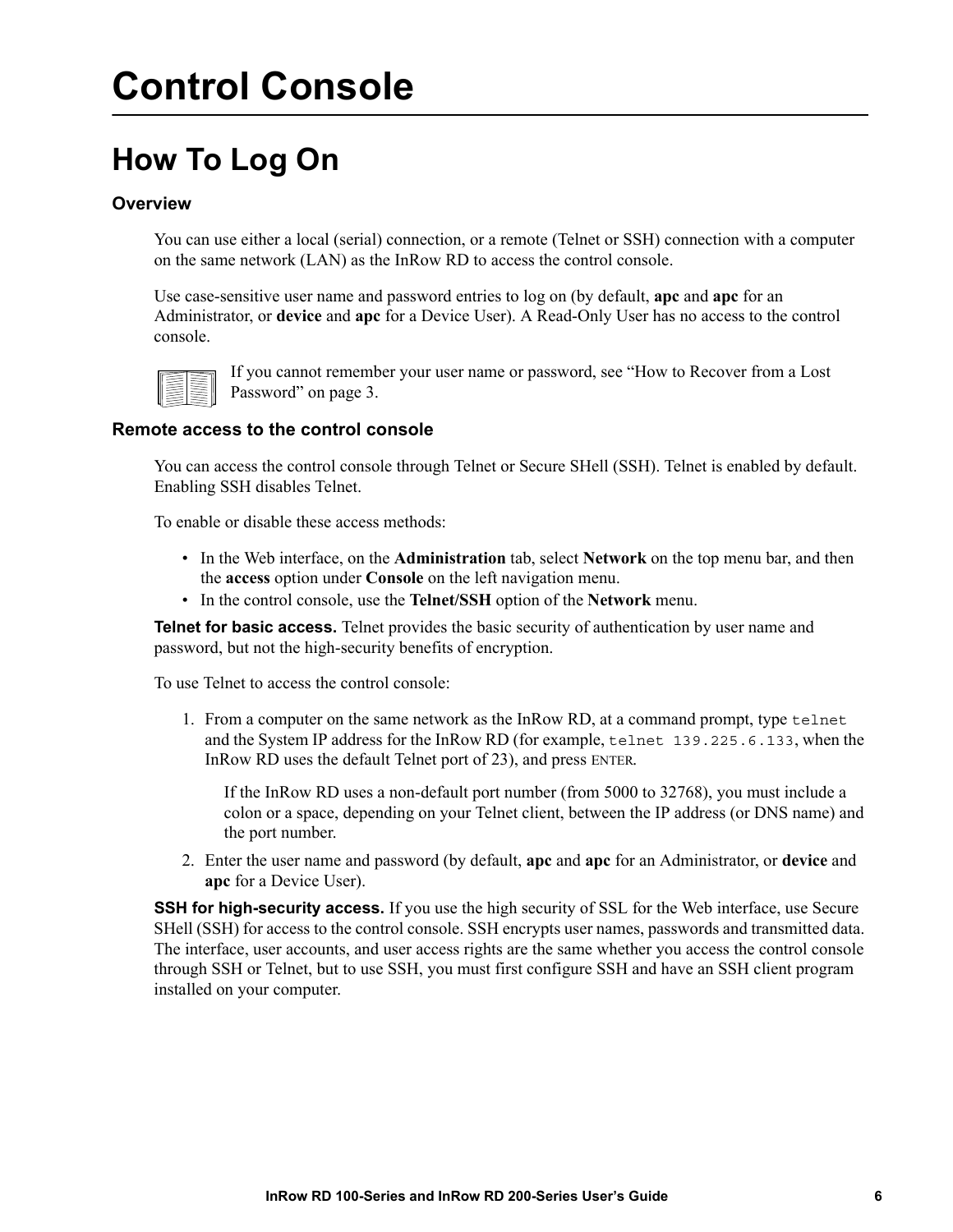# Control Console

## How To Log On

### Overview

You can use either a local (serial) connection, or a remote (Telnet or SSH) connection with a computer on the same network (LAN) as the InRow RD to access the control console.

Use case-sensitive user name and password entries to log on (by default, **apc** and **apc** for an Administrator, or **device** and **apc** for a Device User). A Read-Only User has no access to the control console.

If you cannot remember your user name or password, see "How to Recover from a Lost Password" on page 3.

### Remote access to the control console

You can access the control console through Telnet or Secure SHell (SSH). Telnet is enabled by default. Enabling SSH disables Telnet.

To enable or disable these access methods:

- In the Web interface, on the **Administration** tab, select **Network** on the top menu bar, and then the **access** option under **Console** on the left navigation menu.
- In the control console, use the **Telnet/SSH** option of the **Network** menu.

**Telnet for basic access.** Telnet provides the basic security of authentication by user name and password, but not the high-security benefits of encryption.

To use Telnet to access the control console:

1. From a computer on the same network as the InRow RD, at a command prompt, type `telnet` and the System IP address for the InRow RD (for example, `telnet 139.225.6.133`, when the InRow RD uses the default Telnet port of 23), and press ENTER.

   If the InRow RD uses a non-default port number (from 5000 to 32768), you must include a colon or a space, depending on your Telnet client, between the IP address (or DNS name) and the port number.

2. Enter the user name and password (by default, **apc** and **apc** for an Administrator, or **device** and **apc** for a Device User).

**SSH for high-security access.** If you use the high security of SSL for the Web interface, use Secure SHell (SSH) for access to the control console. SSH encrypts user names, passwords and transmitted data. The interface, user accounts, and user access rights are the same whether you access the control console through SSH or Telnet, but to use SSH, you must first configure SSH and have an SSH client program installed on your computer.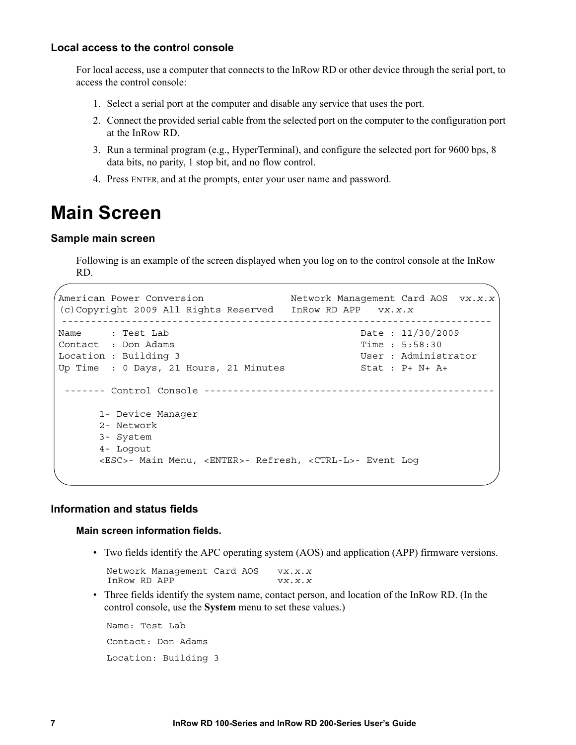### Local access to the control console

For local access, use a computer that connects to the InRow RD or other device through the serial port, to access the control console:

1. Select a serial port at the computer and disable any service that uses the port.
2. Connect the provided serial cable from the selected port on the computer to the configuration port at the InRow RD.
3. Run a terminal program (e.g., HyperTerminal), and configure the selected port for 9600 bps, 8 data bits, no parity, 1 stop bit, and no flow control.
4. Press ENTER, and at the prompts, enter your user name and password.

# Main Screen

### Sample main screen

Following is an example of the screen displayed when you log on to the control console at the InRow RD.

```
American Power Conversion              Network Management Card AOS  vx.x.x
(c)Copyright 2009 All Rights Reserved   InRow RD APP   vx.x.x
 ------------------------------------------------------------------------
Name     : Test Lab                                 Date : 11/30/2009
Contact  : Don Adams                                Time : 5:58:30
Location : Building 3                               User : Administrator
Up Time  : 0 Days, 21 Hours, 21 Minutes             Stat : P+ N+ A+

 ------- Control Console -------------------------------------------------

       1- Device Manager
       2- Network
       3- System
       4- Logout
       <ESC>- Main Menu, <ENTER>- Refresh, <CTRL-L>- Event Log
```

### Information and status fields

#### Main screen information fields.

- Two fields identify the APC operating system (AOS) and application (APP) firmware versions.

```
Network Management Card AOS    vx.x.x
InRow RD APP                   vx.x.x
```

- Three fields identify the system name, contact person, and location of the InRow RD. (In the control console, use the **System** menu to set these values.)

```
Name: Test Lab

Contact: Don Adams

Location: Building 3
```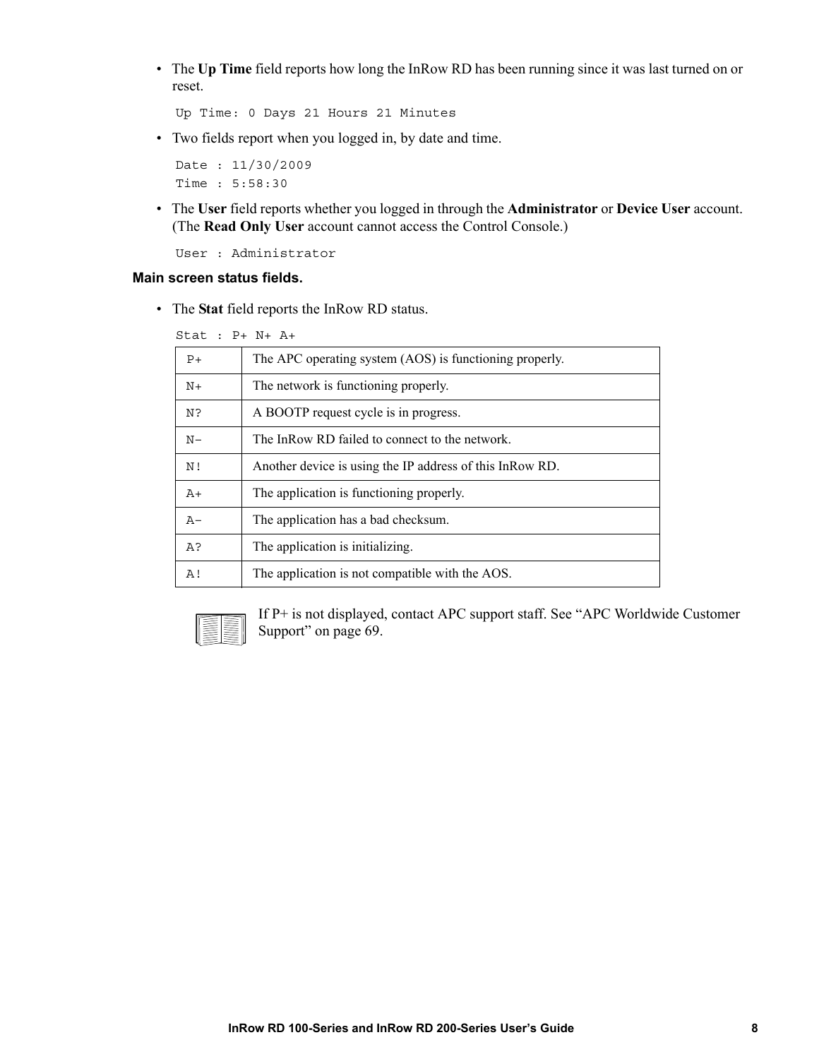- The **Up Time** field reports how long the InRow RD has been running since it was last turned on or reset.

```
Up Time: 0 Days 21 Hours 21 Minutes
```

- Two fields report when you logged in, by date and time.

```
Date : 11/30/2009
Time : 5:58:30
```

- The **User** field reports whether you logged in through the **Administrator** or **Device User** account. (The **Read Only User** account cannot access the Control Console.)

```
User : Administrator
```

**Main screen status fields.**

- The **Stat** field reports the InRow RD status.

```
Stat : P+ N+ A+
```

| | |
|---|---|
| P+ | The APC operating system (AOS) is functioning properly. |
| N+ | The network is functioning properly. |
| N? | A BOOTP request cycle is in progress. |
| N- | The InRow RD failed to connect to the network. |
| N! | Another device is using the IP address of this InRow RD. |
| A+ | The application is functioning properly. |
| A- | The application has a bad checksum. |
| A? | The application is initializing. |
| A! | The application is not compatible with the AOS. |

If P+ is not displayed, contact APC support staff. See "APC Worldwide Customer Support" on page 69.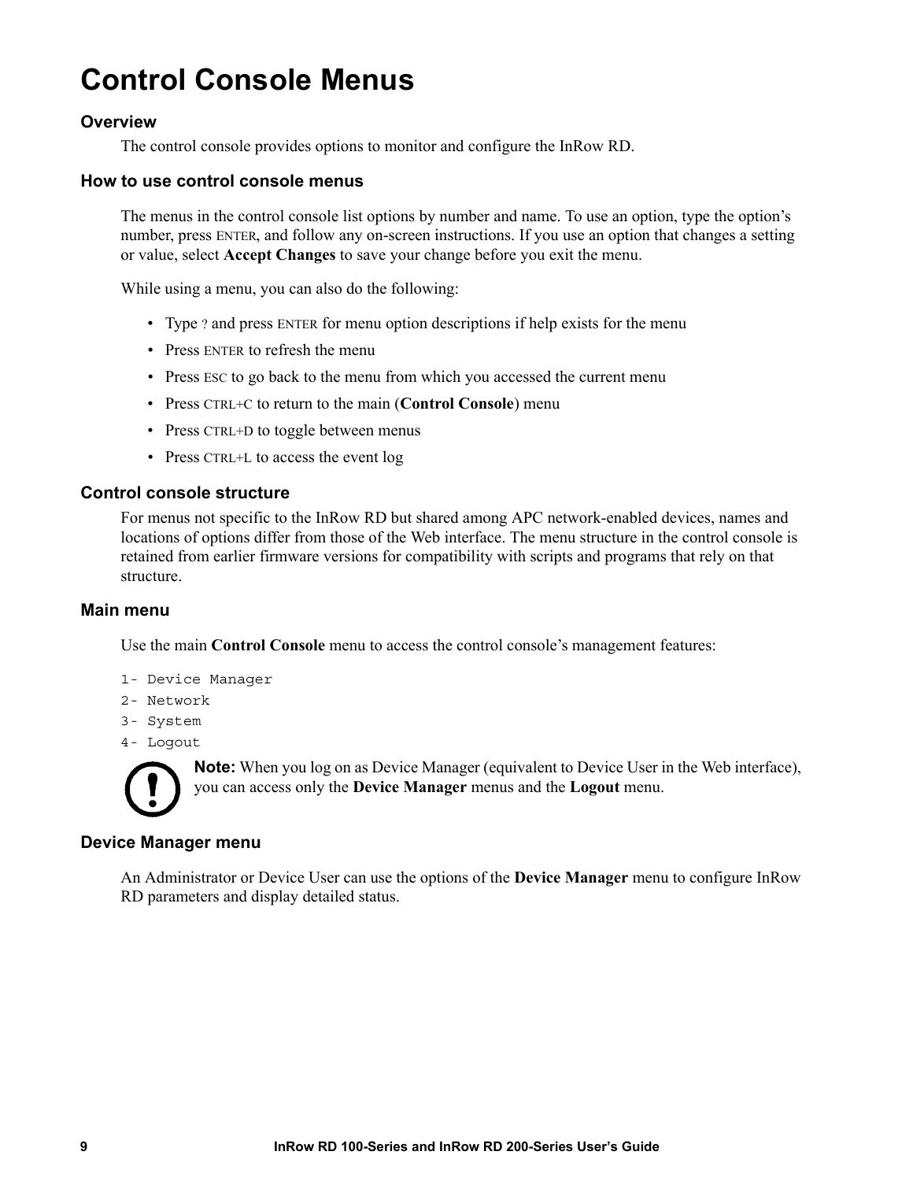# Control Console Menus

## Overview

The control console provides options to monitor and configure the InRow RD.

## How to use control console menus

The menus in the control console list options by number and name. To use an option, type the option's number, press ENTER, and follow any on-screen instructions. If you use an option that changes a setting or value, select **Accept Changes** to save your change before you exit the menu.

While using a menu, you can also do the following:

- Type ? and press ENTER for menu option descriptions if help exists for the menu
- Press ENTER to refresh the menu
- Press ESC to go back to the menu from which you accessed the current menu
- Press CTRL+C to return to the main (**Control Console**) menu
- Press CTRL+D to toggle between menus
- Press CTRL+L to access the event log

## Control console structure

For menus not specific to the InRow RD but shared among APC network-enabled devices, names and locations of options differ from those of the Web interface. The menu structure in the control console is retained from earlier firmware versions for compatibility with scripts and programs that rely on that structure.

## Main menu

Use the main **Control Console** menu to access the control console's management features:

```
1- Device Manager
2- Network
3- System
4- Logout
```

**Note:** When you log on as Device Manager (equivalent to Device User in the Web interface), you can access only the **Device Manager** menus and the **Logout** menu.

## Device Manager menu

An Administrator or Device User can use the options of the **Device Manager** menu to configure InRow RD parameters and display detailed status.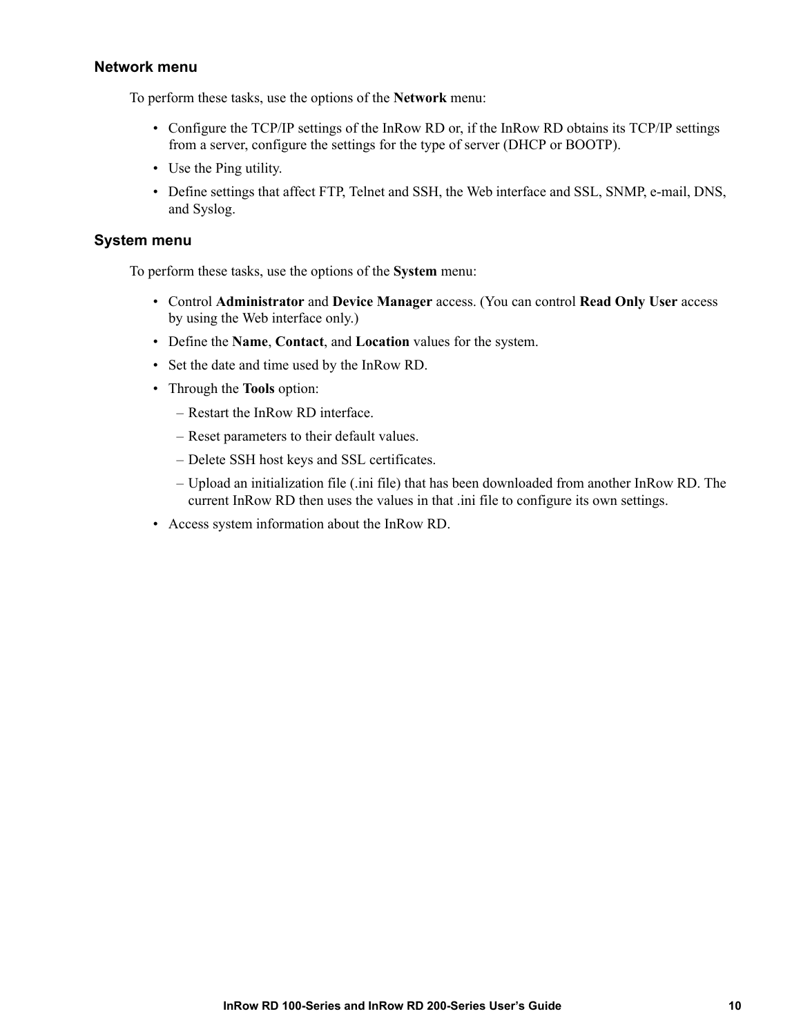### Network menu

To perform these tasks, use the options of the **Network** menu:

- Configure the TCP/IP settings of the InRow RD or, if the InRow RD obtains its TCP/IP settings from a server, configure the settings for the type of server (DHCP or BOOTP).
- Use the Ping utility.
- Define settings that affect FTP, Telnet and SSH, the Web interface and SSL, SNMP, e-mail, DNS, and Syslog.

### System menu

To perform these tasks, use the options of the **System** menu:

- Control **Administrator** and **Device Manager** access. (You can control **Read Only User** access by using the Web interface only.)
- Define the **Name**, **Contact**, and **Location** values for the system.
- Set the date and time used by the InRow RD.
- Through the **Tools** option:
  – Restart the InRow RD interface.
  – Reset parameters to their default values.
  – Delete SSH host keys and SSL certificates.
  – Upload an initialization file (.ini file) that has been downloaded from another InRow RD. The current InRow RD then uses the values in that .ini file to configure its own settings.
- Access system information about the InRow RD.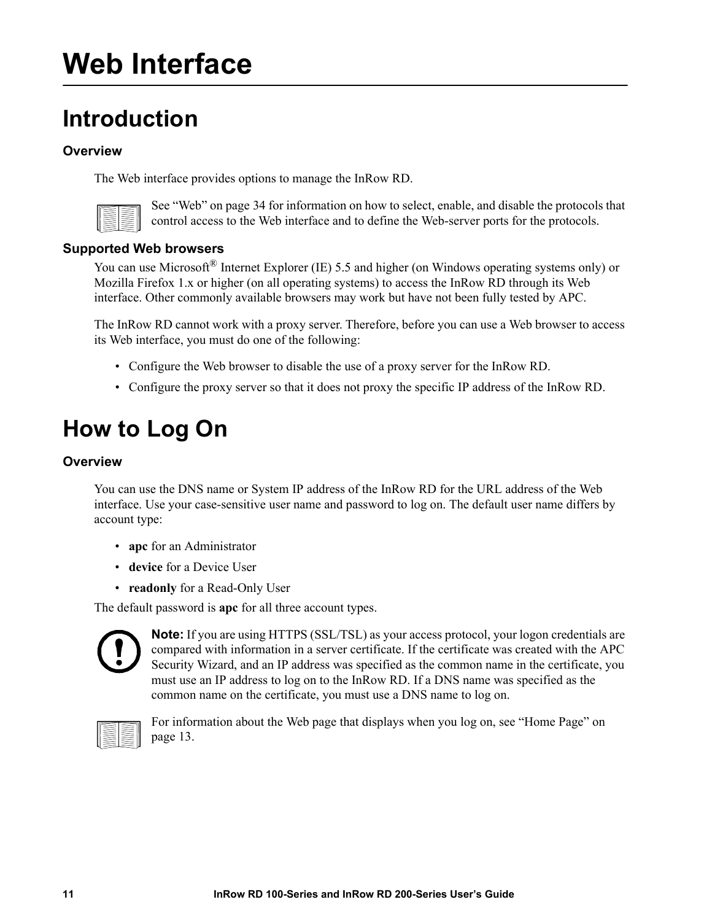# Web Interface

## Introduction

### Overview

The Web interface provides options to manage the InRow RD.

See “Web” on page 34 for information on how to select, enable, and disable the protocols that control access to the Web interface and to define the Web-server ports for the protocols.

### Supported Web browsers

You can use Microsoft® Internet Explorer (IE) 5.5 and higher (on Windows operating systems only) or Mozilla Firefox 1.x or higher (on all operating systems) to access the InRow RD through its Web interface. Other commonly available browsers may work but have not been fully tested by APC.

The InRow RD cannot work with a proxy server. Therefore, before you can use a Web browser to access its Web interface, you must do one of the following:

- Configure the Web browser to disable the use of a proxy server for the InRow RD.
- Configure the proxy server so that it does not proxy the specific IP address of the InRow RD.

## How to Log On

### Overview

You can use the DNS name or System IP address of the InRow RD for the URL address of the Web interface. Use your case-sensitive user name and password to log on. The default user name differs by account type:

- **apc** for an Administrator
- **device** for a Device User
- **readonly** for a Read-Only User

The default password is **apc** for all three account types.

**Note:** If you are using HTTPS (SSL/TSL) as your access protocol, your logon credentials are compared with information in a server certificate. If the certificate was created with the APC Security Wizard, and an IP address was specified as the common name in the certificate, you must use an IP address to log on to the InRow RD. If a DNS name was specified as the common name on the certificate, you must use a DNS name to log on.

For information about the Web page that displays when you log on, see “Home Page” on page 13.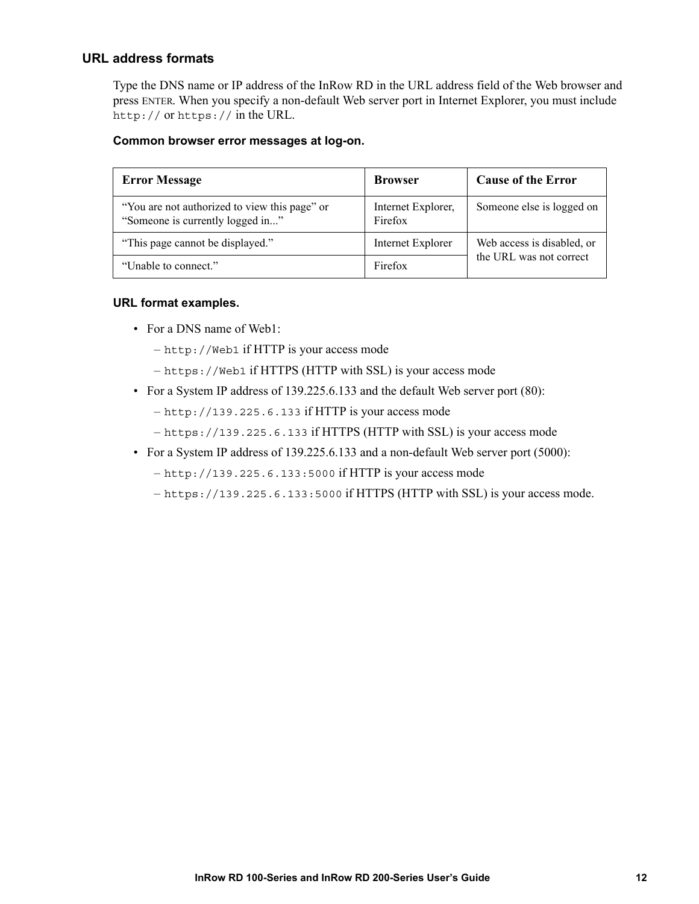### URL address formats

Type the DNS name or IP address of the InRow RD in the URL address field of the Web browser and press ENTER. When you specify a non-default Web server port in Internet Explorer, you must include `http://` or `https://` in the URL.

**Common browser error messages at log-on.**

| Error Message | Browser | Cause of the Error |
|---|---|---|
| "You are not authorized to view this page" or "Someone is currently logged in..." | Internet Explorer, Firefox | Someone else is logged on |
| "This page cannot be displayed." | Internet Explorer | Web access is disabled, or the URL was not correct |
| "Unable to connect." | Firefox | |

**URL format examples.**

- For a DNS name of Web1:
  - `http://Web1` if HTTP is your access mode
  - `https://Web1` if HTTPS (HTTP with SSL) is your access mode
- For a System IP address of 139.225.6.133 and the default Web server port (80):
  - `http://139.225.6.133` if HTTP is your access mode
  - `https://139.225.6.133` if HTTPS (HTTP with SSL) is your access mode
- For a System IP address of 139.225.6.133 and a non-default Web server port (5000):
  - `http://139.225.6.133:5000` if HTTP is your access mode
  - `https://139.225.6.133:5000` if HTTPS (HTTP with SSL) is your access mode.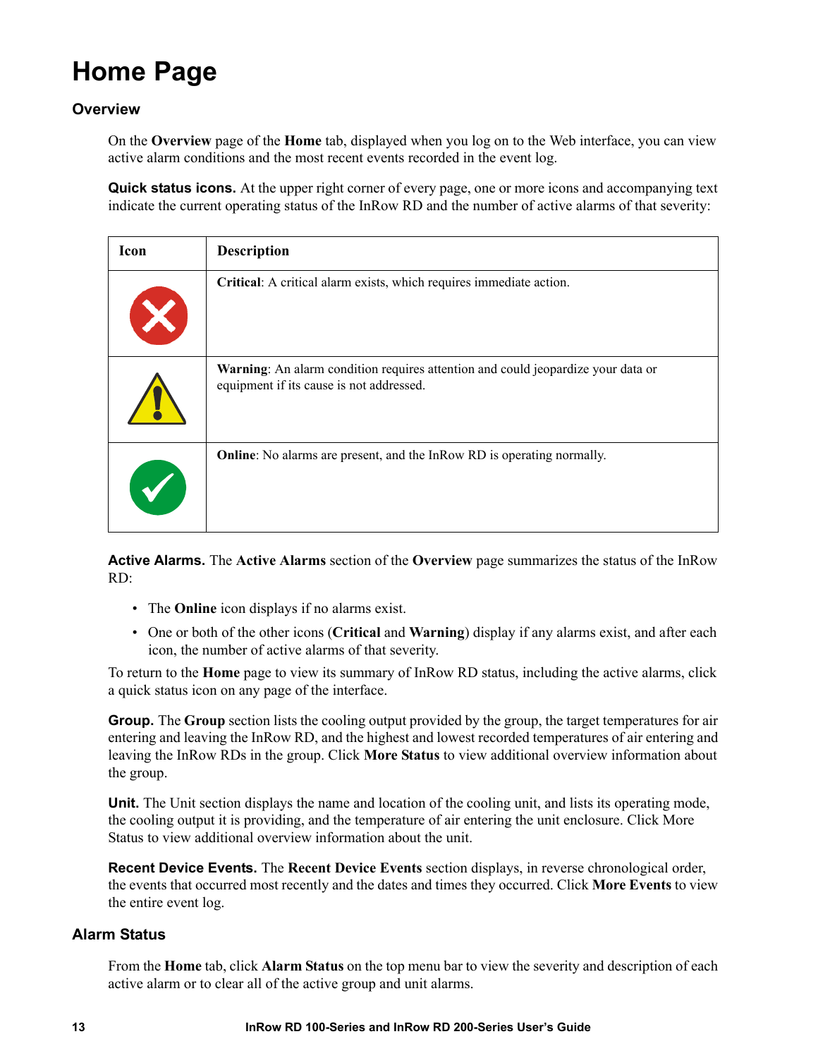# Home Page

## Overview

On the **Overview** page of the **Home** tab, displayed when you log on to the Web interface, you can view active alarm conditions and the most recent events recorded in the event log.

**Quick status icons.** At the upper right corner of every page, one or more icons and accompanying text indicate the current operating status of the InRow RD and the number of active alarms of that severity:

| Icon | Description |
|---|---|
| | **Critical**: A critical alarm exists, which requires immediate action. |
| | **Warning**: An alarm condition requires attention and could jeopardize your data or equipment if its cause is not addressed. |
| | **Online**: No alarms are present, and the InRow RD is operating normally. |

**Active Alarms.** The **Active Alarms** section of the **Overview** page summarizes the status of the InRow RD:

- The **Online** icon displays if no alarms exist.
- One or both of the other icons (**Critical** and **Warning**) display if any alarms exist, and after each icon, the number of active alarms of that severity.

To return to the **Home** page to view its summary of InRow RD status, including the active alarms, click a quick status icon on any page of the interface.

**Group.** The **Group** section lists the cooling output provided by the group, the target temperatures for air entering and leaving the InRow RD, and the highest and lowest recorded temperatures of air entering and leaving the InRow RDs in the group. Click **More Status** to view additional overview information about the group.

**Unit.** The Unit section displays the name and location of the cooling unit, and lists its operating mode, the cooling output it is providing, and the temperature of air entering the unit enclosure. Click More Status to view additional overview information about the unit.

**Recent Device Events.** The **Recent Device Events** section displays, in reverse chronological order, the events that occurred most recently and the dates and times they occurred. Click **More Events** to view the entire event log.

## Alarm Status

From the **Home** tab, click **Alarm Status** on the top menu bar to view the severity and description of each active alarm or to clear all of the active group and unit alarms.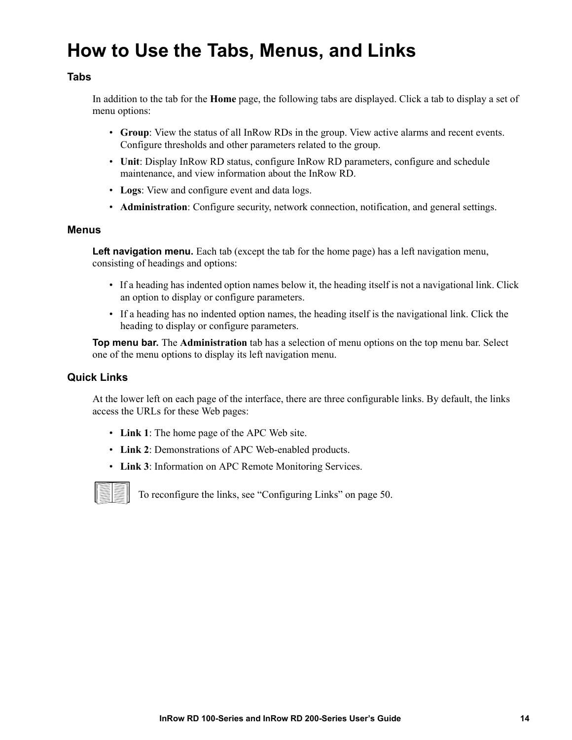# How to Use the Tabs, Menus, and Links

### Tabs

In addition to the tab for the **Home** page, the following tabs are displayed. Click a tab to display a set of menu options:

- **Group**: View the status of all InRow RDs in the group. View active alarms and recent events. Configure thresholds and other parameters related to the group.
- **Unit**: Display InRow RD status, configure InRow RD parameters, configure and schedule maintenance, and view information about the InRow RD.
- **Logs**: View and configure event and data logs.
- **Administration**: Configure security, network connection, notification, and general settings.

### Menus

**Left navigation menu.** Each tab (except the tab for the home page) has a left navigation menu, consisting of headings and options:

- If a heading has indented option names below it, the heading itself is not a navigational link. Click an option to display or configure parameters.
- If a heading has no indented option names, the heading itself is the navigational link. Click the heading to display or configure parameters.

**Top menu bar.** The **Administration** tab has a selection of menu options on the top menu bar. Select one of the menu options to display its left navigation menu.

### Quick Links

At the lower left on each page of the interface, there are three configurable links. By default, the links access the URLs for these Web pages:

- **Link 1**: The home page of the APC Web site.
- **Link 2**: Demonstrations of APC Web-enabled products.
- **Link 3**: Information on APC Remote Monitoring Services.

To reconfigure the links, see "Configuring Links" on page 50.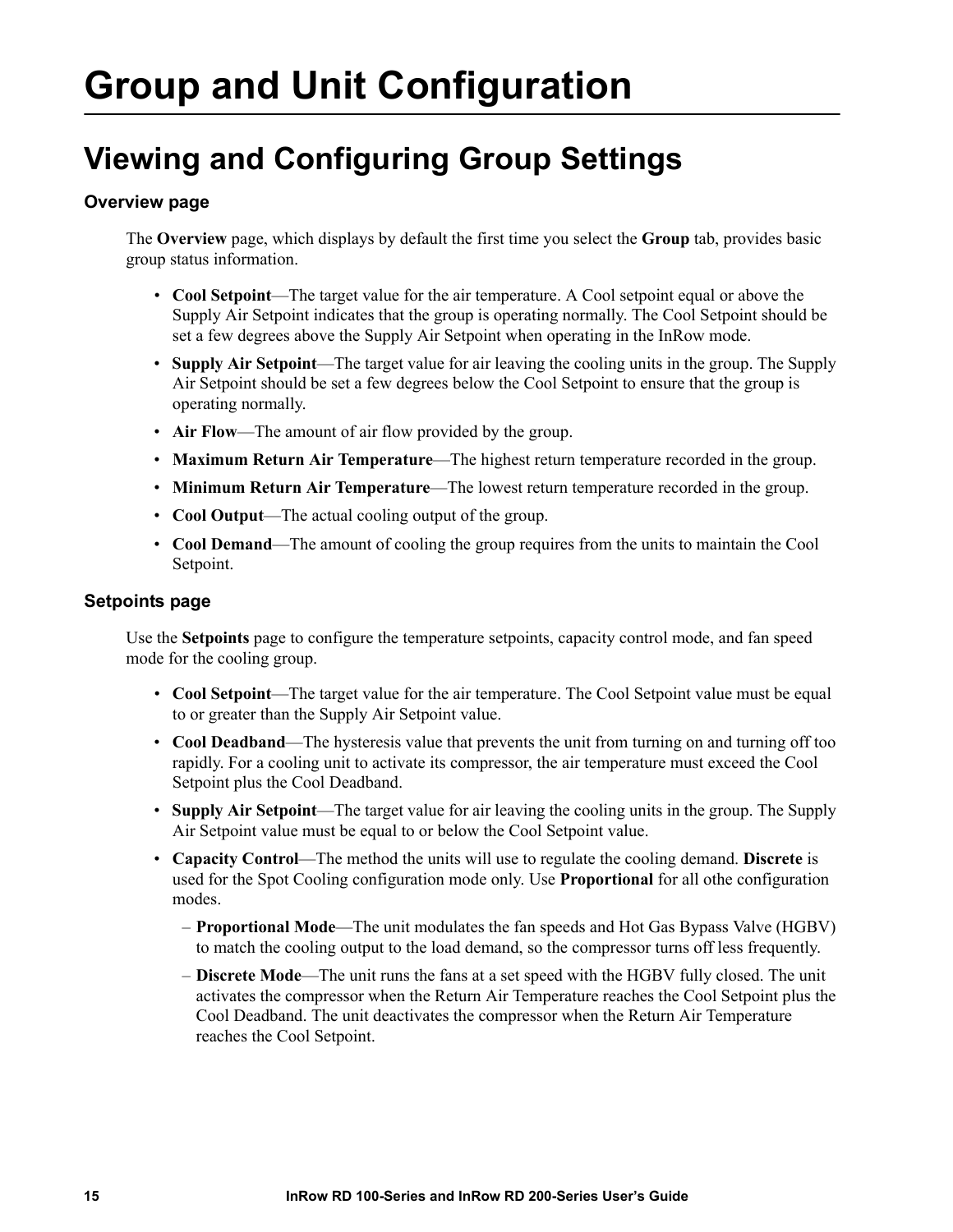# Group and Unit Configuration

## Viewing and Configuring Group Settings

### Overview page

The **Overview** page, which displays by default the first time you select the **Group** tab, provides basic group status information.

- **Cool Setpoint**—The target value for the air temperature. A Cool setpoint equal or above the Supply Air Setpoint indicates that the group is operating normally. The Cool Setpoint should be set a few degrees above the Supply Air Setpoint when operating in the InRow mode.
- **Supply Air Setpoint**—The target value for air leaving the cooling units in the group. The Supply Air Setpoint should be set a few degrees below the Cool Setpoint to ensure that the group is operating normally.
- **Air Flow**—The amount of air flow provided by the group.
- **Maximum Return Air Temperature**—The highest return temperature recorded in the group.
- **Minimum Return Air Temperature**—The lowest return temperature recorded in the group.
- **Cool Output**—The actual cooling output of the group.
- **Cool Demand**—The amount of cooling the group requires from the units to maintain the Cool Setpoint.

### Setpoints page

Use the **Setpoints** page to configure the temperature setpoints, capacity control mode, and fan speed mode for the cooling group.

- **Cool Setpoint**—The target value for the air temperature. The Cool Setpoint value must be equal to or greater than the Supply Air Setpoint value.
- **Cool Deadband**—The hysteresis value that prevents the unit from turning on and turning off too rapidly. For a cooling unit to activate its compressor, the air temperature must exceed the Cool Setpoint plus the Cool Deadband.
- **Supply Air Setpoint**—The target value for air leaving the cooling units in the group. The Supply Air Setpoint value must be equal to or below the Cool Setpoint value.
- **Capacity Control**—The method the units will use to regulate the cooling demand. **Discrete** is used for the Spot Cooling configuration mode only. Use **Proportional** for all othe configuration modes.
  - **Proportional Mode**—The unit modulates the fan speeds and Hot Gas Bypass Valve (HGBV) to match the cooling output to the load demand, so the compressor turns off less frequently.
  - **Discrete Mode**—The unit runs the fans at a set speed with the HGBV fully closed. The unit activates the compressor when the Return Air Temperature reaches the Cool Setpoint plus the Cool Deadband. The unit deactivates the compressor when the Return Air Temperature reaches the Cool Setpoint.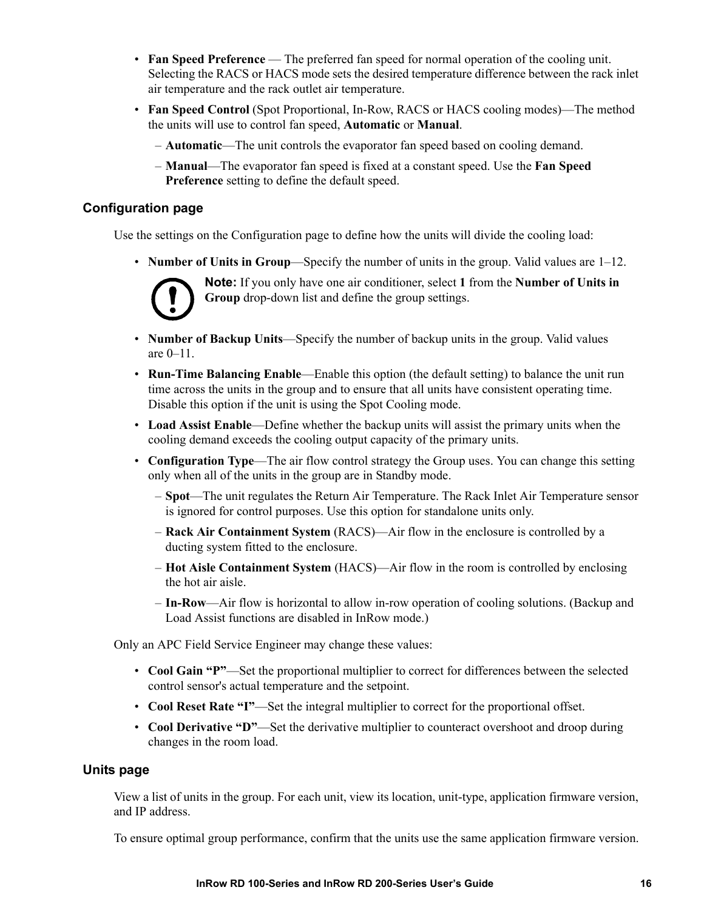- **Fan Speed Preference** — The preferred fan speed for normal operation of the cooling unit. Selecting the RACS or HACS mode sets the desired temperature difference between the rack inlet air temperature and the rack outlet air temperature.
- **Fan Speed Control** (Spot Proportional, In-Row, RACS or HACS cooling modes)—The method the units will use to control fan speed, **Automatic** or **Manual**.
  - **Automatic**—The unit controls the evaporator fan speed based on cooling demand.
  - **Manual**—The evaporator fan speed is fixed at a constant speed. Use the **Fan Speed Preference** setting to define the default speed.

### Configuration page

Use the settings on the Configuration page to define how the units will divide the cooling load:

- **Number of Units in Group**—Specify the number of units in the group. Valid values are 1–12.

  **Note:** If you only have one air conditioner, select **1** from the **Number of Units in Group** drop-down list and define the group settings.

- **Number of Backup Units**—Specify the number of backup units in the group. Valid values are 0–11.
- **Run-Time Balancing Enable**—Enable this option (the default setting) to balance the unit run time across the units in the group and to ensure that all units have consistent operating time. Disable this option if the unit is using the Spot Cooling mode.
- **Load Assist Enable**—Define whether the backup units will assist the primary units when the cooling demand exceeds the cooling output capacity of the primary units.
- **Configuration Type**—The air flow control strategy the Group uses. You can change this setting only when all of the units in the group are in Standby mode.
  - **Spot**—The unit regulates the Return Air Temperature. The Rack Inlet Air Temperature sensor is ignored for control purposes. Use this option for standalone units only.
  - **Rack Air Containment System** (RACS)—Air flow in the enclosure is controlled by a ducting system fitted to the enclosure.
  - **Hot Aisle Containment System** (HACS)—Air flow in the room is controlled by enclosing the hot air aisle.
  - **In-Row**—Air flow is horizontal to allow in-row operation of cooling solutions. (Backup and Load Assist functions are disabled in InRow mode.)

Only an APC Field Service Engineer may change these values:

- **Cool Gain “P”**—Set the proportional multiplier to correct for differences between the selected control sensor's actual temperature and the setpoint.
- **Cool Reset Rate “I”**—Set the integral multiplier to correct for the proportional offset.
- **Cool Derivative “D”**—Set the derivative multiplier to counteract overshoot and droop during changes in the room load.

### Units page

View a list of units in the group. For each unit, view its location, unit-type, application firmware version, and IP address.

To ensure optimal group performance, confirm that the units use the same application firmware version.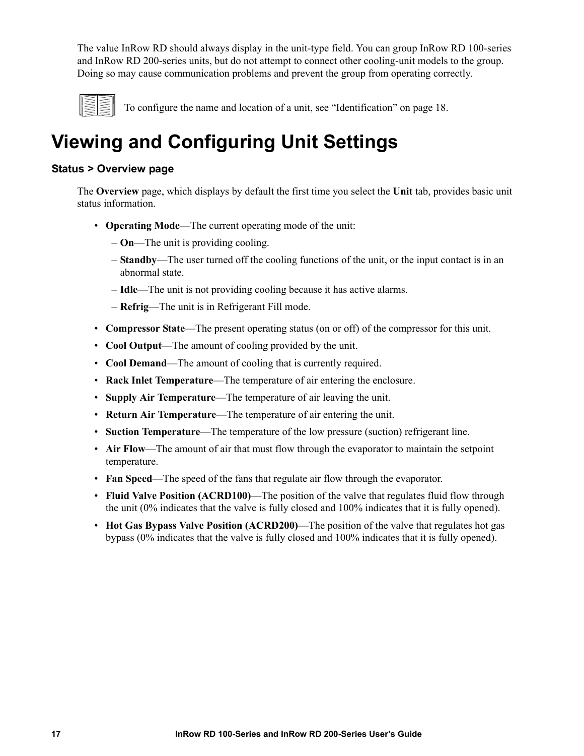The value InRow RD should always display in the unit-type field. You can group InRow RD 100-series and InRow RD 200-series units, but do not attempt to connect other cooling-unit models to the group. Doing so may cause communication problems and prevent the group from operating correctly.

To configure the name and location of a unit, see "Identification" on page 18.

# Viewing and Configuring Unit Settings

### Status > Overview page

The **Overview** page, which displays by default the first time you select the **Unit** tab, provides basic unit status information.

- **Operating Mode**—The current operating mode of the unit:
  - **On**—The unit is providing cooling.
  - **Standby**—The user turned off the cooling functions of the unit, or the input contact is in an abnormal state.
  - **Idle**—The unit is not providing cooling because it has active alarms.
  - **Refrig**—The unit is in Refrigerant Fill mode.
- **Compressor State**—The present operating status (on or off) of the compressor for this unit.
- **Cool Output**—The amount of cooling provided by the unit.
- **Cool Demand**—The amount of cooling that is currently required.
- **Rack Inlet Temperature**—The temperature of air entering the enclosure.
- **Supply Air Temperature**—The temperature of air leaving the unit.
- **Return Air Temperature**—The temperature of air entering the unit.
- **Suction Temperature**—The temperature of the low pressure (suction) refrigerant line.
- **Air Flow**—The amount of air that must flow through the evaporator to maintain the setpoint temperature.
- **Fan Speed**—The speed of the fans that regulate air flow through the evaporator.
- **Fluid Valve Position (ACRD100)**—The position of the valve that regulates fluid flow through the unit (0% indicates that the valve is fully closed and 100% indicates that it is fully opened).
- **Hot Gas Bypass Valve Position (ACRD200)**—The position of the valve that regulates hot gas bypass (0% indicates that the valve is fully closed and 100% indicates that it is fully opened).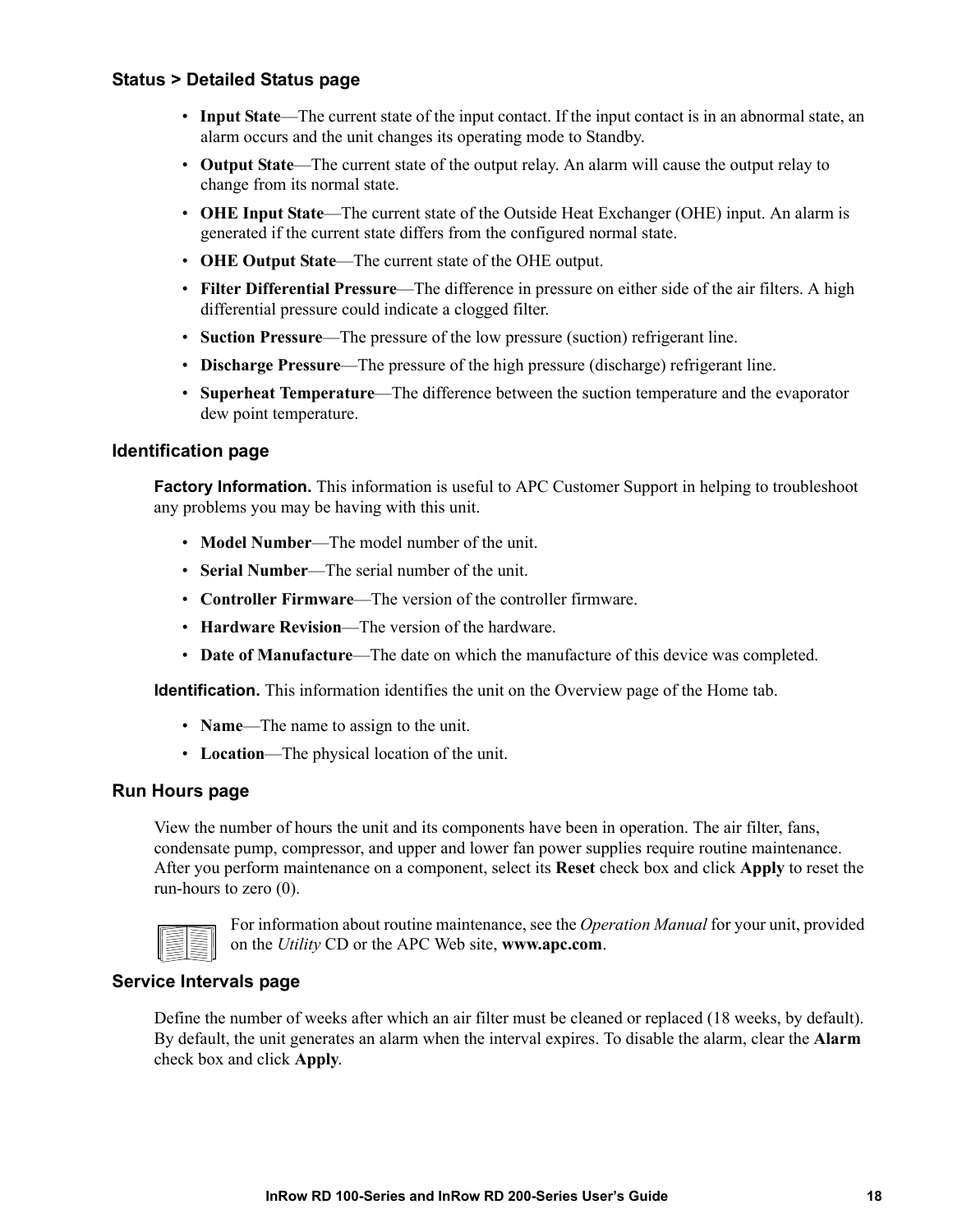### Status > Detailed Status page

- **Input State**—The current state of the input contact. If the input contact is in an abnormal state, an alarm occurs and the unit changes its operating mode to Standby.
- **Output State**—The current state of the output relay. An alarm will cause the output relay to change from its normal state.
- **OHE Input State**—The current state of the Outside Heat Exchanger (OHE) input. An alarm is generated if the current state differs from the configured normal state.
- **OHE Output State**—The current state of the OHE output.
- **Filter Differential Pressure**—The difference in pressure on either side of the air filters. A high differential pressure could indicate a clogged filter.
- **Suction Pressure**—The pressure of the low pressure (suction) refrigerant line.
- **Discharge Pressure**—The pressure of the high pressure (discharge) refrigerant line.
- **Superheat Temperature**—The difference between the suction temperature and the evaporator dew point temperature.

### Identification page

**Factory Information.** This information is useful to APC Customer Support in helping to troubleshoot any problems you may be having with this unit.

- **Model Number**—The model number of the unit.
- **Serial Number**—The serial number of the unit.
- **Controller Firmware**—The version of the controller firmware.
- **Hardware Revision**—The version of the hardware.
- **Date of Manufacture**—The date on which the manufacture of this device was completed.

**Identification.** This information identifies the unit on the Overview page of the Home tab.

- **Name**—The name to assign to the unit.
- **Location**—The physical location of the unit.

### Run Hours page

View the number of hours the unit and its components have been in operation. The air filter, fans, condensate pump, compressor, and upper and lower fan power supplies require routine maintenance. After you perform maintenance on a component, select its **Reset** check box and click **Apply** to reset the run-hours to zero (0).

For information about routine maintenance, see the *Operation Manual* for your unit, provided on the *Utility* CD or the APC Web site, **www.apc.com**.

### Service Intervals page

Define the number of weeks after which an air filter must be cleaned or replaced (18 weeks, by default). By default, the unit generates an alarm when the interval expires. To disable the alarm, clear the **Alarm** check box and click **Apply**.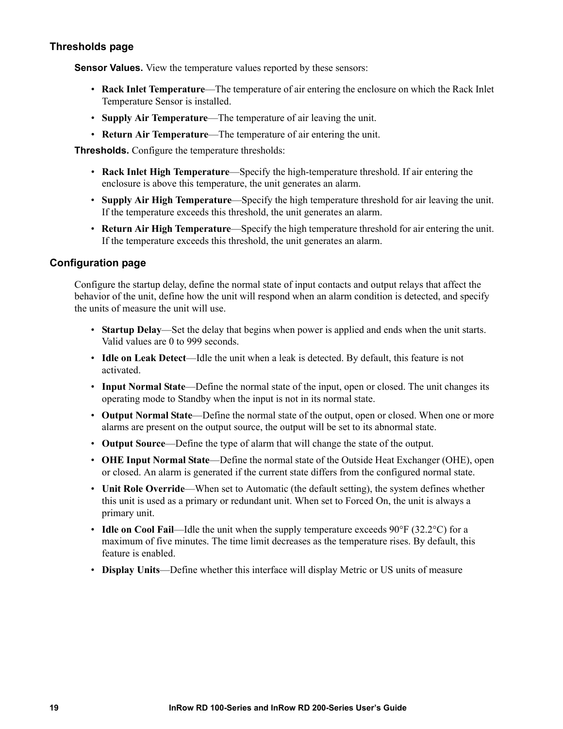### Thresholds page

**Sensor Values.** View the temperature values reported by these sensors:

- **Rack Inlet Temperature**—The temperature of air entering the enclosure on which the Rack Inlet Temperature Sensor is installed.
- **Supply Air Temperature**—The temperature of air leaving the unit.
- **Return Air Temperature**—The temperature of air entering the unit.

**Thresholds.** Configure the temperature thresholds:

- **Rack Inlet High Temperature**—Specify the high-temperature threshold. If air entering the enclosure is above this temperature, the unit generates an alarm.
- **Supply Air High Temperature**—Specify the high temperature threshold for air leaving the unit. If the temperature exceeds this threshold, the unit generates an alarm.
- **Return Air High Temperature**—Specify the high temperature threshold for air entering the unit. If the temperature exceeds this threshold, the unit generates an alarm.

### Configuration page

Configure the startup delay, define the normal state of input contacts and output relays that affect the behavior of the unit, define how the unit will respond when an alarm condition is detected, and specify the units of measure the unit will use.

- **Startup Delay**—Set the delay that begins when power is applied and ends when the unit starts. Valid values are 0 to 999 seconds.
- **Idle on Leak Detect**—Idle the unit when a leak is detected. By default, this feature is not activated.
- **Input Normal State**—Define the normal state of the input, open or closed. The unit changes its operating mode to Standby when the input is not in its normal state.
- **Output Normal State**—Define the normal state of the output, open or closed. When one or more alarms are present on the output source, the output will be set to its abnormal state.
- **Output Source**—Define the type of alarm that will change the state of the output.
- **OHE Input Normal State**—Define the normal state of the Outside Heat Exchanger (OHE), open or closed. An alarm is generated if the current state differs from the configured normal state.
- **Unit Role Override**—When set to Automatic (the default setting), the system defines whether this unit is used as a primary or redundant unit. When set to Forced On, the unit is always a primary unit.
- **Idle on Cool Fail**—Idle the unit when the supply temperature exceeds 90°F (32.2°C) for a maximum of five minutes. The time limit decreases as the temperature rises. By default, this feature is enabled.
- **Display Units**—Define whether this interface will display Metric or US units of measure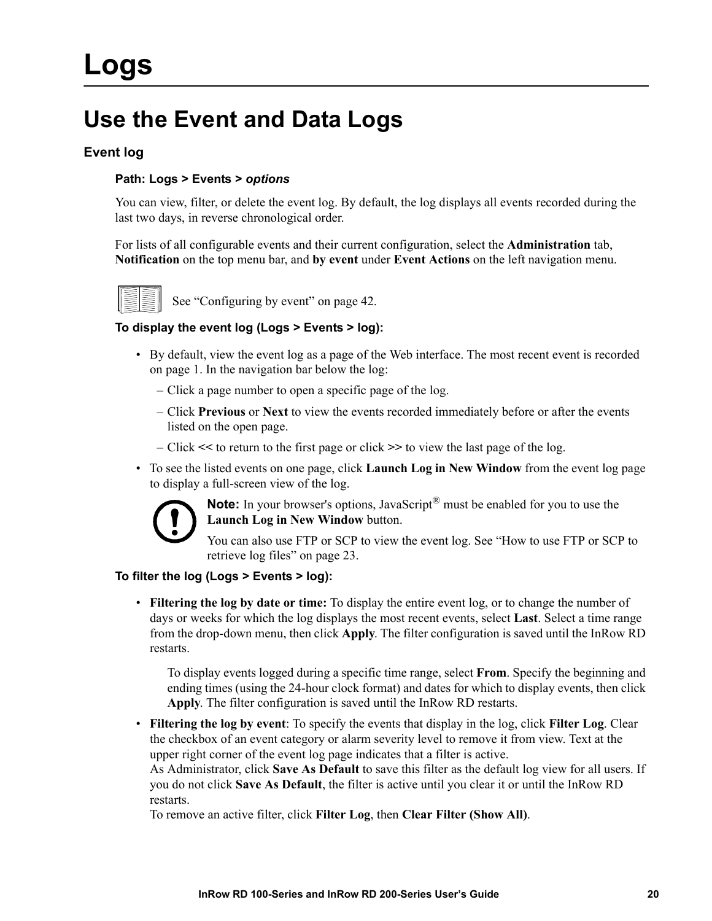# Logs

## Use the Event and Data Logs

### Event log

**Path: Logs > Events >** ***options***

You can view, filter, or delete the event log. By default, the log displays all events recorded during the last two days, in reverse chronological order.

For lists of all configurable events and their current configuration, select the **Administration** tab, **Notification** on the top menu bar, and **by event** under **Event Actions** on the left navigation menu.

See "Configuring by event" on page 42.

**To display the event log (Logs > Events > log):**

- By default, view the event log as a page of the Web interface. The most recent event is recorded on page 1. In the navigation bar below the log:
  - Click a page number to open a specific page of the log.
  - Click **Previous** or **Next** to view the events recorded immediately before or after the events listed on the open page.
  - Click **<<** to return to the first page or click **>>** to view the last page of the log.
- To see the listed events on one page, click **Launch Log in New Window** from the event log page to display a full-screen view of the log.

**Note:** In your browser's options, JavaScript® must be enabled for you to use the **Launch Log in New Window** button.

You can also use FTP or SCP to view the event log. See "How to use FTP or SCP to retrieve log files" on page 23.

**To filter the log (Logs > Events > log):**

- **Filtering the log by date or time:** To display the entire event log, or to change the number of days or weeks for which the log displays the most recent events, select **Last**. Select a time range from the drop-down menu, then click **Apply**. The filter configuration is saved until the InRow RD restarts.

  To display events logged during a specific time range, select **From**. Specify the beginning and ending times (using the 24-hour clock format) and dates for which to display events, then click **Apply**. The filter configuration is saved until the InRow RD restarts.

- **Filtering the log by event**: To specify the events that display in the log, click **Filter Log**. Clear the checkbox of an event category or alarm severity level to remove it from view. Text at the upper right corner of the event log page indicates that a filter is active.
  As Administrator, click **Save As Default** to save this filter as the default log view for all users. If you do not click **Save As Default**, the filter is active until you clear it or until the InRow RD restarts.
  To remove an active filter, click **Filter Log**, then **Clear Filter (Show All)**.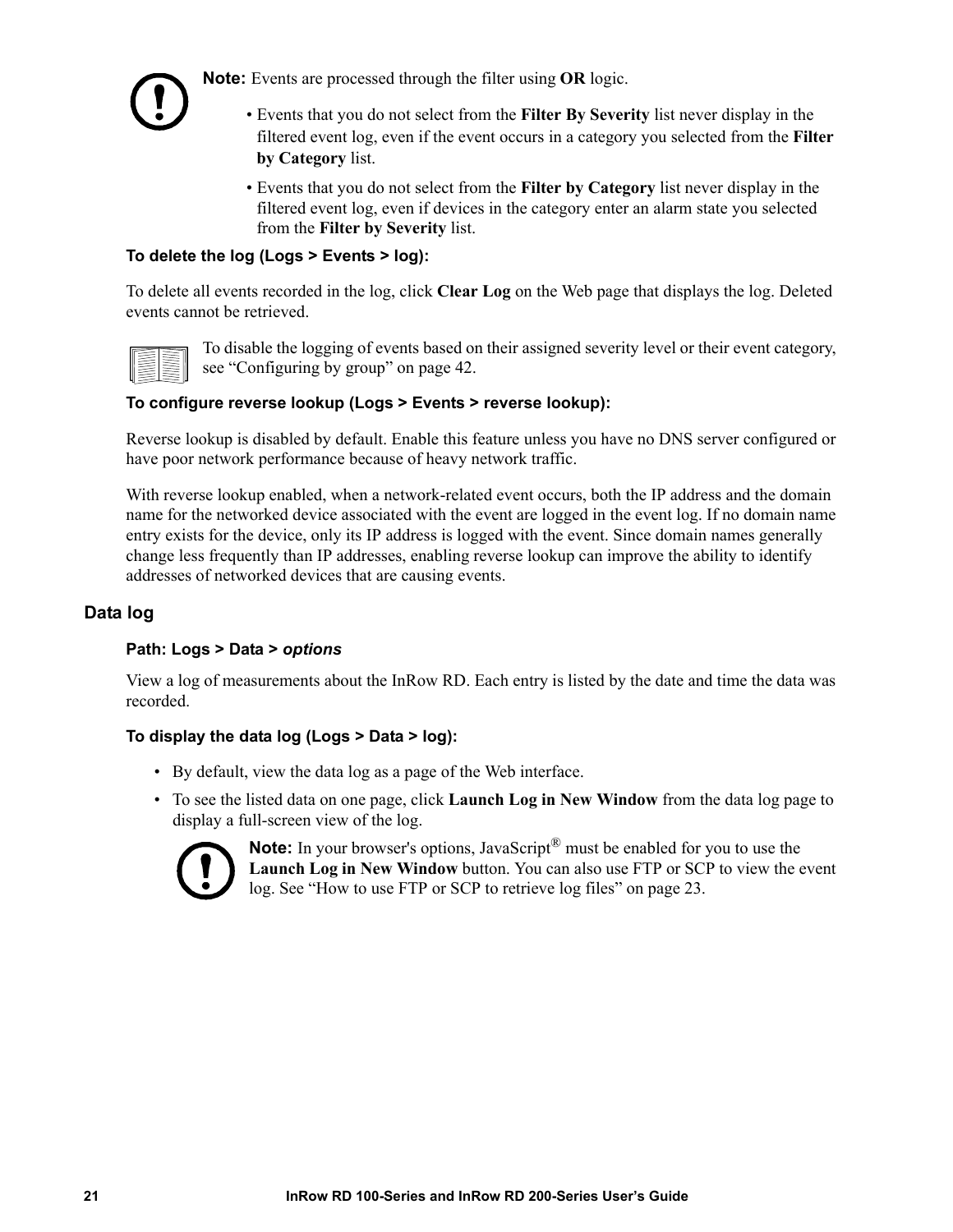**Note:** Events are processed through the filter using **OR** logic.

- Events that you do not select from the **Filter By Severity** list never display in the filtered event log, even if the event occurs in a category you selected from the **Filter by Category** list.
- Events that you do not select from the **Filter by Category** list never display in the filtered event log, even if devices in the category enter an alarm state you selected from the **Filter by Severity** list.

#### To delete the log (Logs > Events > log):

To delete all events recorded in the log, click **Clear Log** on the Web page that displays the log. Deleted events cannot be retrieved.

To disable the logging of events based on their assigned severity level or their event category, see "Configuring by group" on page 42.

#### To configure reverse lookup (Logs > Events > reverse lookup):

Reverse lookup is disabled by default. Enable this feature unless you have no DNS server configured or have poor network performance because of heavy network traffic.

With reverse lookup enabled, when a network-related event occurs, both the IP address and the domain name for the networked device associated with the event are logged in the event log. If no domain name entry exists for the device, only its IP address is logged with the event. Since domain names generally change less frequently than IP addresses, enabling reverse lookup can improve the ability to identify addresses of networked devices that are causing events.

### Data log

#### Path: Logs > Data > *options*

View a log of measurements about the InRow RD. Each entry is listed by the date and time the data was recorded.

#### To display the data log (Logs > Data > log):

- By default, view the data log as a page of the Web interface.
- To see the listed data on one page, click **Launch Log in New Window** from the data log page to display a full-screen view of the log.

**Note:** In your browser's options, JavaScript® must be enabled for you to use the **Launch Log in New Window** button. You can also use FTP or SCP to view the event log. See "How to use FTP or SCP to retrieve log files" on page 23.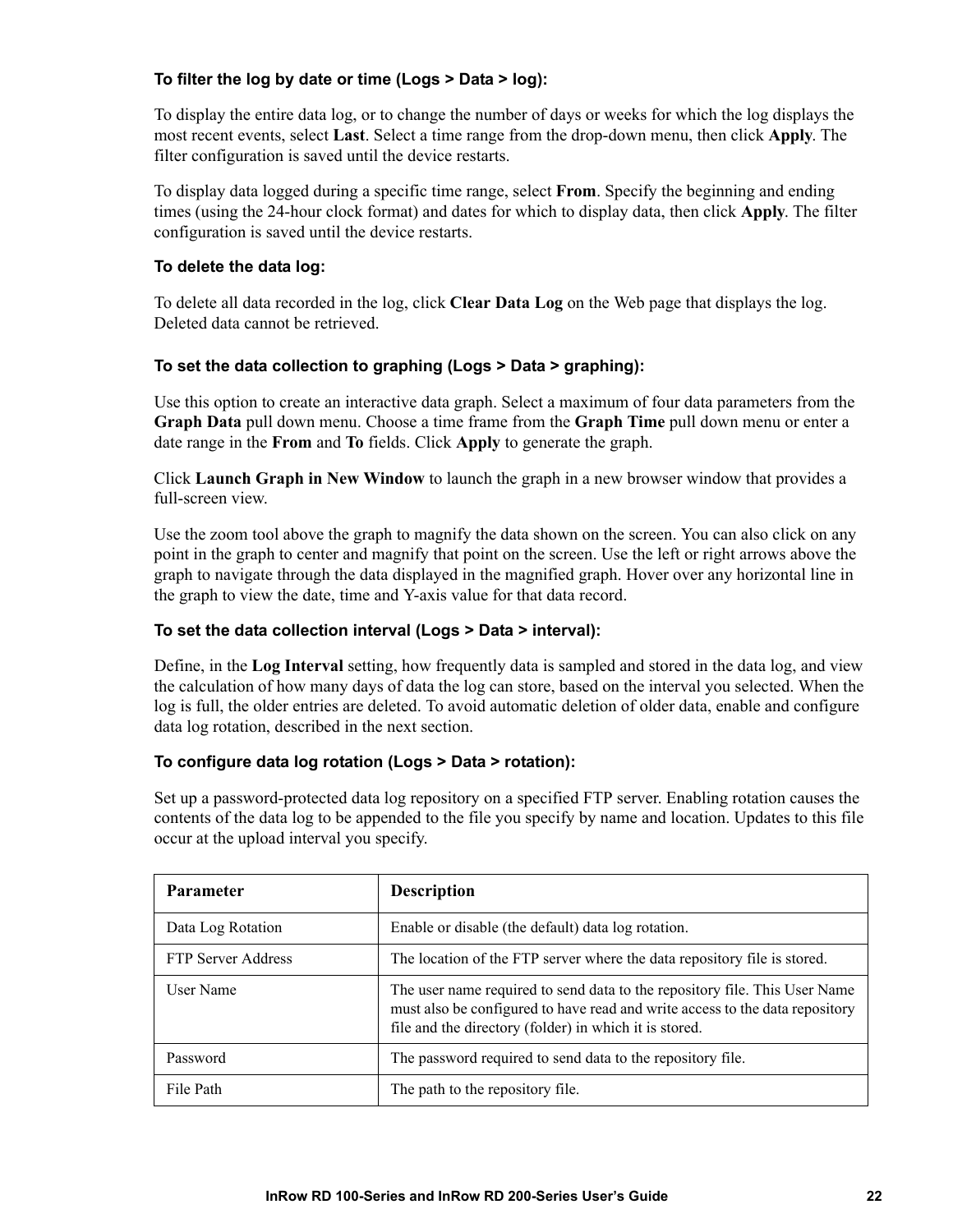#### To filter the log by date or time (Logs > Data > log):

To display the entire data log, or to change the number of days or weeks for which the log displays the most recent events, select **Last**. Select a time range from the drop-down menu, then click **Apply**. The filter configuration is saved until the device restarts.

To display data logged during a specific time range, select **From**. Specify the beginning and ending times (using the 24-hour clock format) and dates for which to display data, then click **Apply**. The filter configuration is saved until the device restarts.

#### To delete the data log:

To delete all data recorded in the log, click **Clear Data Log** on the Web page that displays the log. Deleted data cannot be retrieved.

#### To set the data collection to graphing (Logs > Data > graphing):

Use this option to create an interactive data graph. Select a maximum of four data parameters from the **Graph Data** pull down menu. Choose a time frame from the **Graph Time** pull down menu or enter a date range in the **From** and **To** fields. Click **Apply** to generate the graph.

Click **Launch Graph in New Window** to launch the graph in a new browser window that provides a full-screen view.

Use the zoom tool above the graph to magnify the data shown on the screen. You can also click on any point in the graph to center and magnify that point on the screen. Use the left or right arrows above the graph to navigate through the data displayed in the magnified graph. Hover over any horizontal line in the graph to view the date, time and Y-axis value for that data record.

#### To set the data collection interval (Logs > Data > interval):

Define, in the **Log Interval** setting, how frequently data is sampled and stored in the data log, and view the calculation of how many days of data the log can store, based on the interval you selected. When the log is full, the older entries are deleted. To avoid automatic deletion of older data, enable and configure data log rotation, described in the next section.

#### To configure data log rotation (Logs > Data > rotation):

Set up a password-protected data log repository on a specified FTP server. Enabling rotation causes the contents of the data log to be appended to the file you specify by name and location. Updates to this file occur at the upload interval you specify.

| Parameter | Description |
|---|---|
| Data Log Rotation | Enable or disable (the default) data log rotation. |
| FTP Server Address | The location of the FTP server where the data repository file is stored. |
| User Name | The user name required to send data to the repository file. This User Name must also be configured to have read and write access to the data repository file and the directory (folder) in which it is stored. |
| Password | The password required to send data to the repository file. |
| File Path | The path to the repository file. |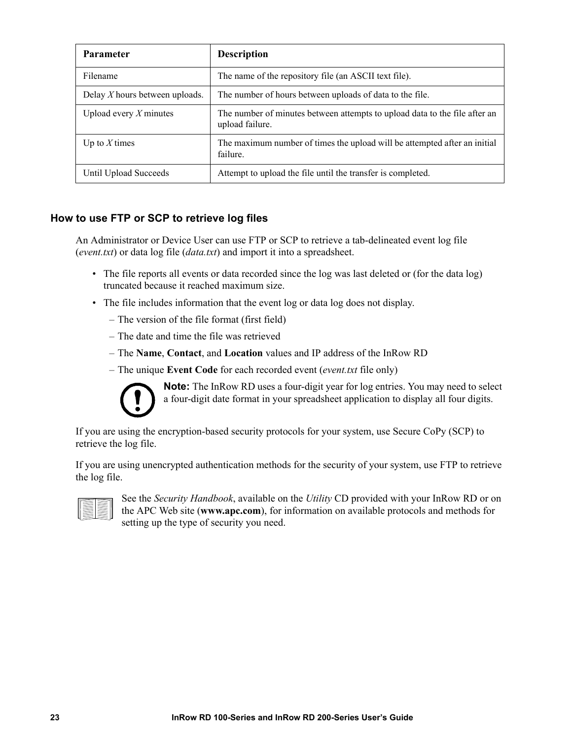| Parameter | Description |
| --- | --- |
| Filename | The name of the repository file (an ASCII text file). |
| Delay *X* hours between uploads. | The number of hours between uploads of data to the file. |
| Upload every *X* minutes | The number of minutes between attempts to upload data to the file after an upload failure. |
| Up to *X* times | The maximum number of times the upload will be attempted after an initial failure. |
| Until Upload Succeeds | Attempt to upload the file until the transfer is completed. |

### How to use FTP or SCP to retrieve log files

An Administrator or Device User can use FTP or SCP to retrieve a tab-delineated event log file (*event.txt*) or data log file (*data.txt*) and import it into a spreadsheet.

- The file reports all events or data recorded since the log was last deleted or (for the data log) truncated because it reached maximum size.
- The file includes information that the event log or data log does not display.
  - The version of the file format (first field)
  - The date and time the file was retrieved
  - The **Name**, **Contact**, and **Location** values and IP address of the InRow RD
  - The unique **Event Code** for each recorded event (*event.txt* file only)

**Note:** The InRow RD uses a four-digit year for log entries. You may need to select a four-digit date format in your spreadsheet application to display all four digits.

If you are using the encryption-based security protocols for your system, use Secure CoPy (SCP) to retrieve the log file.

If you are using unencrypted authentication methods for the security of your system, use FTP to retrieve the log file.

See the *Security Handbook*, available on the *Utility* CD provided with your InRow RD or on the APC Web site (**www.apc.com**), for information on available protocols and methods for setting up the type of security you need.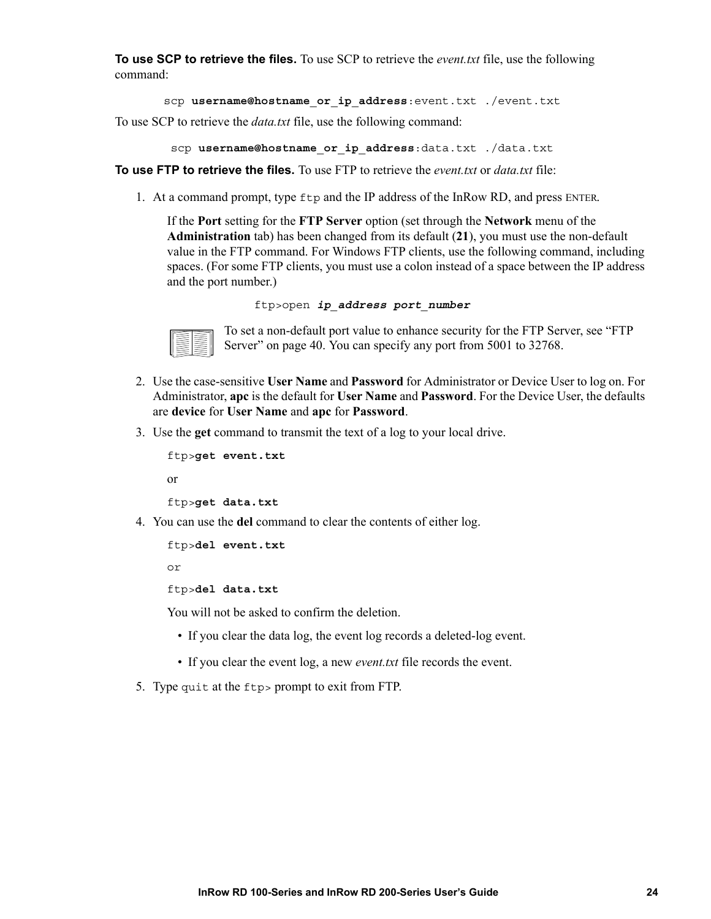**To use SCP to retrieve the files.** To use SCP to retrieve the *event.txt* file, use the following command:

```
scp username@hostname_or_ip_address:event.txt ./event.txt
```

To use SCP to retrieve the *data.txt* file, use the following command:

```
scp username@hostname_or_ip_address:data.txt ./data.txt
```

**To use FTP to retrieve the files.** To use FTP to retrieve the *event.txt* or *data.txt* file:

1. At a command prompt, type `ftp` and the IP address of the InRow RD, and press ENTER.

   If the **Port** setting for the **FTP Server** option (set through the **Network** menu of the **Administration** tab) has been changed from its default (**21**), you must use the non-default value in the FTP command. For Windows FTP clients, use the following command, including spaces. (For some FTP clients, you must use a colon instead of a space between the IP address and the port number.)

   ```
   ftp>open ip_address port_number
   ```

   To set a non-default port value to enhance security for the FTP Server, see "FTP Server" on page 40. You can specify any port from 5001 to 32768.

2. Use the case-sensitive **User Name** and **Password** for Administrator or Device User to log on. For Administrator, **apc** is the default for **User Name** and **Password**. For the Device User, the defaults are **device** for **User Name** and **apc** for **Password**.

3. Use the **get** command to transmit the text of a log to your local drive.

   `ftp>get event.txt`

   or

   `ftp>get data.txt`

4. You can use the **del** command to clear the contents of either log.

   `ftp>del event.txt`

   or

   `ftp>del data.txt`

   You will not be asked to confirm the deletion.

   - If you clear the data log, the event log records a deleted-log event.
   - If you clear the event log, a new *event.txt* file records the event.

5. Type `quit` at the `ftp>` prompt to exit from FTP.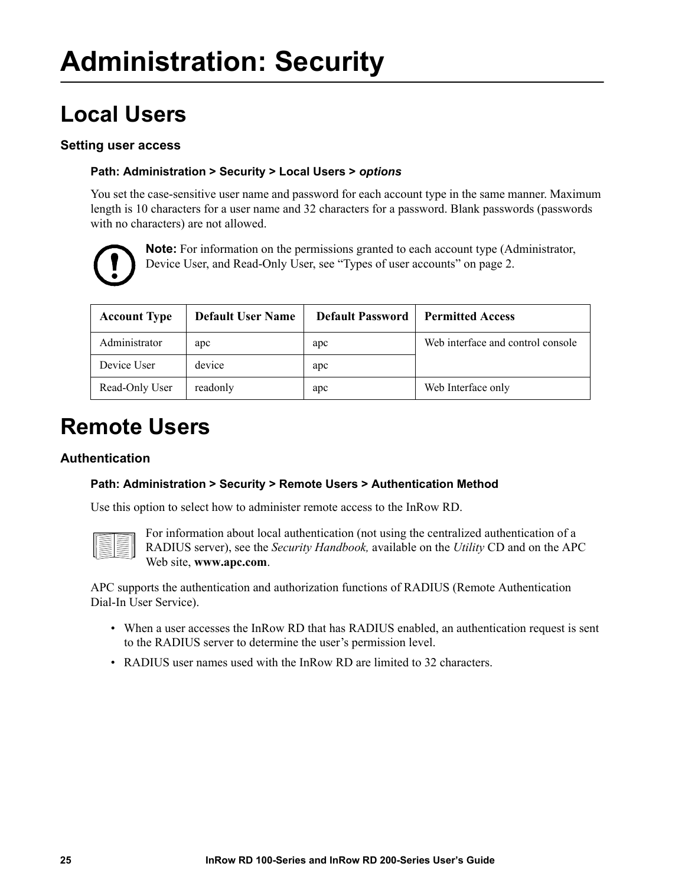# Administration: Security

## Local Users

### Setting user access

**Path: Administration > Security > Local Users >** ***options***

You set the case-sensitive user name and password for each account type in the same manner. Maximum length is 10 characters for a user name and 32 characters for a password. Blank passwords (passwords with no characters) are not allowed.

**Note:** For information on the permissions granted to each account type (Administrator, Device User, and Read-Only User, see "Types of user accounts" on page 2.

| Account Type | Default User Name | Default Password | Permitted Access |
|---|---|---|---|
| Administrator | apc | apc | Web interface and control console |
| Device User | device | apc | |
| Read-Only User | readonly | apc | Web Interface only |

## Remote Users

### Authentication

**Path: Administration > Security > Remote Users > Authentication Method**

Use this option to select how to administer remote access to the InRow RD.

For information about local authentication (not using the centralized authentication of a RADIUS server), see the *Security Handbook,* available on the *Utility* CD and on the APC Web site, **www.apc.com**.

APC supports the authentication and authorization functions of RADIUS (Remote Authentication Dial-In User Service).

- When a user accesses the InRow RD that has RADIUS enabled, an authentication request is sent to the RADIUS server to determine the user's permission level.
- RADIUS user names used with the InRow RD are limited to 32 characters.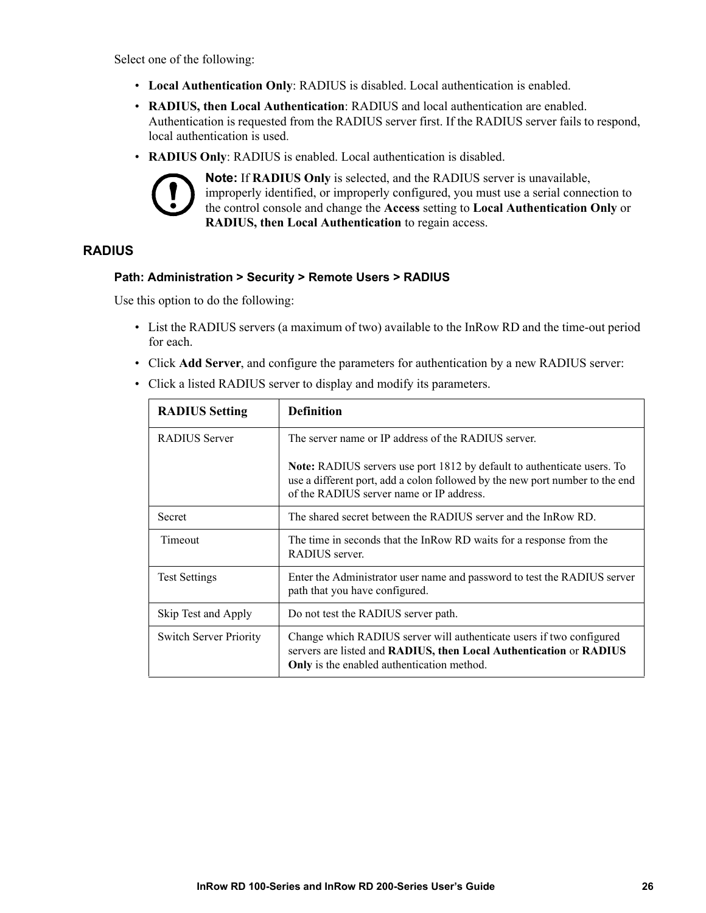Select one of the following:

- **Local Authentication Only**: RADIUS is disabled. Local authentication is enabled.
- **RADIUS, then Local Authentication**: RADIUS and local authentication are enabled. Authentication is requested from the RADIUS server first. If the RADIUS server fails to respond, local authentication is used.
- **RADIUS Only**: RADIUS is enabled. Local authentication is disabled.

**Note:** If **RADIUS Only** is selected, and the RADIUS server is unavailable, improperly identified, or improperly configured, you must use a serial connection to the control console and change the **Access** setting to **Local Authentication Only** or **RADIUS, then Local Authentication** to regain access.

## RADIUS

### Path: Administration > Security > Remote Users > RADIUS

Use this option to do the following:

- List the RADIUS servers (a maximum of two) available to the InRow RD and the time-out period for each.
- Click **Add Server**, and configure the parameters for authentication by a new RADIUS server:
- Click a listed RADIUS server to display and modify its parameters.

| RADIUS Setting | Definition |
|---|---|
| RADIUS Server | The server name or IP address of the RADIUS server.<br><br>**Note:** RADIUS servers use port 1812 by default to authenticate users. To use a different port, add a colon followed by the new port number to the end of the RADIUS server name or IP address. |
| Secret | The shared secret between the RADIUS server and the InRow RD. |
| Timeout | The time in seconds that the InRow RD waits for a response from the RADIUS server. |
| Test Settings | Enter the Administrator user name and password to test the RADIUS server path that you have configured. |
| Skip Test and Apply | Do not test the RADIUS server path. |
| Switch Server Priority | Change which RADIUS server will authenticate users if two configured servers are listed and **RADIUS, then Local Authentication** or **RADIUS Only** is the enabled authentication method. |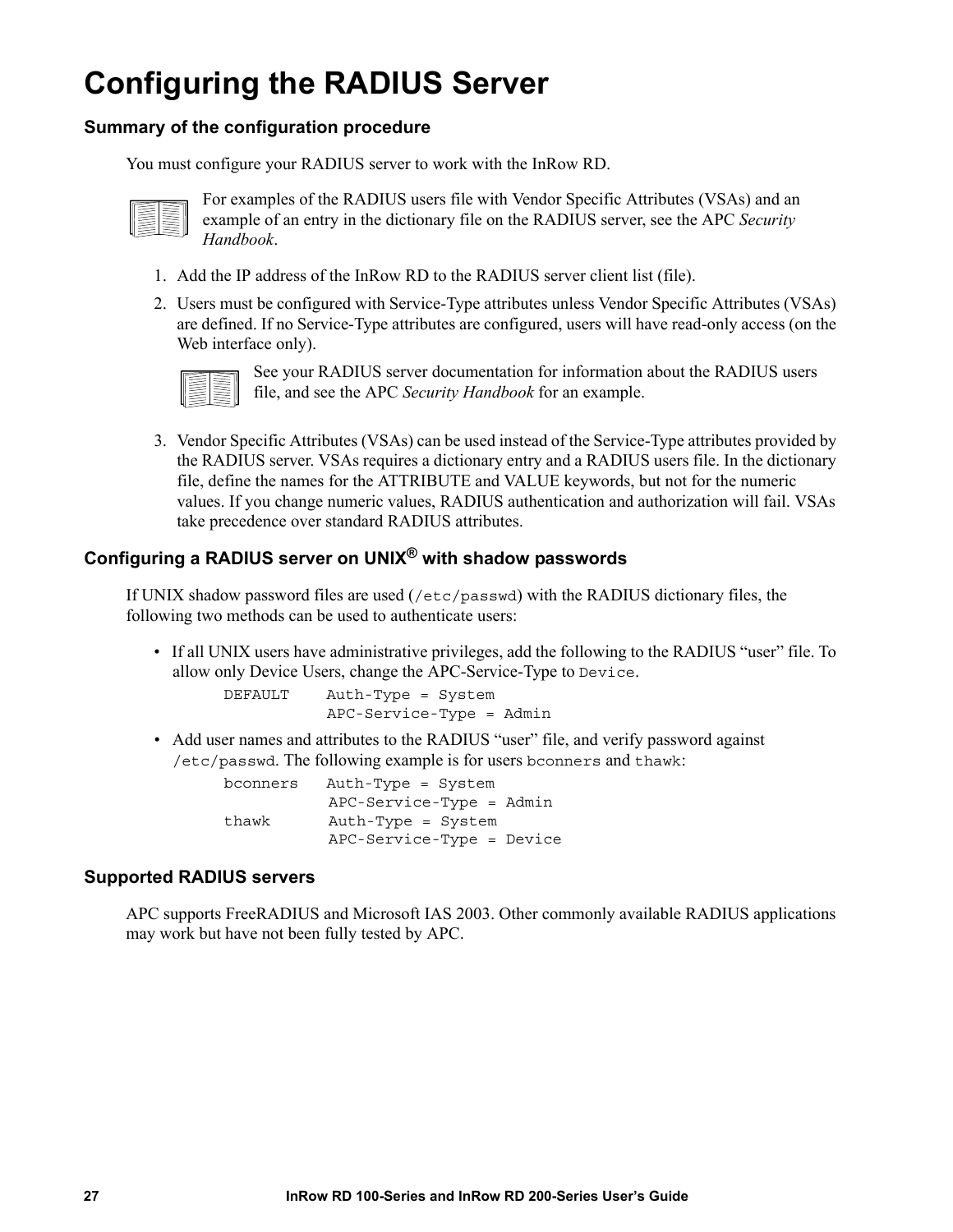# Configuring the RADIUS Server

### Summary of the configuration procedure

You must configure your RADIUS server to work with the InRow RD.

For examples of the RADIUS users file with Vendor Specific Attributes (VSAs) and an example of an entry in the dictionary file on the RADIUS server, see the APC *Security Handbook*.

1. Add the IP address of the InRow RD to the RADIUS server client list (file).
2. Users must be configured with Service-Type attributes unless Vendor Specific Attributes (VSAs) are defined. If no Service-Type attributes are configured, users will have read-only access (on the Web interface only).

   See your RADIUS server documentation for information about the RADIUS users file, and see the APC *Security Handbook* for an example.

3. Vendor Specific Attributes (VSAs) can be used instead of the Service-Type attributes provided by the RADIUS server. VSAs requires a dictionary entry and a RADIUS users file. In the dictionary file, define the names for the ATTRIBUTE and VALUE keywords, but not for the numeric values. If you change numeric values, RADIUS authentication and authorization will fail. VSAs take precedence over standard RADIUS attributes.

### Configuring a RADIUS server on UNIX® with shadow passwords

If UNIX shadow password files are used (`/etc/passwd`) with the RADIUS dictionary files, the following two methods can be used to authenticate users:

- If all UNIX users have administrative privileges, add the following to the RADIUS "user" file. To allow only Device Users, change the APC-Service-Type to `Device`.

```
DEFAULT    Auth-Type = System
           APC-Service-Type = Admin
```

- Add user names and attributes to the RADIUS "user" file, and verify password against `/etc/passwd`. The following example is for users `bconners` and `thawk`:

```
bconners   Auth-Type = System
           APC-Service-Type = Admin
thawk      Auth-Type = System
           APC-Service-Type = Device
```

### Supported RADIUS servers

APC supports FreeRADIUS and Microsoft IAS 2003. Other commonly available RADIUS applications may work but have not been fully tested by APC.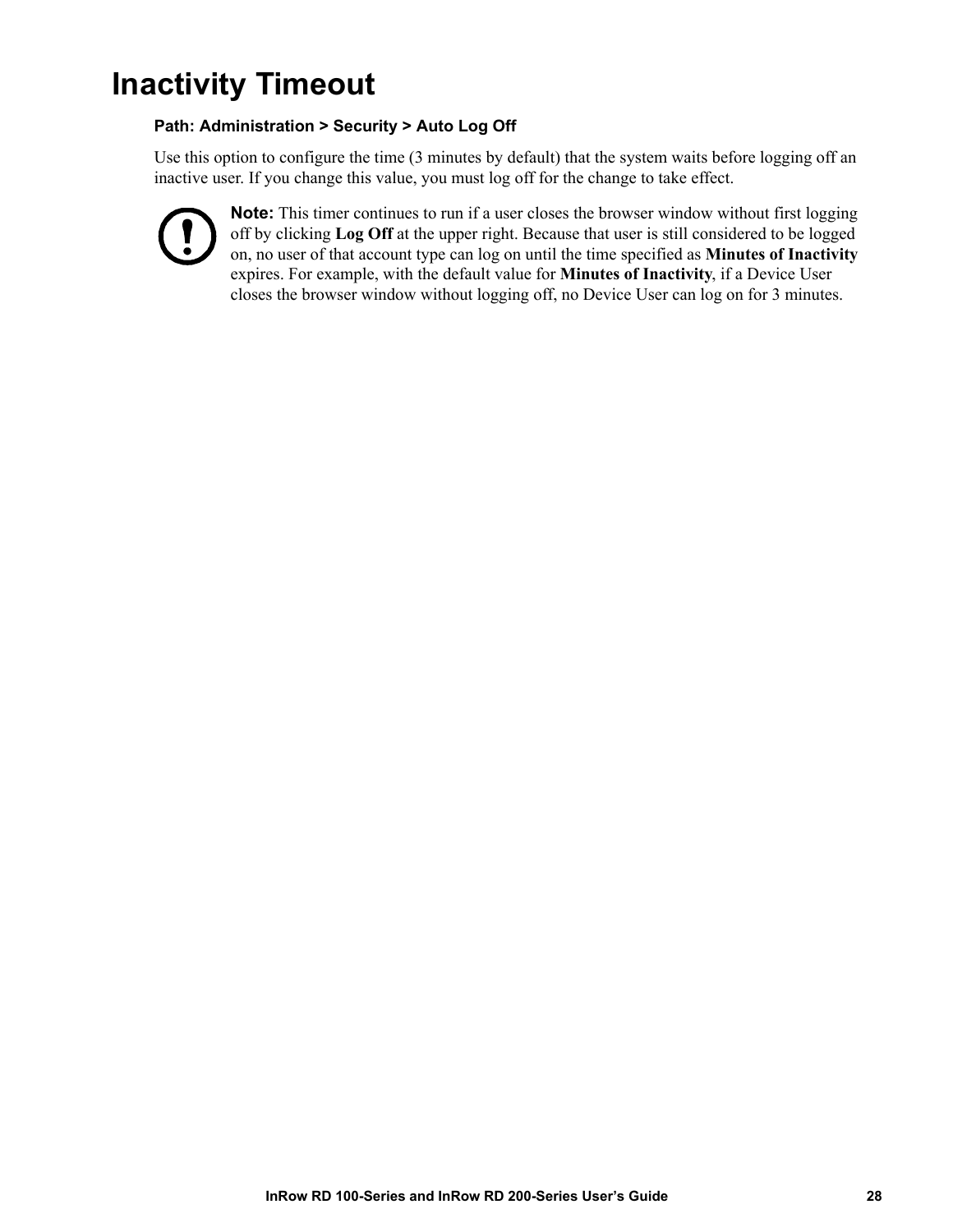# Inactivity Timeout

**Path: Administration > Security > Auto Log Off**

Use this option to configure the time (3 minutes by default) that the system waits before logging off an inactive user. If you change this value, you must log off for the change to take effect.

**Note:** This timer continues to run if a user closes the browser window without first logging off by clicking **Log Off** at the upper right. Because that user is still considered to be logged on, no user of that account type can log on until the time specified as **Minutes of Inactivity** expires. For example, with the default value for **Minutes of Inactivity**, if a Device User closes the browser window without logging off, no Device User can log on for 3 minutes.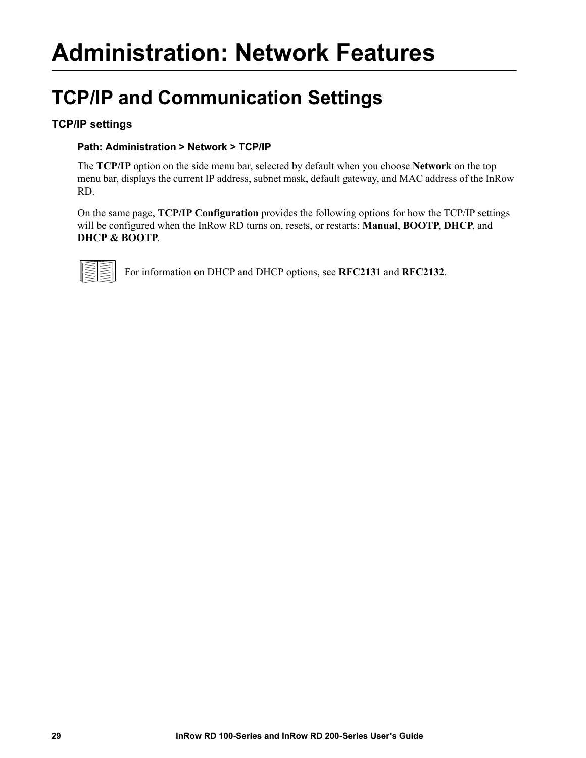# Administration: Network Features

## TCP/IP and Communication Settings

### TCP/IP settings

**Path: Administration > Network > TCP/IP**

The **TCP/IP** option on the side menu bar, selected by default when you choose **Network** on the top menu bar, displays the current IP address, subnet mask, default gateway, and MAC address of the InRow RD.

On the same page, **TCP/IP Configuration** provides the following options for how the TCP/IP settings will be configured when the InRow RD turns on, resets, or restarts: **Manual**, **BOOTP**, **DHCP**, and **DHCP & BOOTP**.

For information on DHCP and DHCP options, see **RFC2131** and **RFC2132**.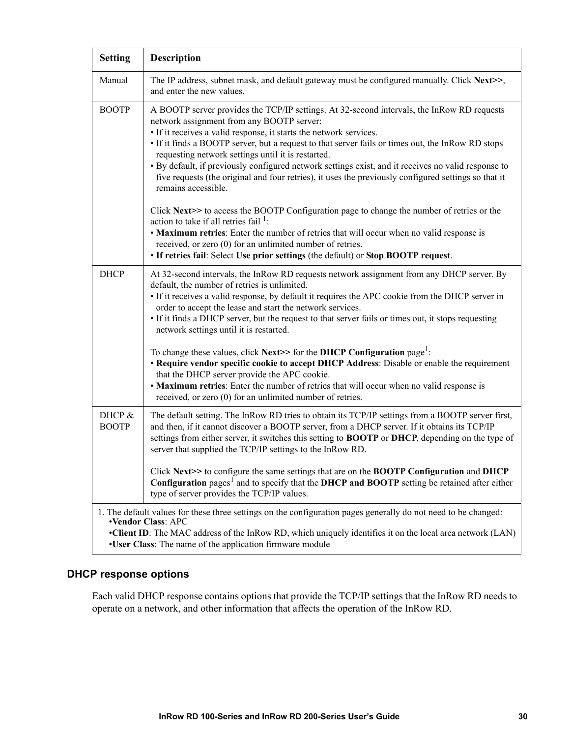| Setting | Description |
|---|---|
| Manual | The IP address, subnet mask, and default gateway must be configured manually. Click **Next>>**, and enter the new values. |
| BOOTP | A BOOTP server provides the TCP/IP settings. At 32-second intervals, the InRow RD requests network assignment from any BOOTP server:<br>• If it receives a valid response, it starts the network services.<br>• If it finds a BOOTP server, but a request to that server fails or times out, the InRow RD stops requesting network settings until it is restarted.<br>• By default, if previously configured network settings exist, and it receives no valid response to five requests (the original and four retries), it uses the previously configured settings so that it remains accessible.<br><br>Click **Next>>** to access the BOOTP Configuration page to change the number of retries or the action to take if all retries fail [1]:<br>• **Maximum retries**: Enter the number of retries that will occur when no valid response is received, or zero (0) for an unlimited number of retries.<br>• **If retries fail**: Select **Use prior settings** (the default) or **Stop BOOTP request**. |
| DHCP | At 32-second intervals, the InRow RD requests network assignment from any DHCP server. By default, the number of retries is unlimited.<br>• If it receives a valid response, by default it requires the APC cookie from the DHCP server in order to accept the lease and start the network services.<br>• If it finds a DHCP server, but the request to that server fails or times out, it stops requesting network settings until it is restarted.<br><br>To change these values, click **Next>>** for the **DHCP Configuration** page[1]:<br>• **Require vendor specific cookie to accept DHCP Address**: Disable or enable the requirement that the DHCP server provide the APC cookie.<br>• **Maximum retries**: Enter the number of retries that will occur when no valid response is received, or zero (0) for an unlimited number of retries. |
| DHCP & BOOTP | The default setting. The InRow RD tries to obtain its TCP/IP settings from a BOOTP server first, and then, if it cannot discover a BOOTP server, from a DHCP server. If it obtains its TCP/IP settings from either server, it switches this setting to **BOOTP** or **DHCP**, depending on the type of server that supplied the TCP/IP settings to the InRow RD.<br><br>Click **Next>>** to configure the same settings that are on the **BOOTP Configuration** and **DHCP Configuration** pages[1] and to specify that the **DHCP and BOOTP** setting be retained after either type of server provides the TCP/IP values. |

1. The default values for these three settings on the configuration pages generally do not need to be changed:
   - **Vendor Class**: APC
   - **Client ID**: The MAC address of the InRow RD, which uniquely identifies it on the local area network (LAN)
   - **User Class**: The name of the application firmware module

### DHCP response options

Each valid DHCP response contains options that provide the TCP/IP settings that the InRow RD needs to operate on a network, and other information that affects the operation of the InRow RD.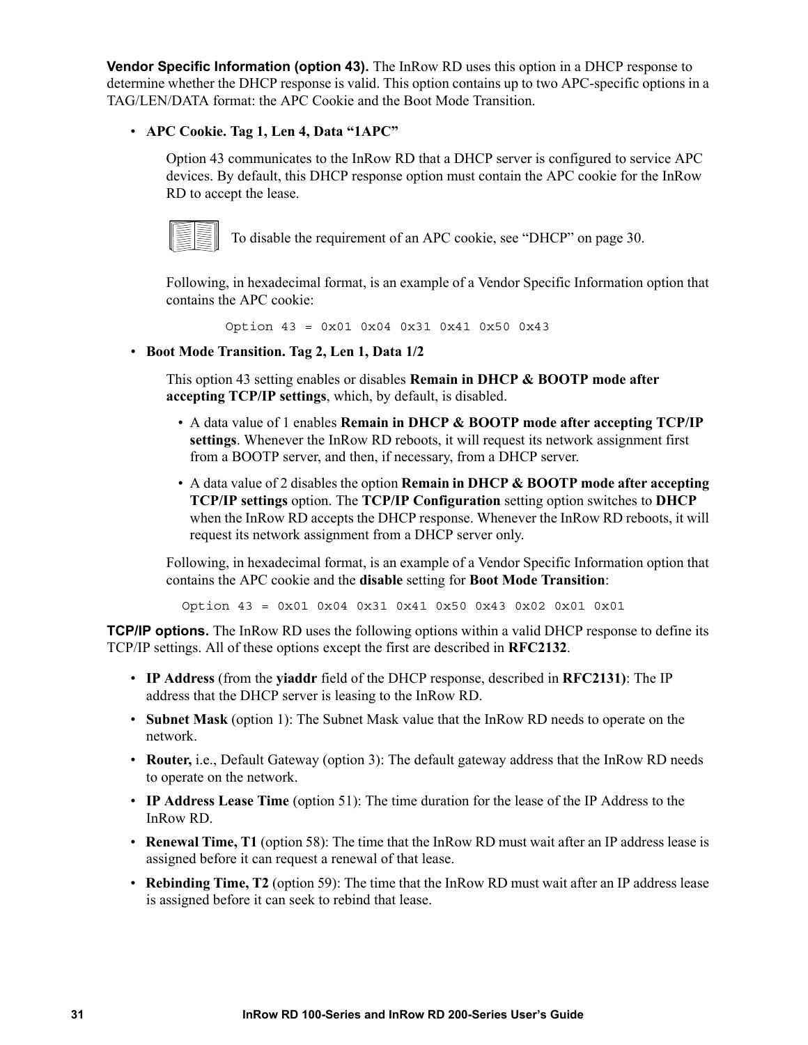**Vendor Specific Information (option 43).** The InRow RD uses this option in a DHCP response to determine whether the DHCP response is valid. This option contains up to two APC-specific options in a TAG/LEN/DATA format: the APC Cookie and the Boot Mode Transition.

- **APC Cookie. Tag 1, Len 4, Data "1APC"**

  Option 43 communicates to the InRow RD that a DHCP server is configured to service APC devices. By default, this DHCP response option must contain the APC cookie for the InRow RD to accept the lease.

  To disable the requirement of an APC cookie, see "DHCP" on page 30.

  Following, in hexadecimal format, is an example of a Vendor Specific Information option that contains the APC cookie:

  ```
  Option 43 = 0x01 0x04 0x31 0x41 0x50 0x43
  ```

- **Boot Mode Transition. Tag 2, Len 1, Data 1/2**

  This option 43 setting enables or disables **Remain in DHCP & BOOTP mode after accepting TCP/IP settings**, which, by default, is disabled.

  - A data value of 1 enables **Remain in DHCP & BOOTP mode after accepting TCP/IP settings**. Whenever the InRow RD reboots, it will request its network assignment first from a BOOTP server, and then, if necessary, from a DHCP server.
  - A data value of 2 disables the option **Remain in DHCP & BOOTP mode after accepting TCP/IP settings** option. The **TCP/IP Configuration** setting option switches to **DHCP** when the InRow RD accepts the DHCP response. Whenever the InRow RD reboots, it will request its network assignment from a DHCP server only.

  Following, in hexadecimal format, is an example of a Vendor Specific Information option that contains the APC cookie and the **disable** setting for **Boot Mode Transition**:

  ```
  Option 43 = 0x01 0x04 0x31 0x41 0x50 0x43 0x02 0x01 0x01
  ```

**TCP/IP options.** The InRow RD uses the following options within a valid DHCP response to define its TCP/IP settings. All of these options except the first are described in **RFC2132**.

- **IP Address** (from the **yiaddr** field of the DHCP response, described in **RFC2131)**: The IP address that the DHCP server is leasing to the InRow RD.
- **Subnet Mask** (option 1): The Subnet Mask value that the InRow RD needs to operate on the network.
- **Router,** i.e., Default Gateway (option 3): The default gateway address that the InRow RD needs to operate on the network.
- **IP Address Lease Time** (option 51): The time duration for the lease of the IP Address to the InRow RD.
- **Renewal Time, T1** (option 58): The time that the InRow RD must wait after an IP address lease is assigned before it can request a renewal of that lease.
- **Rebinding Time, T2** (option 59): The time that the InRow RD must wait after an IP address lease is assigned before it can seek to rebind that lease.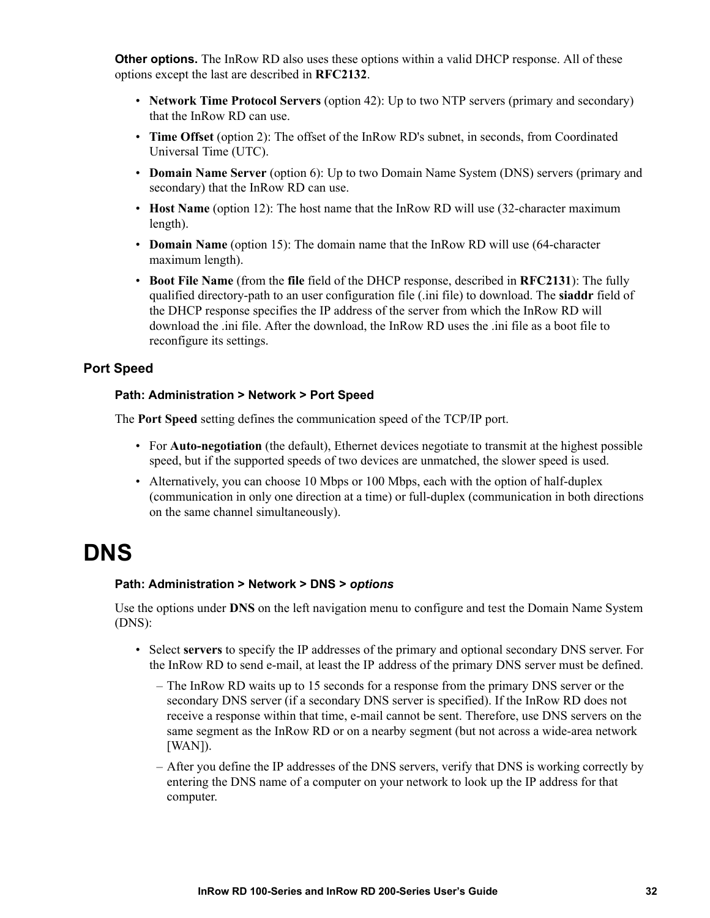**Other options.** The InRow RD also uses these options within a valid DHCP response. All of these options except the last are described in **RFC2132**.

- **Network Time Protocol Servers** (option 42): Up to two NTP servers (primary and secondary) that the InRow RD can use.
- **Time Offset** (option 2): The offset of the InRow RD's subnet, in seconds, from Coordinated Universal Time (UTC).
- **Domain Name Server** (option 6): Up to two Domain Name System (DNS) servers (primary and secondary) that the InRow RD can use.
- **Host Name** (option 12): The host name that the InRow RD will use (32-character maximum length).
- **Domain Name** (option 15): The domain name that the InRow RD will use (64-character maximum length).
- **Boot File Name** (from the **file** field of the DHCP response, described in **RFC2131**): The fully qualified directory-path to an user configuration file (.ini file) to download. The **siaddr** field of the DHCP response specifies the IP address of the server from which the InRow RD will download the .ini file. After the download, the InRow RD uses the .ini file as a boot file to reconfigure its settings.

### Port Speed

**Path: Administration > Network > Port Speed**

The **Port Speed** setting defines the communication speed of the TCP/IP port.

- For **Auto-negotiation** (the default), Ethernet devices negotiate to transmit at the highest possible speed, but if the supported speeds of two devices are unmatched, the slower speed is used.
- Alternatively, you can choose 10 Mbps or 100 Mbps, each with the option of half-duplex (communication in only one direction at a time) or full-duplex (communication in both directions on the same channel simultaneously).

# DNS

**Path: Administration > Network > DNS >** ***options***

Use the options under **DNS** on the left navigation menu to configure and test the Domain Name System (DNS):

- Select **servers** to specify the IP addresses of the primary and optional secondary DNS server. For the InRow RD to send e-mail, at least the IP address of the primary DNS server must be defined.
  – The InRow RD waits up to 15 seconds for a response from the primary DNS server or the secondary DNS server (if a secondary DNS server is specified). If the InRow RD does not receive a response within that time, e-mail cannot be sent. Therefore, use DNS servers on the same segment as the InRow RD or on a nearby segment (but not across a wide-area network [WAN]).
  – After you define the IP addresses of the DNS servers, verify that DNS is working correctly by entering the DNS name of a computer on your network to look up the IP address for that computer.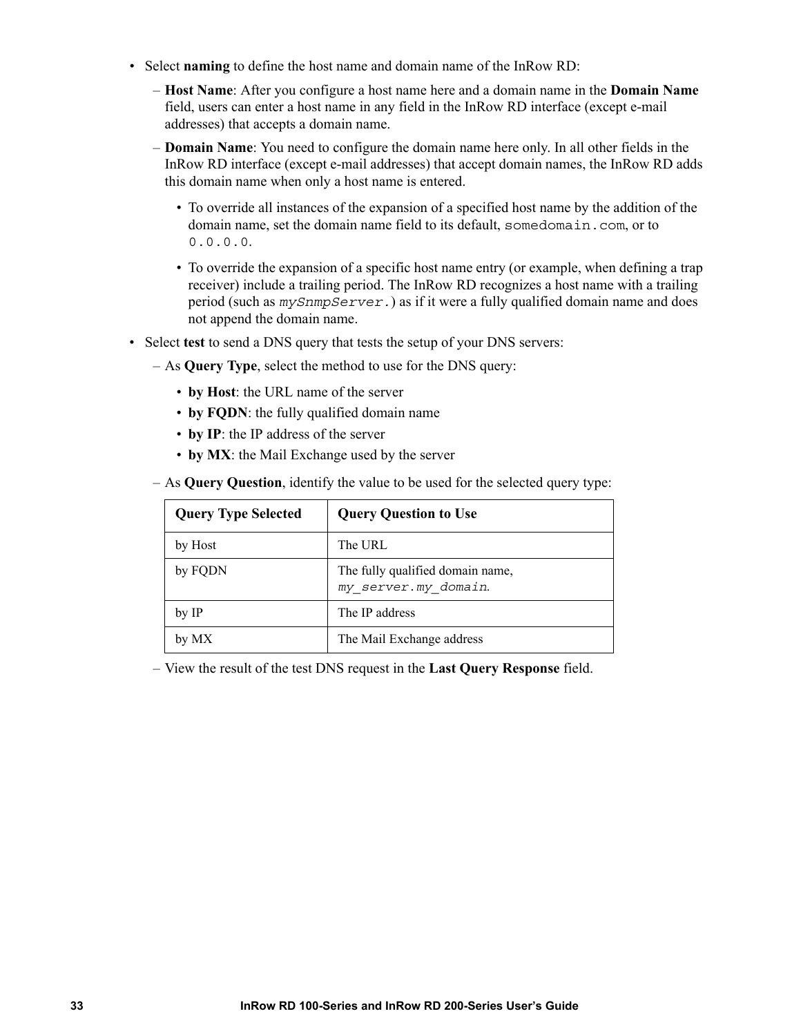- Select **naming** to define the host name and domain name of the InRow RD:
  - **Host Name**: After you configure a host name here and a domain name in the **Domain Name** field, users can enter a host name in any field in the InRow RD interface (except e-mail addresses) that accepts a domain name.
  - **Domain Name**: You need to configure the domain name here only. In all other fields in the InRow RD interface (except e-mail addresses) that accept domain names, the InRow RD adds this domain name when only a host name is entered.
    - To override all instances of the expansion of a specified host name by the addition of the domain name, set the domain name field to its default, `somedomain.com`, or to `0.0.0.0`.
    - To override the expansion of a specific host name entry (or example, when defining a trap receiver) include a trailing period. The InRow RD recognizes a host name with a trailing period (such as *`mySnmpServer.`*) as if it were a fully qualified domain name and does not append the domain name.
- Select **test** to send a DNS query that tests the setup of your DNS servers:
  - As **Query Type**, select the method to use for the DNS query:
    - **by Host**: the URL name of the server
    - **by FQDN**: the fully qualified domain name
    - **by IP**: the IP address of the server
    - **by MX**: the Mail Exchange used by the server
  - As **Query Question**, identify the value to be used for the selected query type:

| Query Type Selected | Query Question to Use |
|---|---|
| by Host | The URL |
| by FQDN | The fully qualified domain name, *`my_server.my_domain`*. |
| by IP | The IP address |
| by MX | The Mail Exchange address |

  - View the result of the test DNS request in the **Last Query Response** field.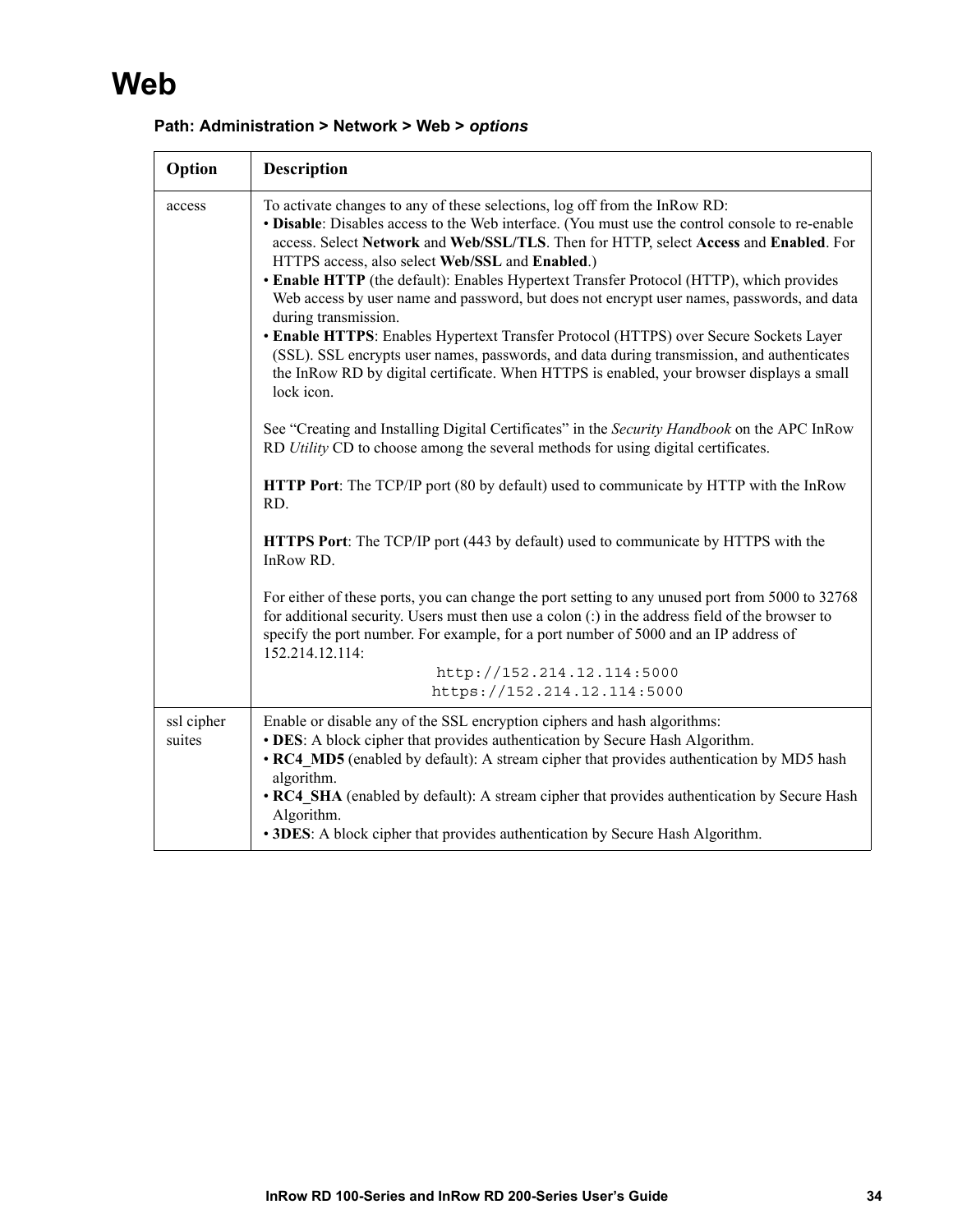# Web

**Path: Administration > Network > Web >** ***options***

| Option | Description |
|---|---|
| access | To activate changes to any of these selections, log off from the InRow RD:<br>• **Disable**: Disables access to the Web interface. (You must use the control console to re-enable access. Select **Network** and **Web/SSL/TLS**. Then for HTTP, select **Access** and **Enabled**. For HTTPS access, also select **Web/SSL** and **Enabled**.)<br>• **Enable HTTP** (the default): Enables Hypertext Transfer Protocol (HTTP), which provides Web access by user name and password, but does not encrypt user names, passwords, and data during transmission.<br>• **Enable HTTPS**: Enables Hypertext Transfer Protocol (HTTPS) over Secure Sockets Layer (SSL). SSL encrypts user names, passwords, and data during transmission, and authenticates the InRow RD by digital certificate. When HTTPS is enabled, your browser displays a small lock icon.<br><br>See "Creating and Installing Digital Certificates" in the *Security Handbook* on the APC InRow RD *Utility* CD to choose among the several methods for using digital certificates.<br><br>**HTTP Port**: The TCP/IP port (80 by default) used to communicate by HTTP with the InRow RD.<br><br>**HTTPS Port**: The TCP/IP port (443 by default) used to communicate by HTTPS with the InRow RD.<br><br>For either of these ports, you can change the port setting to any unused port from 5000 to 32768 for additional security. Users must then use a colon (:) in the address field of the browser to specify the port number. For example, for a port number of 5000 and an IP address of 152.214.12.114:<br>`http://152.214.12.114:5000`<br>`https://152.214.12.114:5000` |
| ssl cipher suites | Enable or disable any of the SSL encryption ciphers and hash algorithms:<br>• **DES**: A block cipher that provides authentication by Secure Hash Algorithm.<br>• **RC4_MD5** (enabled by default): A stream cipher that provides authentication by MD5 hash algorithm.<br>• **RC4_SHA** (enabled by default): A stream cipher that provides authentication by Secure Hash Algorithm.<br>• **3DES**: A block cipher that provides authentication by Secure Hash Algorithm. |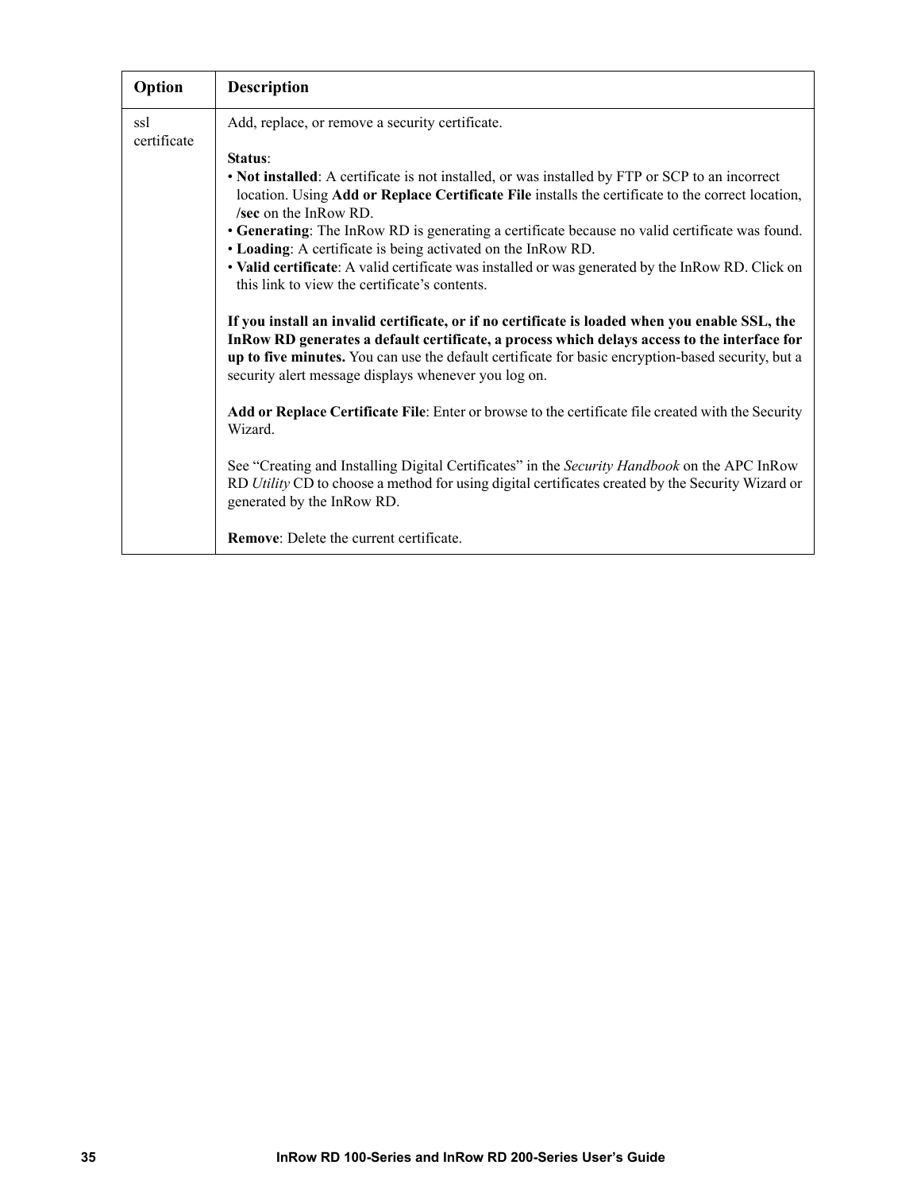| Option | Description |
| --- | --- |
| ssl certificate | Add, replace, or remove a security certificate.<br><br>**Status**:<br>• **Not installed**: A certificate is not installed, or was installed by FTP or SCP to an incorrect location. Using **Add or Replace Certificate File** installs the certificate to the correct location, **/sec** on the InRow RD.<br>• **Generating**: The InRow RD is generating a certificate because no valid certificate was found.<br>• **Loading**: A certificate is being activated on the InRow RD.<br>• **Valid certificate**: A valid certificate was installed or was generated by the InRow RD. Click on this link to view the certificate's contents.<br><br>**If you install an invalid certificate, or if no certificate is loaded when you enable SSL, the InRow RD generates a default certificate, a process which delays access to the interface for up to five minutes.** You can use the default certificate for basic encryption-based security, but a security alert message displays whenever you log on.<br><br>**Add or Replace Certificate File**: Enter or browse to the certificate file created with the Security Wizard.<br><br>See "Creating and Installing Digital Certificates" in the *Security Handbook* on the APC InRow RD *Utility* CD to choose a method for using digital certificates created by the Security Wizard or generated by the InRow RD.<br><br>**Remove**: Delete the current certificate. |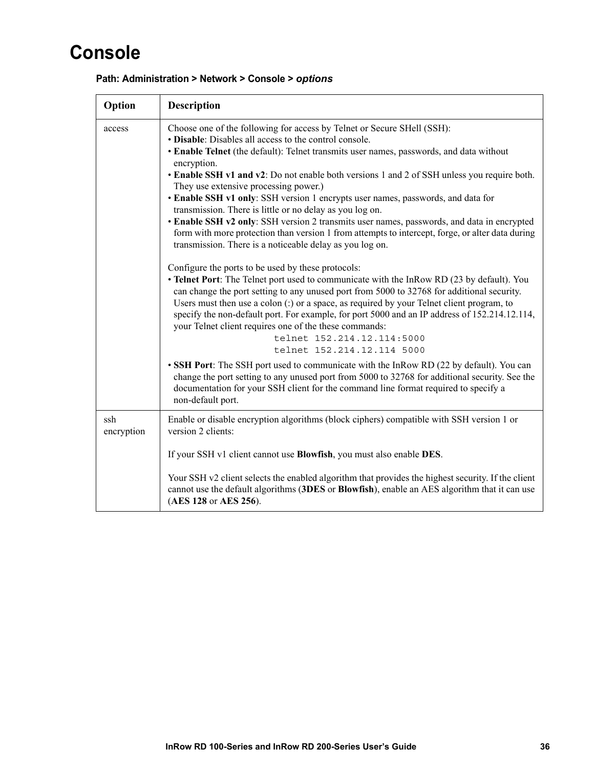# Console

**Path: Administration > Network > Console > *options***

| Option | Description |
|---|---|
| access | Choose one of the following for access by Telnet or Secure SHell (SSH):<br>• **Disable**: Disables all access to the control console.<br>• **Enable Telnet** (the default): Telnet transmits user names, passwords, and data without encryption.<br>• **Enable SSH v1 and v2**: Do not enable both versions 1 and 2 of SSH unless you require both. They use extensive processing power.)<br>• **Enable SSH v1 only**: SSH version 1 encrypts user names, passwords, and data for transmission. There is little or no delay as you log on.<br>• **Enable SSH v2 only**: SSH version 2 transmits user names, passwords, and data in encrypted form with more protection than version 1 from attempts to intercept, forge, or alter data during transmission. There is a noticeable delay as you log on.<br><br>Configure the ports to be used by these protocols:<br>• **Telnet Port**: The Telnet port used to communicate with the InRow RD (23 by default). You can change the port setting to any unused port from 5000 to 32768 for additional security. Users must then use a colon (:) or a space, as required by your Telnet client program, to specify the non-default port. For example, for port 5000 and an IP address of 152.214.12.114, your Telnet client requires one of the these commands:<br>`telnet 152.214.12.114:5000`<br>`telnet 152.214.12.114 5000`<br>• **SSH Port**: The SSH port used to communicate with the InRow RD (22 by default). You can change the port setting to any unused port from 5000 to 32768 for additional security. See the documentation for your SSH client for the command line format required to specify a non-default port. |
| ssh encryption | Enable or disable encryption algorithms (block ciphers) compatible with SSH version 1 or version 2 clients:<br><br>If your SSH v1 client cannot use **Blowfish**, you must also enable **DES**.<br><br>Your SSH v2 client selects the enabled algorithm that provides the highest security. If the client cannot use the default algorithms (**3DES** or **Blowfish**), enable an AES algorithm that it can use (**AES 128** or **AES 256**). |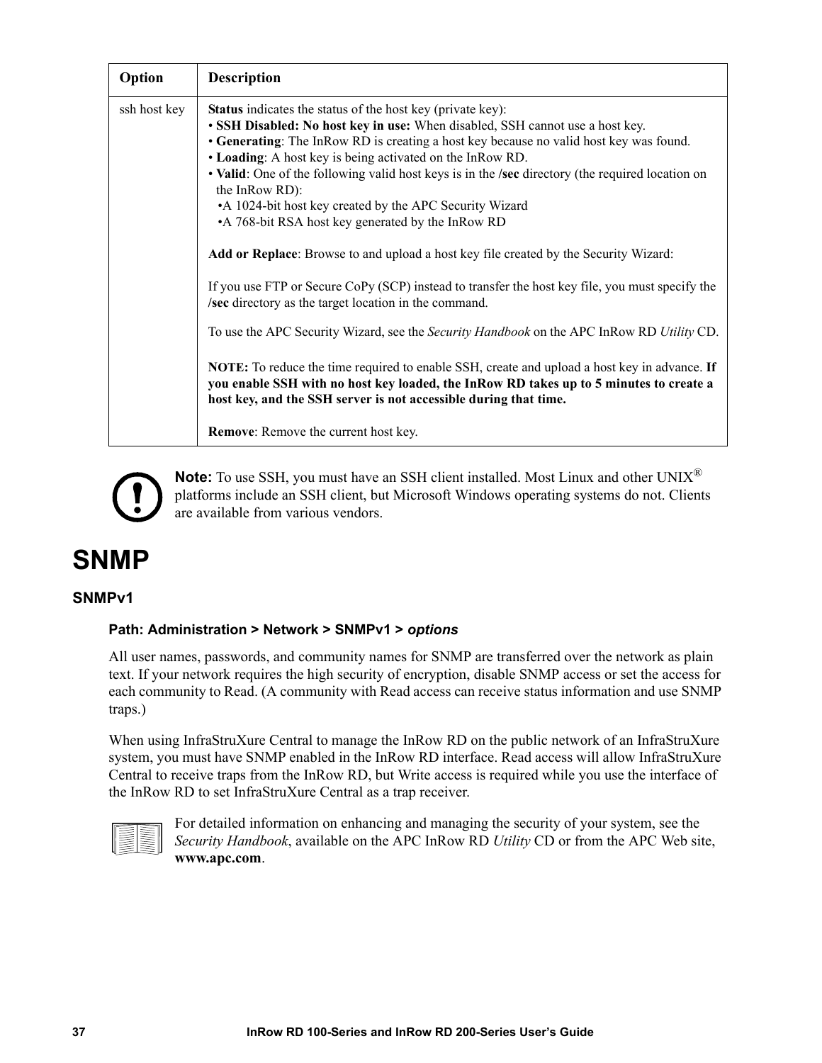| Option | Description |
| --- | --- |
| ssh host key | **Status** indicates the status of the host key (private key):<br>• **SSH Disabled: No host key in use:** When disabled, SSH cannot use a host key.<br>• **Generating**: The InRow RD is creating a host key because no valid host key was found.<br>• **Loading**: A host key is being activated on the InRow RD.<br>• **Valid**: One of the following valid host keys is in the **/sec** directory (the required location on the InRow RD):<br>•A 1024-bit host key created by the APC Security Wizard<br>•A 768-bit RSA host key generated by the InRow RD<br><br>**Add or Replace**: Browse to and upload a host key file created by the Security Wizard:<br><br>If you use FTP or Secure CoPy (SCP) instead to transfer the host key file, you must specify the **/sec** directory as the target location in the command.<br><br>To use the APC Security Wizard, see the *Security Handbook* on the APC InRow RD *Utility* CD.<br><br>**NOTE:** To reduce the time required to enable SSH, create and upload a host key in advance. **If you enable SSH with no host key loaded, the InRow RD takes up to 5 minutes to create a host key, and the SSH server is not accessible during that time.**<br><br>**Remove**: Remove the current host key. |

**Note:** To use SSH, you must have an SSH client installed. Most Linux and other UNIX® platforms include an SSH client, but Microsoft Windows operating systems do not. Clients are available from various vendors.

# SNMP

## SNMPv1

### Path: Administration > Network > SNMPv1 > *options*

All user names, passwords, and community names for SNMP are transferred over the network as plain text. If your network requires the high security of encryption, disable SNMP access or set the access for each community to Read. (A community with Read access can receive status information and use SNMP traps.)

When using InfraStruXure Central to manage the InRow RD on the public network of an InfraStruXure system, you must have SNMP enabled in the InRow RD interface. Read access will allow InfraStruXure Central to receive traps from the InRow RD, but Write access is required while you use the interface of the InRow RD to set InfraStruXure Central as a trap receiver.

For detailed information on enhancing and managing the security of your system, see the *Security Handbook*, available on the APC InRow RD *Utility* CD or from the APC Web site, **www.apc.com**.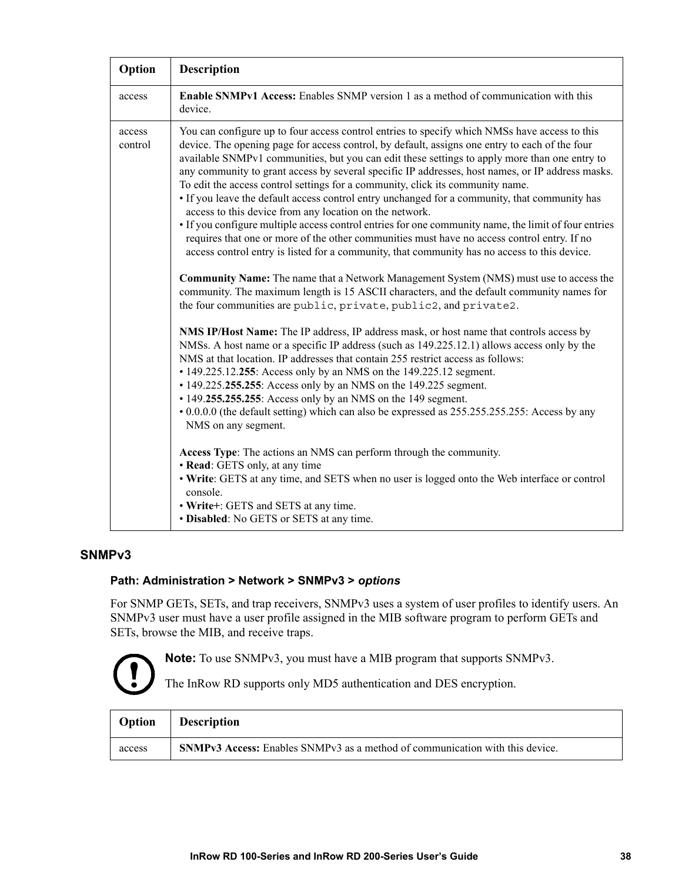| Option | Description |
| --- | --- |
| access | **Enable SNMPv1 Access:** Enables SNMP version 1 as a method of communication with this device. |
| access control | You can configure up to four access control entries to specify which NMSs have access to this device. The opening page for access control, by default, assigns one entry to each of the four available SNMPv1 communities, but you can edit these settings to apply more than one entry to any community to grant access by several specific IP addresses, host names, or IP address masks. To edit the access control settings for a community, click its community name.<br>• If you leave the default access control entry unchanged for a community, that community has access to this device from any location on the network.<br>• If you configure multiple access control entries for one community name, the limit of four entries requires that one or more of the other communities must have no access control entry. If no access control entry is listed for a community, that community has no access to this device.<br><br>**Community Name:** The name that a Network Management System (NMS) must use to access the community. The maximum length is 15 ASCII characters, and the default community names for the four communities are `public`, `private`, `public2`, and `private2`.<br><br>**NMS IP/Host Name:** The IP address, IP address mask, or host name that controls access by NMSs. A host name or a specific IP address (such as 149.225.12.1) allows access only by the NMS at that location. IP addresses that contain 255 restrict access as follows:<br>• 149.225.12.**255**: Access only by an NMS on the 149.225.12 segment.<br>• 149.225.**255.255**: Access only by an NMS on the 149.225 segment.<br>• 149.**255.255.255**: Access only by an NMS on the 149 segment.<br>• 0.0.0.0 (the default setting) which can also be expressed as 255.255.255.255: Access by any NMS on any segment.<br><br>**Access Type**: The actions an NMS can perform through the community.<br>• **Read**: GETS only, at any time<br>• **Write**: GETS at any time, and SETS when no user is logged onto the Web interface or control console.<br>• **Write+**: GETS and SETS at any time.<br>• **Disabled**: No GETS or SETS at any time. |

## SNMPv3

### Path: Administration > Network > SNMPv3 > *options*

For SNMP GETs, SETs, and trap receivers, SNMPv3 uses a system of user profiles to identify users. An SNMPv3 user must have a user profile assigned in the MIB software program to perform GETs and SETs, browse the MIB, and receive traps.

**Note:** To use SNMPv3, you must have a MIB program that supports SNMPv3.

The InRow RD supports only MD5 authentication and DES encryption.

| Option | Description |
| --- | --- |
| access | **SNMPv3 Access:** Enables SNMPv3 as a method of communication with this device. |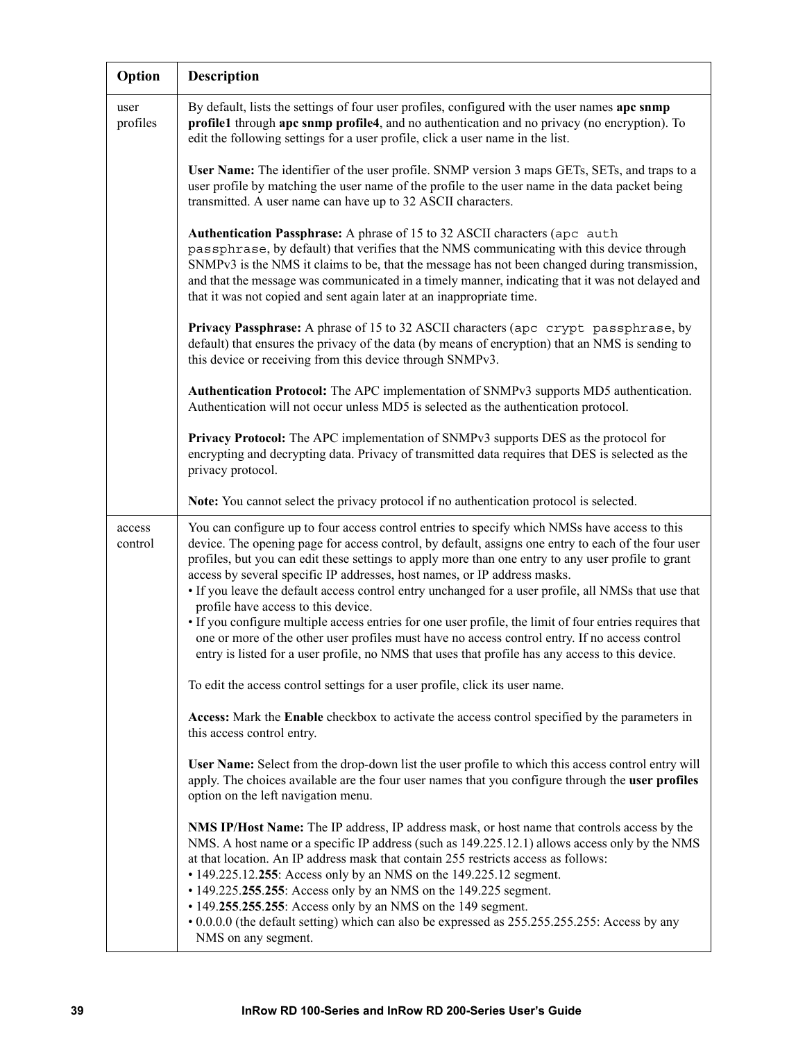| Option | Description |
|---|---|
| user profiles | By default, lists the settings of four user profiles, configured with the user names **apc snmp profile1** through **apc snmp profile4**, and no authentication and no privacy (no encryption). To edit the following settings for a user profile, click a user name in the list.<br><br>**User Name:** The identifier of the user profile. SNMP version 3 maps GETs, SETs, and traps to a user profile by matching the user name of the profile to the user name in the data packet being transmitted. A user name can have up to 32 ASCII characters.<br><br>**Authentication Passphrase:** A phrase of 15 to 32 ASCII characters (`apc auth passphrase`, by default) that verifies that the NMS communicating with this device through SNMPv3 is the NMS it claims to be, that the message has not been changed during transmission, and that the message was communicated in a timely manner, indicating that it was not delayed and that it was not copied and sent again later at an inappropriate time.<br><br>**Privacy Passphrase:** A phrase of 15 to 32 ASCII characters (`apc crypt passphrase`, by default) that ensures the privacy of the data (by means of encryption) that an NMS is sending to this device or receiving from this device through SNMPv3.<br><br>**Authentication Protocol:** The APC implementation of SNMPv3 supports MD5 authentication. Authentication will not occur unless MD5 is selected as the authentication protocol.<br><br>**Privacy Protocol:** The APC implementation of SNMPv3 supports DES as the protocol for encrypting and decrypting data. Privacy of transmitted data requires that DES is selected as the privacy protocol.<br><br>**Note:** You cannot select the privacy protocol if no authentication protocol is selected. |
| access control | You can configure up to four access control entries to specify which NMSs have access to this device. The opening page for access control, by default, assigns one entry to each of the four user profiles, but you can edit these settings to apply more than one entry to any user profile to grant access by several specific IP addresses, host names, or IP address masks.<br>• If you leave the default access control entry unchanged for a user profile, all NMSs that use that profile have access to this device.<br>• If you configure multiple access entries for one user profile, the limit of four entries requires that one or more of the other user profiles must have no access control entry. If no access control entry is listed for a user profile, no NMS that uses that profile has any access to this device.<br><br>To edit the access control settings for a user profile, click its user name.<br><br>**Access:** Mark the **Enable** checkbox to activate the access control specified by the parameters in this access control entry.<br><br>**User Name:** Select from the drop-down list the user profile to which this access control entry will apply. The choices available are the four user names that you configure through the **user profiles** option on the left navigation menu.<br><br>**NMS IP/Host Name:** The IP address, IP address mask, or host name that controls access by the NMS. A host name or a specific IP address (such as 149.225.12.1) allows access only by the NMS at that location. An IP address mask that contain 255 restricts access as follows:<br>• 149.225.12.**255**: Access only by an NMS on the 149.225.12 segment.<br>• 149.225.**255**.**255**: Access only by an NMS on the 149.225 segment.<br>• 149.**255**.**255**.**255**: Access only by an NMS on the 149 segment.<br>• 0.0.0.0 (the default setting) which can also be expressed as 255.255.255.255: Access by any NMS on any segment. |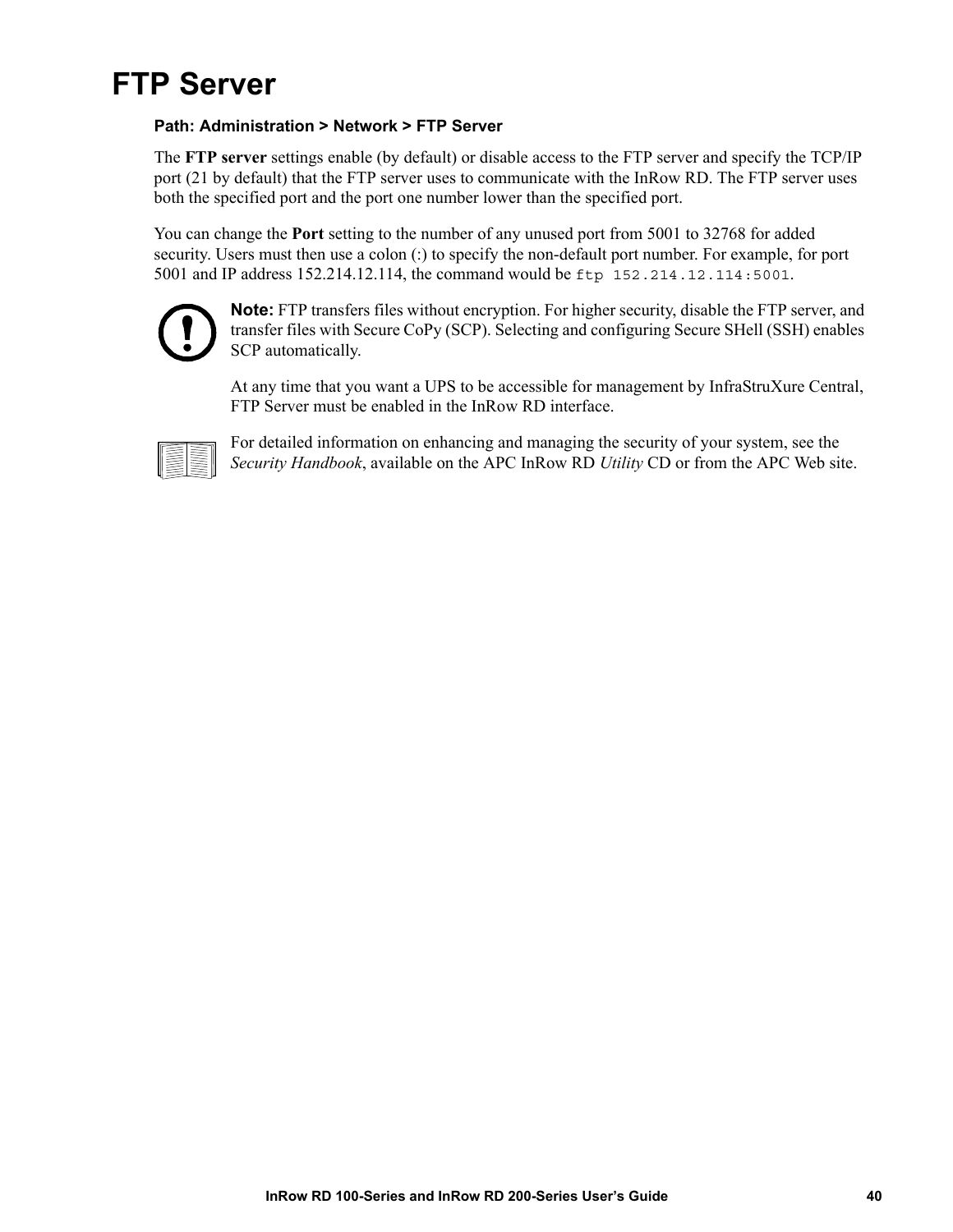# FTP Server

**Path: Administration > Network > FTP Server**

The **FTP server** settings enable (by default) or disable access to the FTP server and specify the TCP/IP port (21 by default) that the FTP server uses to communicate with the InRow RD. The FTP server uses both the specified port and the port one number lower than the specified port.

You can change the **Port** setting to the number of any unused port from 5001 to 32768 for added security. Users must then use a colon (:) to specify the non-default port number. For example, for port 5001 and IP address 152.214.12.114, the command would be `ftp 152.214.12.114:5001`.

**Note:** FTP transfers files without encryption. For higher security, disable the FTP server, and transfer files with Secure CoPy (SCP). Selecting and configuring Secure SHell (SSH) enables SCP automatically.

At any time that you want a UPS to be accessible for management by InfraStruXure Central, FTP Server must be enabled in the InRow RD interface.

For detailed information on enhancing and managing the security of your system, see the *Security Handbook*, available on the APC InRow RD *Utility* CD or from the APC Web site.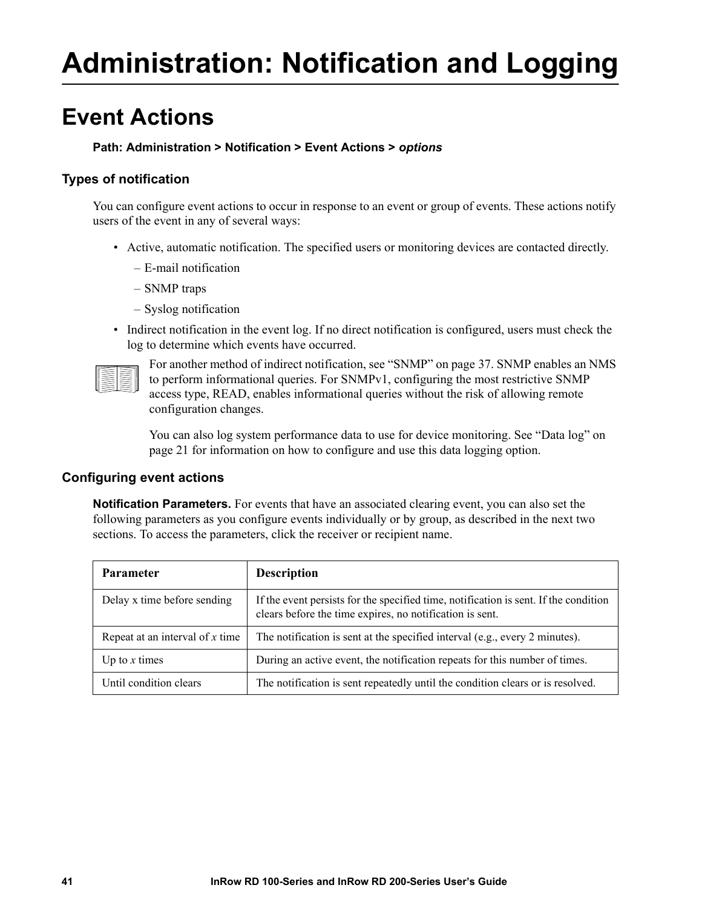# Administration: Notification and Logging

## Event Actions

**Path: Administration > Notification > Event Actions >** ***options***

### Types of notification

You can configure event actions to occur in response to an event or group of events. These actions notify users of the event in any of several ways:

- Active, automatic notification. The specified users or monitoring devices are contacted directly.
  - E-mail notification
  - SNMP traps
  - Syslog notification
- Indirect notification in the event log. If no direct notification is configured, users must check the log to determine which events have occurred.

For another method of indirect notification, see "SNMP" on page 37. SNMP enables an NMS to perform informational queries. For SNMPv1, configuring the most restrictive SNMP access type, READ, enables informational queries without the risk of allowing remote configuration changes.

You can also log system performance data to use for device monitoring. See "Data log" on page 21 for information on how to configure and use this data logging option.

### Configuring event actions

**Notification Parameters.** For events that have an associated clearing event, you can also set the following parameters as you configure events individually or by group, as described in the next two sections. To access the parameters, click the receiver or recipient name.

| Parameter | Description |
|---|---|
| Delay x time before sending | If the event persists for the specified time, notification is sent. If the condition clears before the time expires, no notification is sent. |
| Repeat at an interval of *x* time | The notification is sent at the specified interval (e.g., every 2 minutes). |
| Up to *x* times | During an active event, the notification repeats for this number of times. |
| Until condition clears | The notification is sent repeatedly until the condition clears or is resolved. |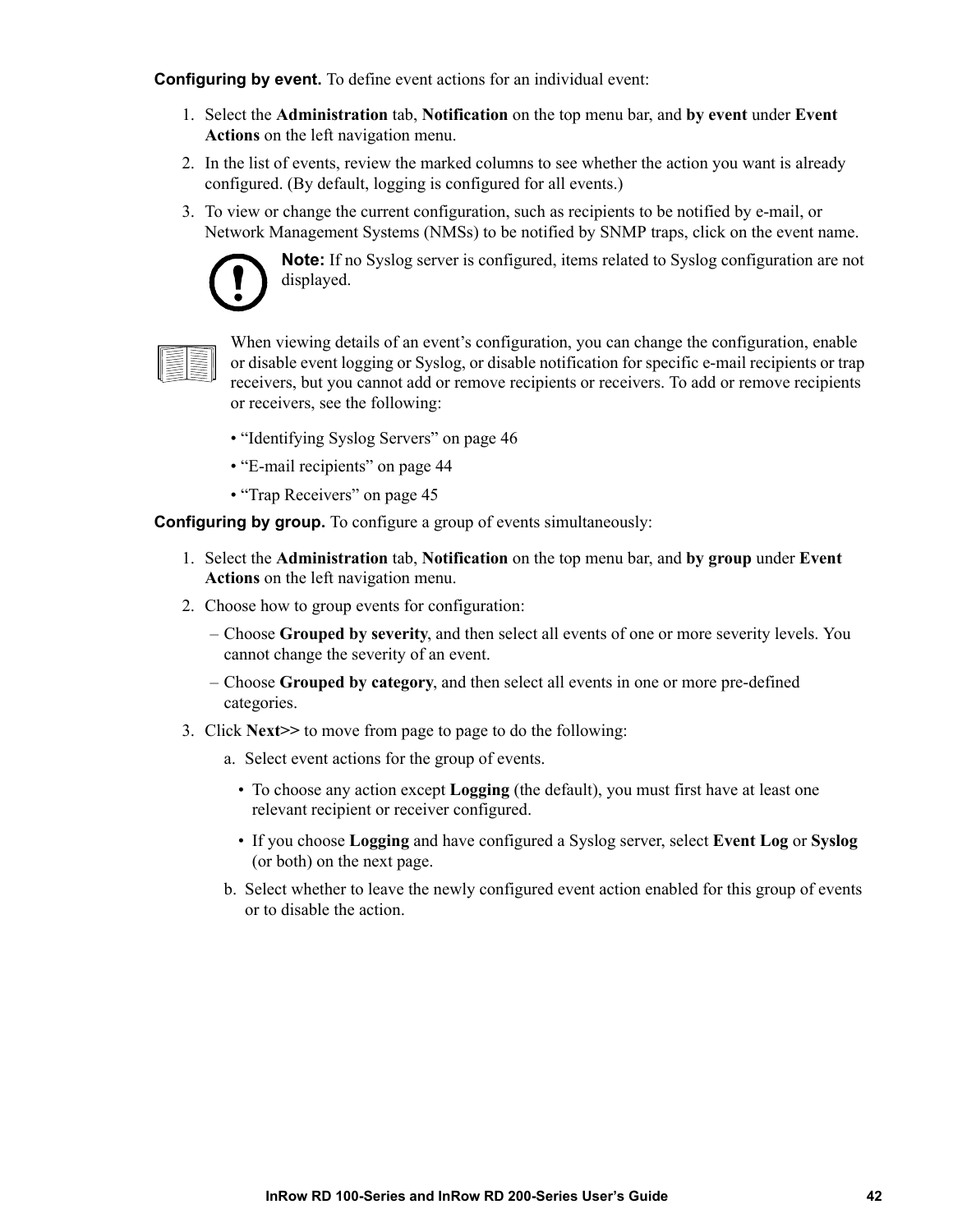**Configuring by event.** To define event actions for an individual event:

1. Select the **Administration** tab, **Notification** on the top menu bar, and **by event** under **Event Actions** on the left navigation menu.
2. In the list of events, review the marked columns to see whether the action you want is already configured. (By default, logging is configured for all events.)
3. To view or change the current configuration, such as recipients to be notified by e-mail, or Network Management Systems (NMSs) to be notified by SNMP traps, click on the event name.

**Note:** If no Syslog server is configured, items related to Syslog configuration are not displayed.

When viewing details of an event's configuration, you can change the configuration, enable or disable event logging or Syslog, or disable notification for specific e-mail recipients or trap receivers, but you cannot add or remove recipients or receivers. To add or remove recipients or receivers, see the following:

- "Identifying Syslog Servers" on page 46
- "E-mail recipients" on page 44
- "Trap Receivers" on page 45

**Configuring by group.** To configure a group of events simultaneously:

1. Select the **Administration** tab, **Notification** on the top menu bar, and **by group** under **Event Actions** on the left navigation menu.
2. Choose how to group events for configuration:
   – Choose **Grouped by severity**, and then select all events of one or more severity levels. You cannot change the severity of an event.
   – Choose **Grouped by category**, and then select all events in one or more pre-defined categories.
3. Click **Next>>** to move from page to page to do the following:
   a. Select event actions for the group of events.
      - To choose any action except **Logging** (the default), you must first have at least one relevant recipient or receiver configured.
      - If you choose **Logging** and have configured a Syslog server, select **Event Log** or **Syslog** (or both) on the next page.

   b. Select whether to leave the newly configured event action enabled for this group of events or to disable the action.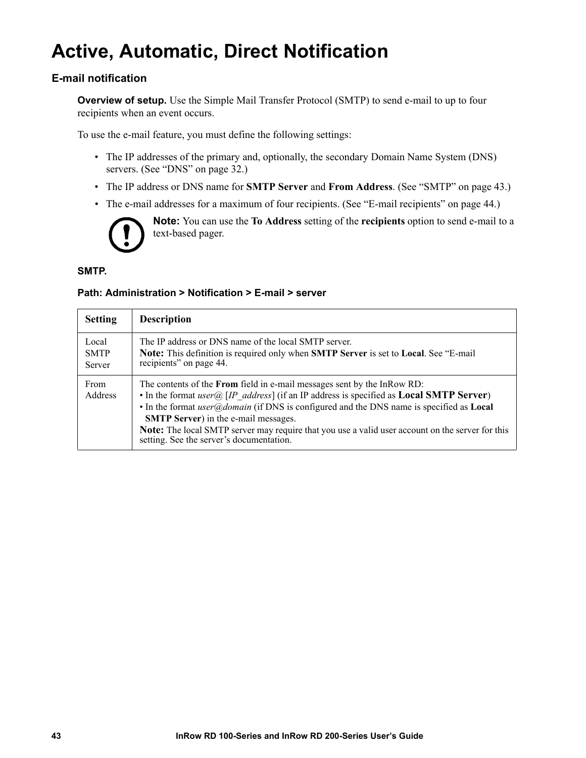# Active, Automatic, Direct Notification

## E-mail notification

**Overview of setup.** Use the Simple Mail Transfer Protocol (SMTP) to send e-mail to up to four recipients when an event occurs.

To use the e-mail feature, you must define the following settings:

- The IP addresses of the primary and, optionally, the secondary Domain Name System (DNS) servers. (See “DNS” on page 32.)
- The IP address or DNS name for **SMTP Server** and **From Address**. (See “SMTP” on page 43.)
- The e-mail addresses for a maximum of four recipients. (See “E-mail recipients” on page 44.)

**Note:** You can use the **To Address** setting of the **recipients** option to send e-mail to a text-based pager.

**SMTP.**

**Path: Administration > Notification > E-mail > server**

| Setting | Description |
| --- | --- |
| Local SMTP Server | The IP address or DNS name of the local SMTP server.<br>**Note:** This definition is required only when **SMTP Server** is set to **Local**. See “E-mail recipients” on page 44. |
| From Address | The contents of the **From** field in e-mail messages sent by the InRow RD:<br>• In the format *user@* [*IP_address*] (if an IP address is specified as **Local SMTP Server**)<br>• In the format *user@domain* (if DNS is configured and the DNS name is specified as **Local SMTP Server**) in the e-mail messages.<br>**Note:** The local SMTP server may require that you use a valid user account on the server for this setting. See the server’s documentation. |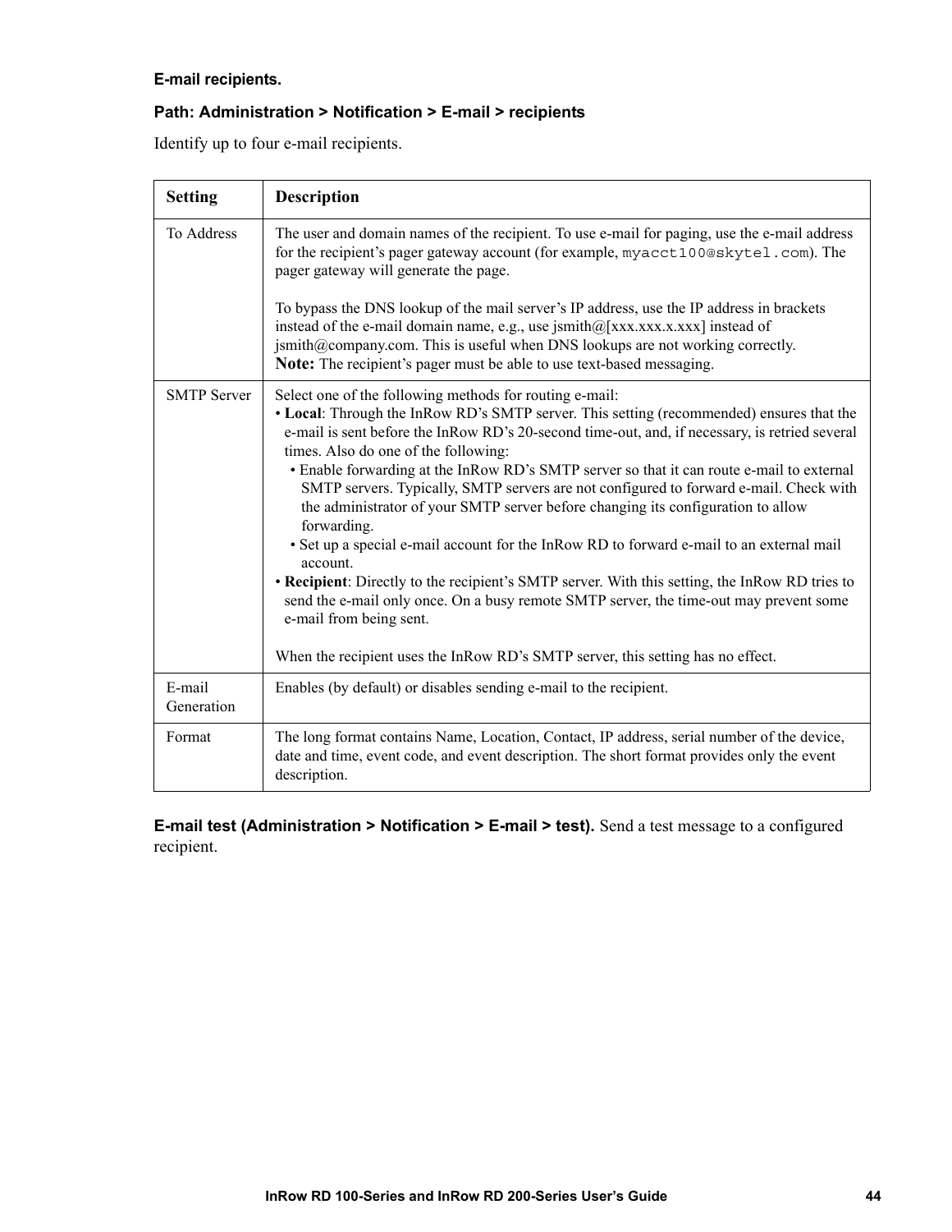**E-mail recipients.**

**Path: Administration > Notification > E-mail > recipients**

Identify up to four e-mail recipients.

| Setting | Description |
|---|---|
| To Address | The user and domain names of the recipient. To use e-mail for paging, use the e-mail address for the recipient's pager gateway account (for example, `myacct100@skytel.com`). The pager gateway will generate the page.<br><br>To bypass the DNS lookup of the mail server's IP address, use the IP address in brackets instead of the e-mail domain name, e.g., use jsmith@[xxx.xxx.x.xxx] instead of jsmith@company.com. This is useful when DNS lookups are not working correctly.<br>**Note:** The recipient's pager must be able to use text-based messaging. |
| SMTP Server | Select one of the following methods for routing e-mail:<br>• **Local**: Through the InRow RD's SMTP server. This setting (recommended) ensures that the e-mail is sent before the InRow RD's 20-second time-out, and, if necessary, is retried several times. Also do one of the following:<br>  • Enable forwarding at the InRow RD's SMTP server so that it can route e-mail to external SMTP servers. Typically, SMTP servers are not configured to forward e-mail. Check with the administrator of your SMTP server before changing its configuration to allow forwarding.<br>  • Set up a special e-mail account for the InRow RD to forward e-mail to an external mail account.<br>• **Recipient**: Directly to the recipient's SMTP server. With this setting, the InRow RD tries to send the e-mail only once. On a busy remote SMTP server, the time-out may prevent some e-mail from being sent.<br><br>When the recipient uses the InRow RD's SMTP server, this setting has no effect. |
| E-mail Generation | Enables (by default) or disables sending e-mail to the recipient. |
| Format | The long format contains Name, Location, Contact, IP address, serial number of the device, date and time, event code, and event description. The short format provides only the event description. |

**E-mail test (Administration > Notification > E-mail > test).** Send a test message to a configured recipient.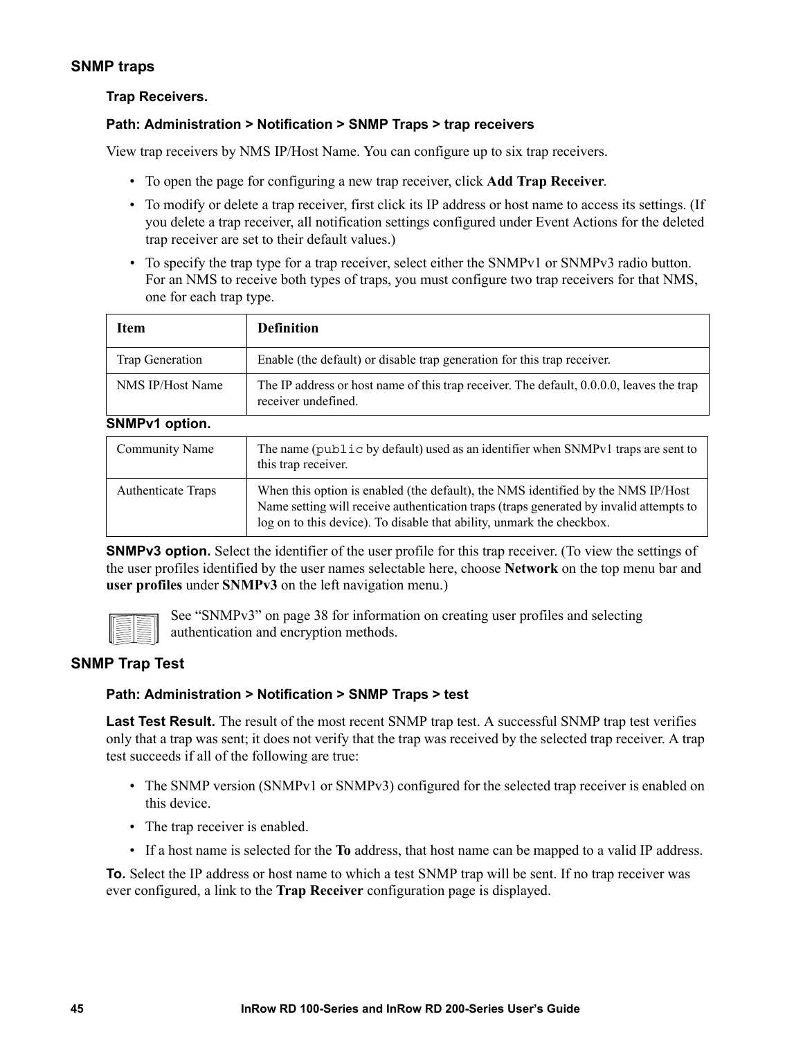## SNMP traps

### Trap Receivers.

**Path: Administration > Notification > SNMP Traps > trap receivers**

View trap receivers by NMS IP/Host Name. You can configure up to six trap receivers.

- To open the page for configuring a new trap receiver, click **Add Trap Receiver**.
- To modify or delete a trap receiver, first click its IP address or host name to access its settings. (If you delete a trap receiver, all notification settings configured under Event Actions for the deleted trap receiver are set to their default values.)
- To specify the trap type for a trap receiver, select either the SNMPv1 or SNMPv3 radio button. For an NMS to receive both types of traps, you must configure two trap receivers for that NMS, one for each trap type.

| Item | Definition |
|---|---|
| Trap Generation | Enable (the default) or disable trap generation for this trap receiver. |
| NMS IP/Host Name | The IP address or host name of this trap receiver. The default, 0.0.0.0, leaves the trap receiver undefined. |
| **SNMPv1 option.** | |
| Community Name | The name (`public` by default) used as an identifier when SNMPv1 traps are sent to this trap receiver. |
| Authenticate Traps | When this option is enabled (the default), the NMS identified by the NMS IP/Host Name setting will receive authentication traps (traps generated by invalid attempts to log on to this device). To disable that ability, unmark the checkbox. |

**SNMPv3 option.** Select the identifier of the user profile for this trap receiver. (To view the settings of the user profiles identified by the user names selectable here, choose **Network** on the top menu bar and **user profiles** under **SNMPv3** on the left navigation menu.)

See "SNMPv3" on page 38 for information on creating user profiles and selecting authentication and encryption methods.

## SNMP Trap Test

**Path: Administration > Notification > SNMP Traps > test**

**Last Test Result.** The result of the most recent SNMP trap test. A successful SNMP trap test verifies only that a trap was sent; it does not verify that the trap was received by the selected trap receiver. A trap test succeeds if all of the following are true:

- The SNMP version (SNMPv1 or SNMPv3) configured for the selected trap receiver is enabled on this device.
- The trap receiver is enabled.
- If a host name is selected for the **To** address, that host name can be mapped to a valid IP address.

**To.** Select the IP address or host name to which a test SNMP trap will be sent. If no trap receiver was ever configured, a link to the **Trap Receiver** configuration page is displayed.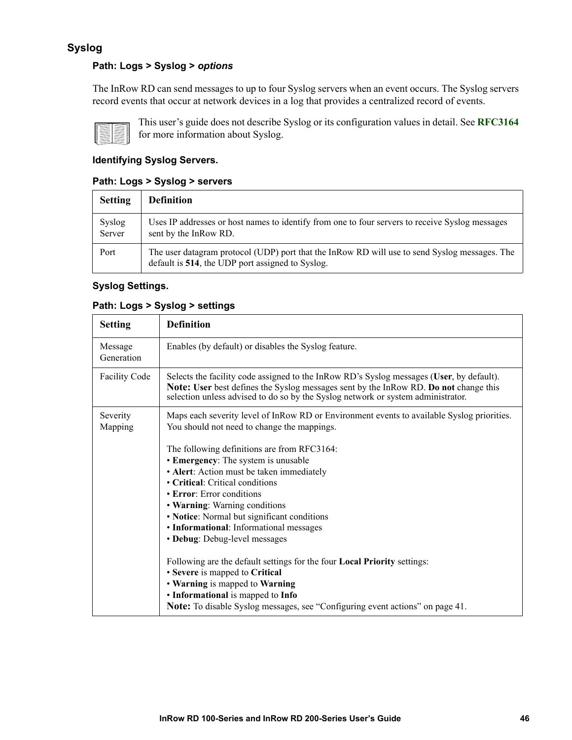## Syslog

**Path: Logs > Syslog > *options***

The InRow RD can send messages to up to four Syslog servers when an event occurs. The Syslog servers record events that occur at network devices in a log that provides a centralized record of events.

This user's guide does not describe Syslog or its configuration values in detail. See **RFC3164** for more information about Syslog.

### Identifying Syslog Servers.

**Path: Logs > Syslog > servers**

| Setting | Definition |
|---|---|
| Syslog Server | Uses IP addresses or host names to identify from one to four servers to receive Syslog messages sent by the InRow RD. |
| Port | The user datagram protocol (UDP) port that the InRow RD will use to send Syslog messages. The default is **514**, the UDP port assigned to Syslog. |

### Syslog Settings.

**Path: Logs > Syslog > settings**

| Setting | Definition |
|---|---|
| Message Generation | Enables (by default) or disables the Syslog feature. |
| Facility Code | Selects the facility code assigned to the InRow RD's Syslog messages (**User**, by default). **Note: User** best defines the Syslog messages sent by the InRow RD. **Do not** change this selection unless advised to do so by the Syslog network or system administrator. |
| Severity Mapping | Maps each severity level of InRow RD or Environment events to available Syslog priorities. You should not need to change the mappings.<br><br>The following definitions are from RFC3164:<br>• **Emergency**: The system is unusable<br>• **Alert**: Action must be taken immediately<br>• **Critical**: Critical conditions<br>• **Error**: Error conditions<br>• **Warning**: Warning conditions<br>• **Notice**: Normal but significant conditions<br>• **Informational**: Informational messages<br>• **Debug**: Debug-level messages<br><br>Following are the default settings for the four **Local Priority** settings:<br>• **Severe** is mapped to **Critical**<br>• **Warning** is mapped to **Warning**<br>• **Informational** is mapped to **Info**<br>**Note:** To disable Syslog messages, see "Configuring event actions" on page 41. |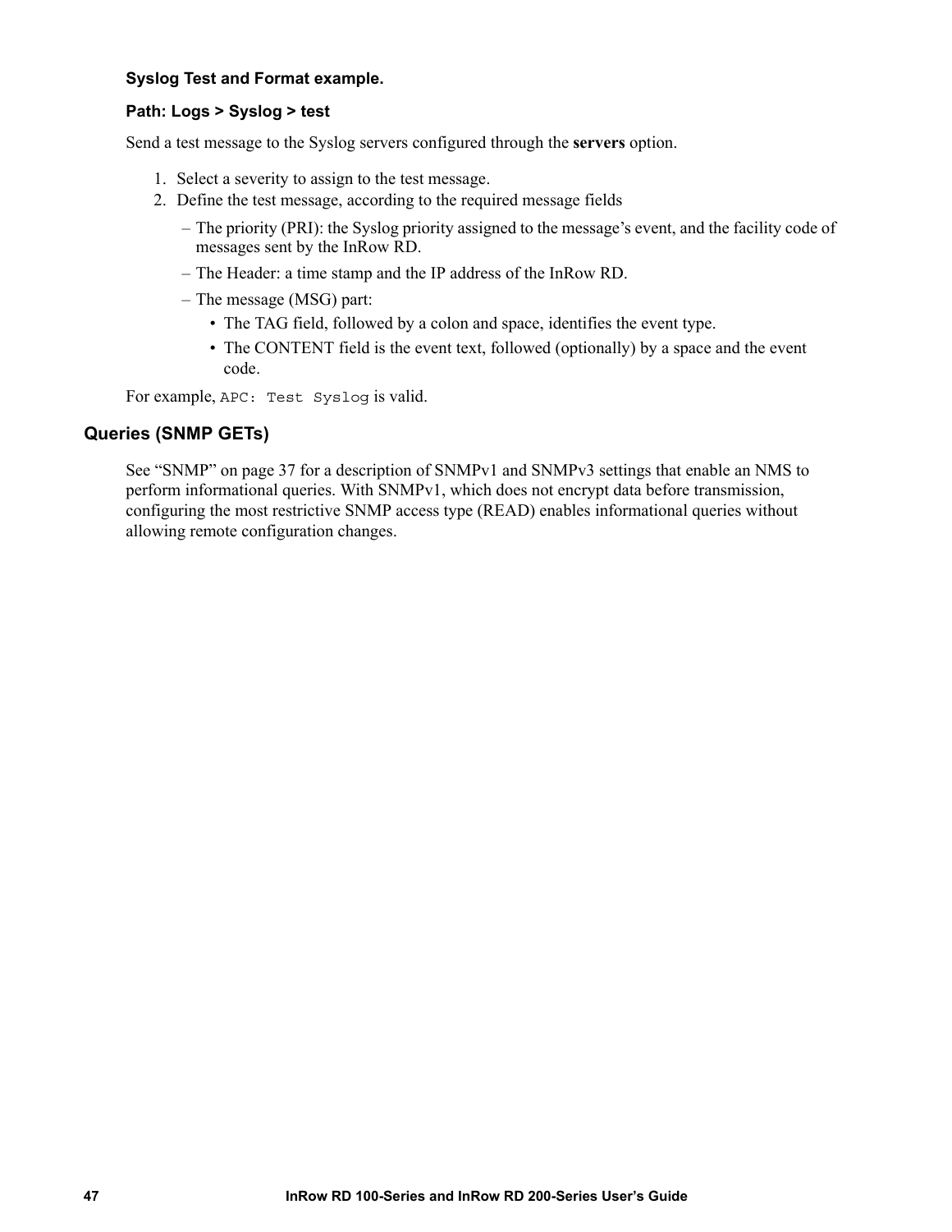**Syslog Test and Format example.**

**Path: Logs > Syslog > test**

Send a test message to the Syslog servers configured through the **servers** option.

1. Select a severity to assign to the test message.
2. Define the test message, according to the required message fields
   – The priority (PRI): the Syslog priority assigned to the message's event, and the facility code of messages sent by the InRow RD.
   – The Header: a time stamp and the IP address of the InRow RD.
   – The message (MSG) part:
     - The TAG field, followed by a colon and space, identifies the event type.
     - The CONTENT field is the event text, followed (optionally) by a space and the event code.

For example, `APC: Test Syslog` is valid.

### Queries (SNMP GETs)

See "SNMP" on page 37 for a description of SNMPv1 and SNMPv3 settings that enable an NMS to perform informational queries. With SNMPv1, which does not encrypt data before transmission, configuring the most restrictive SNMP access type (READ) enables informational queries without allowing remote configuration changes.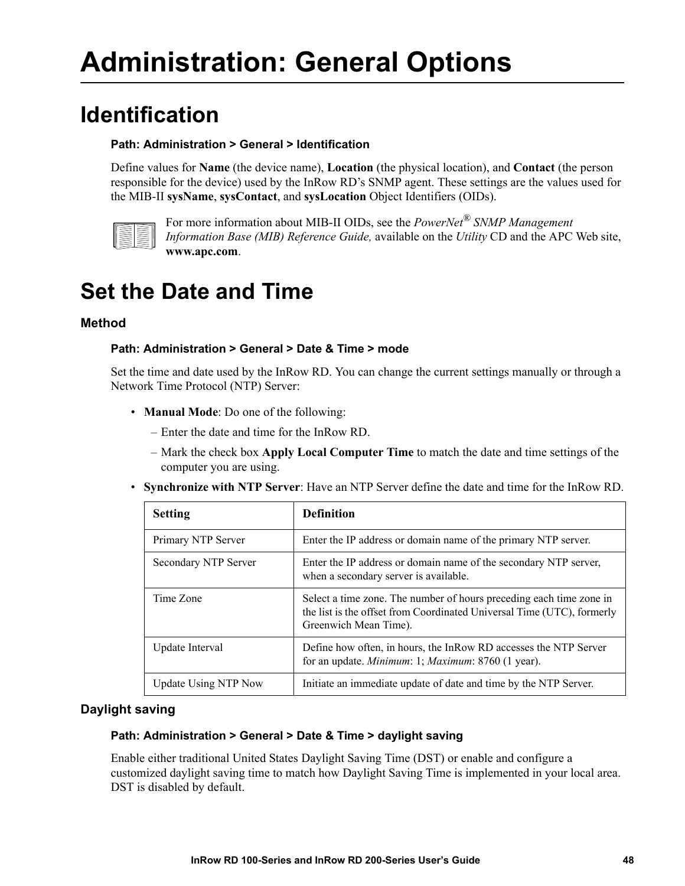# Administration: General Options

## Identification

**Path: Administration > General > Identification**

Define values for **Name** (the device name), **Location** (the physical location), and **Contact** (the person responsible for the device) used by the InRow RD's SNMP agent. These settings are the values used for the MIB-II **sysName**, **sysContact**, and **sysLocation** Object Identifiers (OIDs).

For more information about MIB-II OIDs, see the *PowerNet® SNMP Management Information Base (MIB) Reference Guide,* available on the *Utility* CD and the APC Web site, **www.apc.com**.

## Set the Date and Time

### Method

**Path: Administration > General > Date & Time > mode**

Set the time and date used by the InRow RD. You can change the current settings manually or through a Network Time Protocol (NTP) Server:

- **Manual Mode**: Do one of the following:
  - Enter the date and time for the InRow RD.
  - Mark the check box **Apply Local Computer Time** to match the date and time settings of the computer you are using.
- **Synchronize with NTP Server**: Have an NTP Server define the date and time for the InRow RD.

| Setting | Definition |
| --- | --- |
| Primary NTP Server | Enter the IP address or domain name of the primary NTP server. |
| Secondary NTP Server | Enter the IP address or domain name of the secondary NTP server, when a secondary server is available. |
| Time Zone | Select a time zone. The number of hours preceding each time zone in the list is the offset from Coordinated Universal Time (UTC), formerly Greenwich Mean Time). |
| Update Interval | Define how often, in hours, the InRow RD accesses the NTP Server for an update. *Minimum*: 1; *Maximum*: 8760 (1 year). |
| Update Using NTP Now | Initiate an immediate update of date and time by the NTP Server. |

### Daylight saving

**Path: Administration > General > Date & Time > daylight saving**

Enable either traditional United States Daylight Saving Time (DST) or enable and configure a customized daylight saving time to match how Daylight Saving Time is implemented in your local area. DST is disabled by default.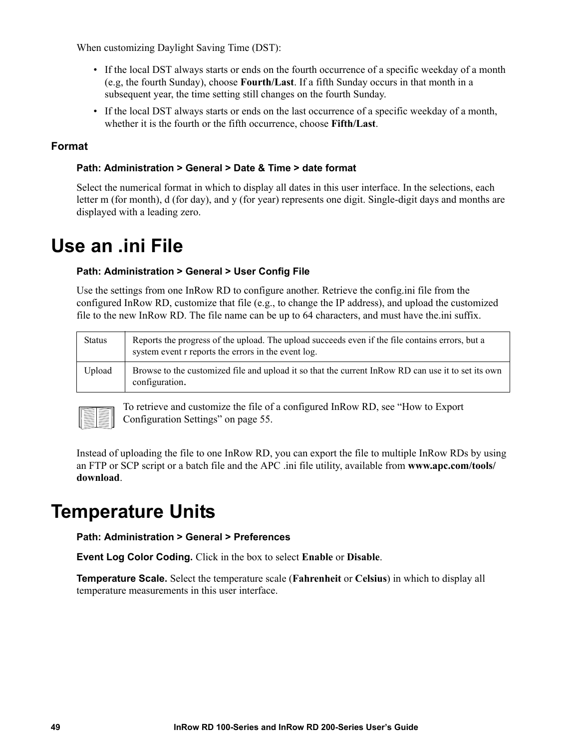When customizing Daylight Saving Time (DST):

- If the local DST always starts or ends on the fourth occurrence of a specific weekday of a month (e.g, the fourth Sunday), choose **Fourth/Last**. If a fifth Sunday occurs in that month in a subsequent year, the time setting still changes on the fourth Sunday.
- If the local DST always starts or ends on the last occurrence of a specific weekday of a month, whether it is the fourth or the fifth occurrence, choose **Fifth/Last**.

### Format

**Path: Administration > General > Date & Time > date format**

Select the numerical format in which to display all dates in this user interface. In the selections, each letter m (for month), d (for day), and y (for year) represents one digit. Single-digit days and months are displayed with a leading zero.

# Use an .ini File

**Path: Administration > General > User Config File**

Use the settings from one InRow RD to configure another. Retrieve the config.ini file from the configured InRow RD, customize that file (e.g., to change the IP address), and upload the customized file to the new InRow RD. The file name can be up to 64 characters, and must have the.ini suffix.

| | |
|---|---|
| Status | Reports the progress of the upload. The upload succeeds even if the file contains errors, but a system event r reports the errors in the event log. |
| Upload | Browse to the customized file and upload it so that the current InRow RD can use it to set its own configuration. |

To retrieve and customize the file of a configured InRow RD, see "How to Export Configuration Settings" on page 55.

Instead of uploading the file to one InRow RD, you can export the file to multiple InRow RDs by using an FTP or SCP script or a batch file and the APC .ini file utility, available from **www.apc.com/tools/download**.

# Temperature Units

**Path: Administration > General > Preferences**

**Event Log Color Coding.** Click in the box to select **Enable** or **Disable**.

**Temperature Scale.** Select the temperature scale (**Fahrenheit** or **Celsius**) in which to display all temperature measurements in this user interface.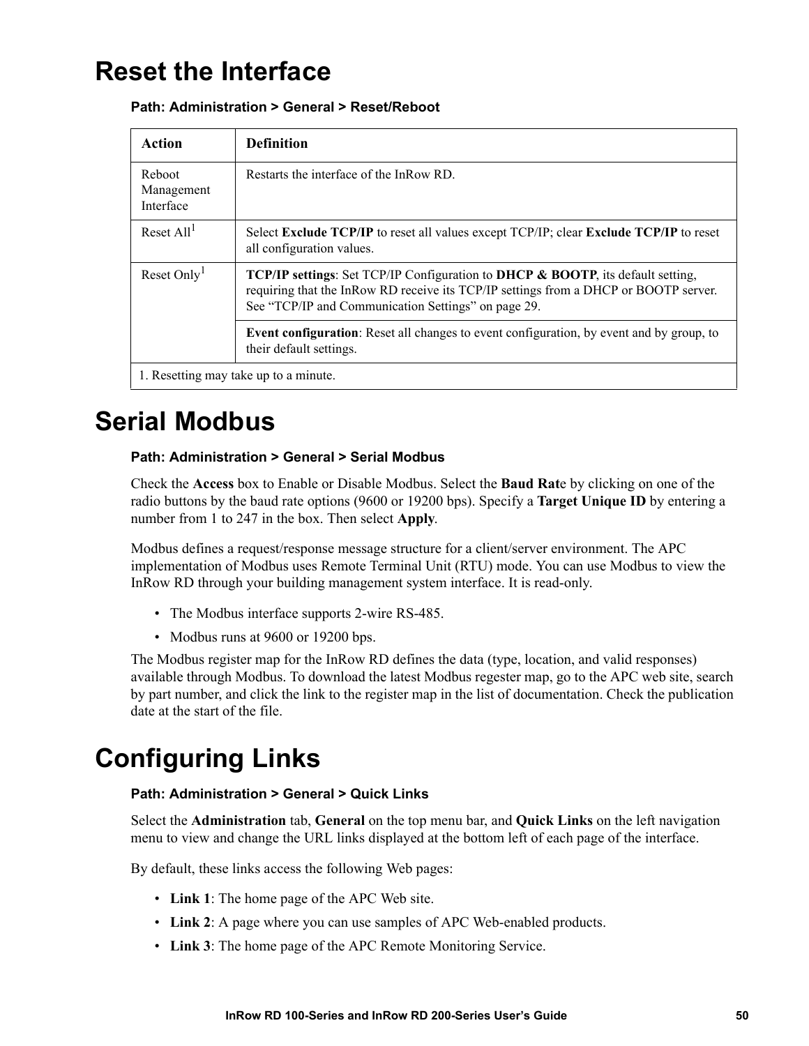# Reset the Interface

**Path: Administration > General > Reset/Reboot**

| Action | Definition |
| --- | --- |
| Reboot Management Interface | Restarts the interface of the InRow RD. |
| Reset All[1] | Select **Exclude TCP/IP** to reset all values except TCP/IP; clear **Exclude TCP/IP** to reset all configuration values. |
| Reset Only[1] | **TCP/IP settings**: Set TCP/IP Configuration to **DHCP & BOOTP**, its default setting, requiring that the InRow RD receive its TCP/IP settings from a DHCP or BOOTP server. See “TCP/IP and Communication Settings” on page 29. |
| | **Event configuration**: Reset all changes to event configuration, by event and by group, to their default settings. |
| 1. Resetting may take up to a minute. | |

# Serial Modbus

**Path: Administration > General > Serial Modbus**

Check the **Access** box to Enable or Disable Modbus. Select the **Baud Rat**e by clicking on one of the radio buttons by the baud rate options (9600 or 19200 bps). Specify a **Target Unique ID** by entering a number from 1 to 247 in the box. Then select **Apply**.

Modbus defines a request/response message structure for a client/server environment. The APC implementation of Modbus uses Remote Terminal Unit (RTU) mode. You can use Modbus to view the InRow RD through your building management system interface. It is read-only.

- The Modbus interface supports 2-wire RS-485.
- Modbus runs at 9600 or 19200 bps.

The Modbus register map for the InRow RD defines the data (type, location, and valid responses) available through Modbus. To download the latest Modbus regester map, go to the APC web site, search by part number, and click the link to the register map in the list of documentation. Check the publication date at the start of the file.

# Configuring Links

**Path: Administration > General > Quick Links**

Select the **Administration** tab, **General** on the top menu bar, and **Quick Links** on the left navigation menu to view and change the URL links displayed at the bottom left of each page of the interface.

By default, these links access the following Web pages:

- **Link 1**: The home page of the APC Web site.
- **Link 2**: A page where you can use samples of APC Web-enabled products.
- **Link 3**: The home page of the APC Remote Monitoring Service.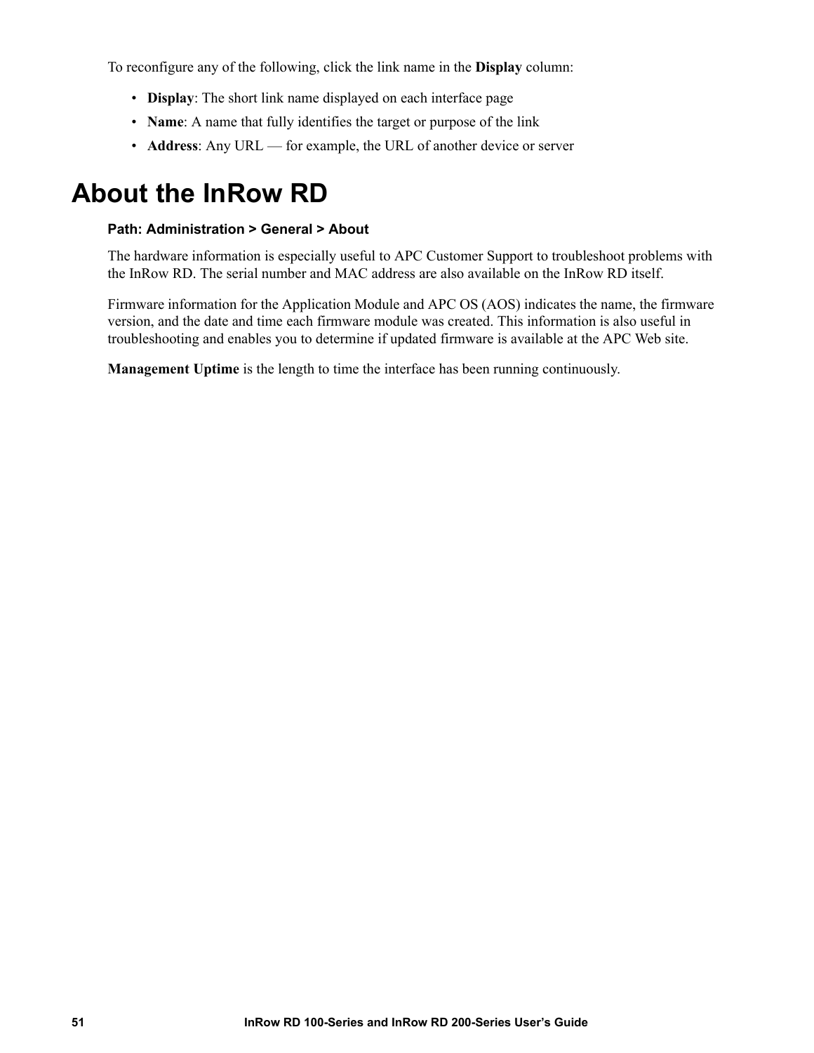To reconfigure any of the following, click the link name in the **Display** column:

- **Display**: The short link name displayed on each interface page
- **Name**: A name that fully identifies the target or purpose of the link
- **Address**: Any URL — for example, the URL of another device or server

# About the InRow RD

**Path: Administration > General > About**

The hardware information is especially useful to APC Customer Support to troubleshoot problems with the InRow RD. The serial number and MAC address are also available on the InRow RD itself.

Firmware information for the Application Module and APC OS (AOS) indicates the name, the firmware version, and the date and time each firmware module was created. This information is also useful in troubleshooting and enables you to determine if updated firmware is available at the APC Web site.

**Management Uptime** is the length to time the interface has been running continuously.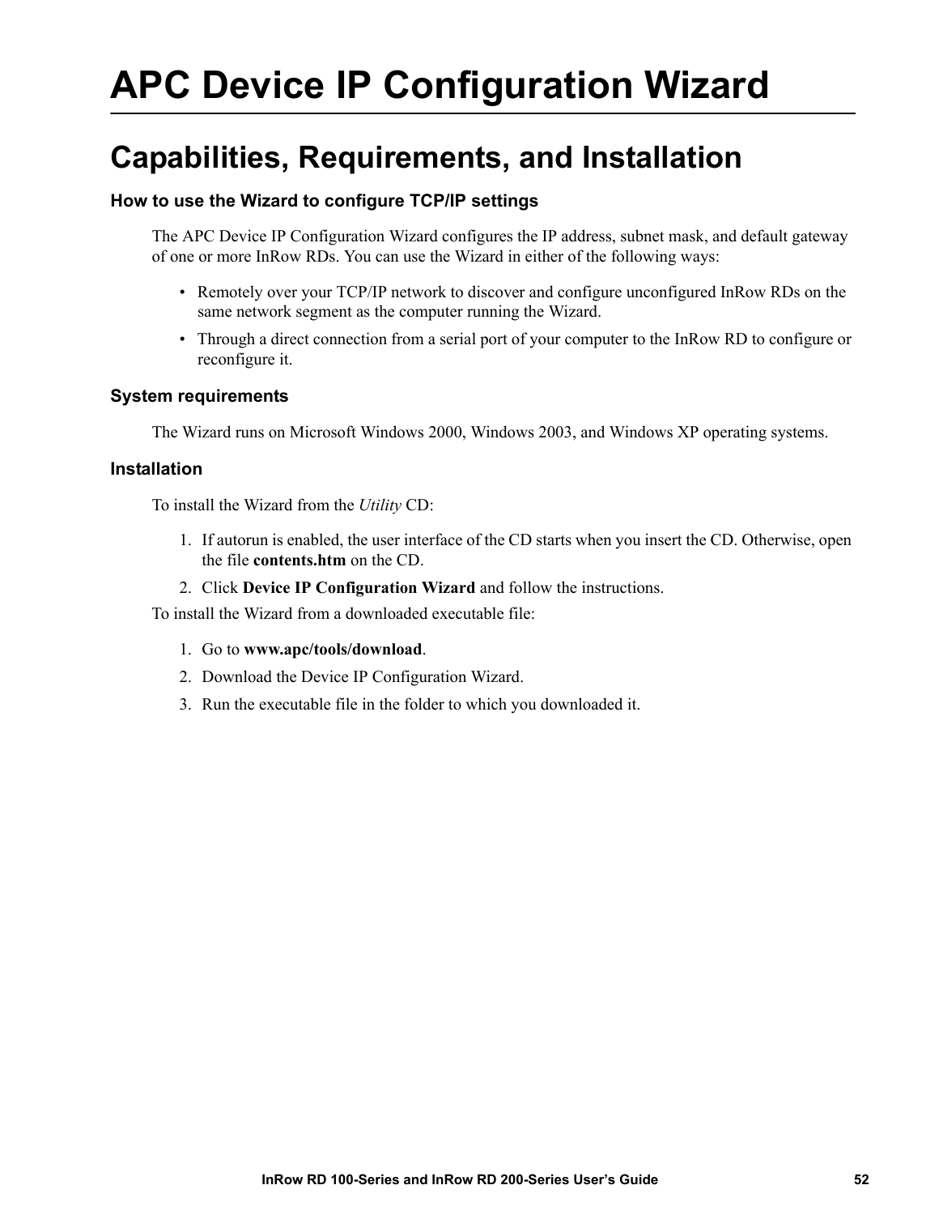# APC Device IP Configuration Wizard

## Capabilities, Requirements, and Installation

### How to use the Wizard to configure TCP/IP settings

The APC Device IP Configuration Wizard configures the IP address, subnet mask, and default gateway of one or more InRow RDs. You can use the Wizard in either of the following ways:

- Remotely over your TCP/IP network to discover and configure unconfigured InRow RDs on the same network segment as the computer running the Wizard.
- Through a direct connection from a serial port of your computer to the InRow RD to configure or reconfigure it.

### System requirements

The Wizard runs on Microsoft Windows 2000, Windows 2003, and Windows XP operating systems.

### Installation

To install the Wizard from the *Utility* CD:

1. If autorun is enabled, the user interface of the CD starts when you insert the CD. Otherwise, open the file **contents.htm** on the CD.
2. Click **Device IP Configuration Wizard** and follow the instructions.

To install the Wizard from a downloaded executable file:

1. Go to **www.apc/tools/download**.
2. Download the Device IP Configuration Wizard.
3. Run the executable file in the folder to which you downloaded it.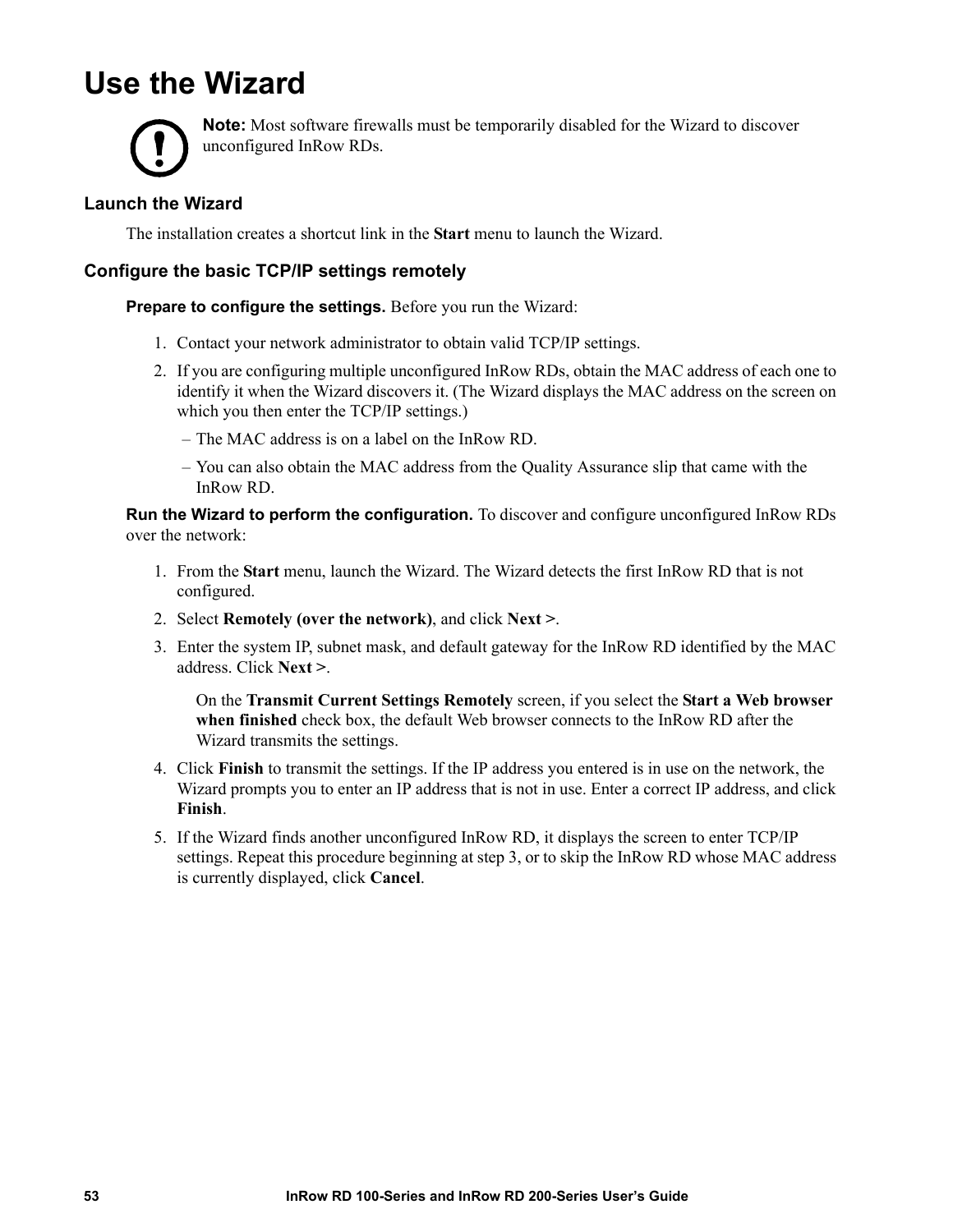# Use the Wizard

**Note:** Most software firewalls must be temporarily disabled for the Wizard to discover unconfigured InRow RDs.

## Launch the Wizard

The installation creates a shortcut link in the **Start** menu to launch the Wizard.

## Configure the basic TCP/IP settings remotely

**Prepare to configure the settings.** Before you run the Wizard:

1. Contact your network administrator to obtain valid TCP/IP settings.
2. If you are configuring multiple unconfigured InRow RDs, obtain the MAC address of each one to identify it when the Wizard discovers it. (The Wizard displays the MAC address on the screen on which you then enter the TCP/IP settings.)
   – The MAC address is on a label on the InRow RD.
   – You can also obtain the MAC address from the Quality Assurance slip that came with the InRow RD.

**Run the Wizard to perform the configuration.** To discover and configure unconfigured InRow RDs over the network:

1. From the **Start** menu, launch the Wizard. The Wizard detects the first InRow RD that is not configured.
2. Select **Remotely (over the network)**, and click **Next >**.
3. Enter the system IP, subnet mask, and default gateway for the InRow RD identified by the MAC address. Click **Next >**.

   On the **Transmit Current Settings Remotely** screen, if you select the **Start a Web browser when finished** check box, the default Web browser connects to the InRow RD after the Wizard transmits the settings.
4. Click **Finish** to transmit the settings. If the IP address you entered is in use on the network, the Wizard prompts you to enter an IP address that is not in use. Enter a correct IP address, and click **Finish**.
5. If the Wizard finds another unconfigured InRow RD, it displays the screen to enter TCP/IP settings. Repeat this procedure beginning at step 3, or to skip the InRow RD whose MAC address is currently displayed, click **Cancel**.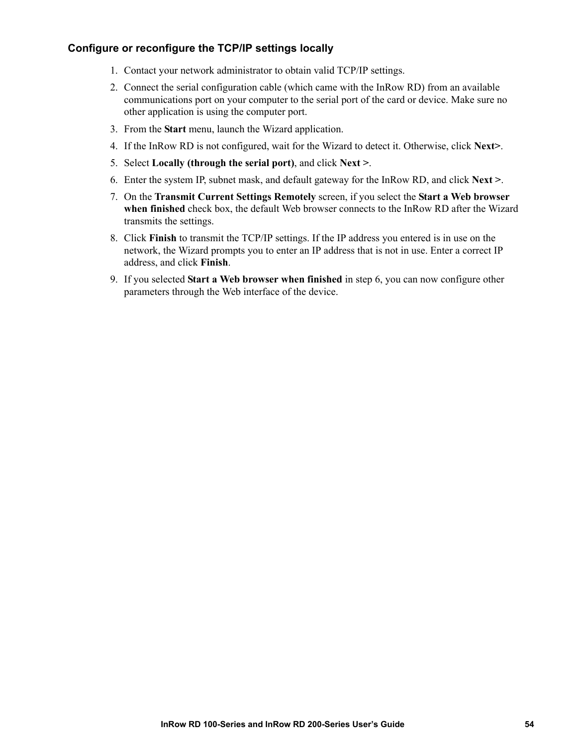### Configure or reconfigure the TCP/IP settings locally

1. Contact your network administrator to obtain valid TCP/IP settings.
2. Connect the serial configuration cable (which came with the InRow RD) from an available communications port on your computer to the serial port of the card or device. Make sure no other application is using the computer port.
3. From the **Start** menu, launch the Wizard application.
4. If the InRow RD is not configured, wait for the Wizard to detect it. Otherwise, click **Next>**.
5. Select **Locally (through the serial port)**, and click **Next >**.
6. Enter the system IP, subnet mask, and default gateway for the InRow RD, and click **Next >**.
7. On the **Transmit Current Settings Remotely** screen, if you select the **Start a Web browser when finished** check box, the default Web browser connects to the InRow RD after the Wizard transmits the settings.
8. Click **Finish** to transmit the TCP/IP settings. If the IP address you entered is in use on the network, the Wizard prompts you to enter an IP address that is not in use. Enter a correct IP address, and click **Finish**.
9. If you selected **Start a Web browser when finished** in step 6, you can now configure other parameters through the Web interface of the device.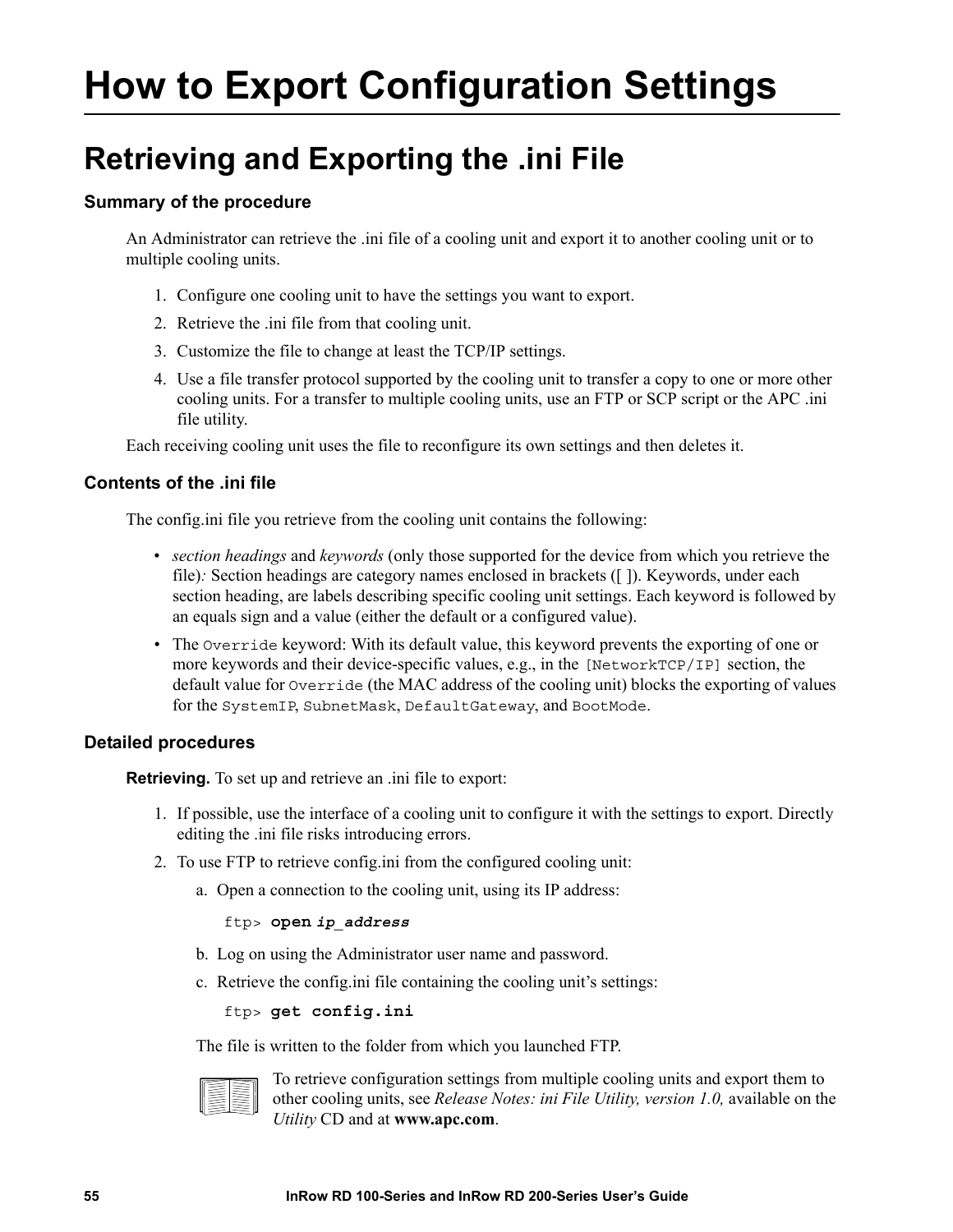# How to Export Configuration Settings

## Retrieving and Exporting the .ini File

### Summary of the procedure

An Administrator can retrieve the .ini file of a cooling unit and export it to another cooling unit or to multiple cooling units.

1. Configure one cooling unit to have the settings you want to export.
2. Retrieve the .ini file from that cooling unit.
3. Customize the file to change at least the TCP/IP settings.
4. Use a file transfer protocol supported by the cooling unit to transfer a copy to one or more other cooling units. For a transfer to multiple cooling units, use an FTP or SCP script or the APC .ini file utility.

Each receiving cooling unit uses the file to reconfigure its own settings and then deletes it.

### Contents of the .ini file

The config.ini file you retrieve from the cooling unit contains the following:

- *section headings* and *keywords* (only those supported for the device from which you retrieve the file)*:* Section headings are category names enclosed in brackets ([ ]). Keywords, under each section heading, are labels describing specific cooling unit settings. Each keyword is followed by an equals sign and a value (either the default or a configured value).
- The `Override` keyword: With its default value, this keyword prevents the exporting of one or more keywords and their device-specific values, e.g., in the `[NetworkTCP/IP]` section, the default value for `Override` (the MAC address of the cooling unit) blocks the exporting of values for the `SystemIP`, `SubnetMask`, `DefaultGateway`, and `BootMode`.

### Detailed procedures

**Retrieving.** To set up and retrieve an .ini file to export:

1. If possible, use the interface of a cooling unit to configure it with the settings to export. Directly editing the .ini file risks introducing errors.
2. To use FTP to retrieve config.ini from the configured cooling unit:
   a. Open a connection to the cooling unit, using its IP address:

      ```
      ftp> open ip_address
      ```

   b. Log on using the Administrator user name and password.
   c. Retrieve the config.ini file containing the cooling unit's settings:

      ```
      ftp> get config.ini
      ```

   The file is written to the folder from which you launched FTP.

   To retrieve configuration settings from multiple cooling units and export them to other cooling units, see *Release Notes: ini File Utility, version 1.0,* available on the *Utility* CD and at **www.apc.com**.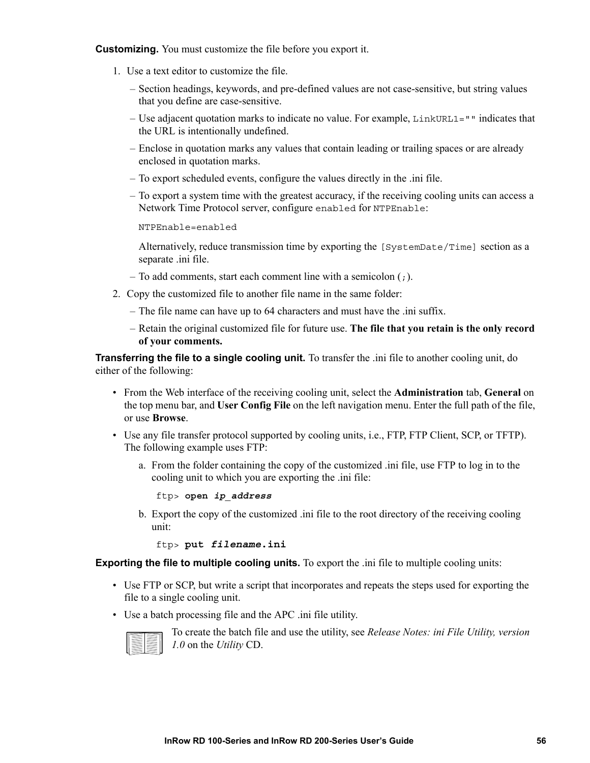**Customizing.** You must customize the file before you export it.

1. Use a text editor to customize the file.
   – Section headings, keywords, and pre-defined values are not case-sensitive, but string values that you define are case-sensitive.
   – Use adjacent quotation marks to indicate no value. For example, `LinkURL1=""` indicates that the URL is intentionally undefined.
   – Enclose in quotation marks any values that contain leading or trailing spaces or are already enclosed in quotation marks.
   – To export scheduled events, configure the values directly in the .ini file.
   – To export a system time with the greatest accuracy, if the receiving cooling units can access a Network Time Protocol server, configure `enabled` for `NTPEnable`:

     ```
     NTPEnable=enabled
     ```

     Alternatively, reduce transmission time by exporting the `[SystemDate/Time]` section as a separate .ini file.
   – To add comments, start each comment line with a semicolon (`;`).
2. Copy the customized file to another file name in the same folder:
   – The file name can have up to 64 characters and must have the .ini suffix.
   – Retain the original customized file for future use. **The file that you retain is the only record of your comments.**

**Transferring the file to a single cooling unit.** To transfer the .ini file to another cooling unit, do either of the following:

- From the Web interface of the receiving cooling unit, select the **Administration** tab, **General** on the top menu bar, and **User Config File** on the left navigation menu. Enter the full path of the file, or use **Browse**.
- Use any file transfer protocol supported by cooling units, i.e., FTP, FTP Client, SCP, or TFTP). The following example uses FTP:
  a. From the folder containing the copy of the customized .ini file, use FTP to log in to the cooling unit to which you are exporting the .ini file:

     ```
     ftp> open ip_address
     ```

  b. Export the copy of the customized .ini file to the root directory of the receiving cooling unit:

     ```
     ftp> put filename.ini
     ```

**Exporting the file to multiple cooling units.** To export the .ini file to multiple cooling units:

- Use FTP or SCP, but write a script that incorporates and repeats the steps used for exporting the file to a single cooling unit.
- Use a batch processing file and the APC .ini file utility.

  To create the batch file and use the utility, see *Release Notes: ini File Utility, version 1.0* on the *Utility* CD.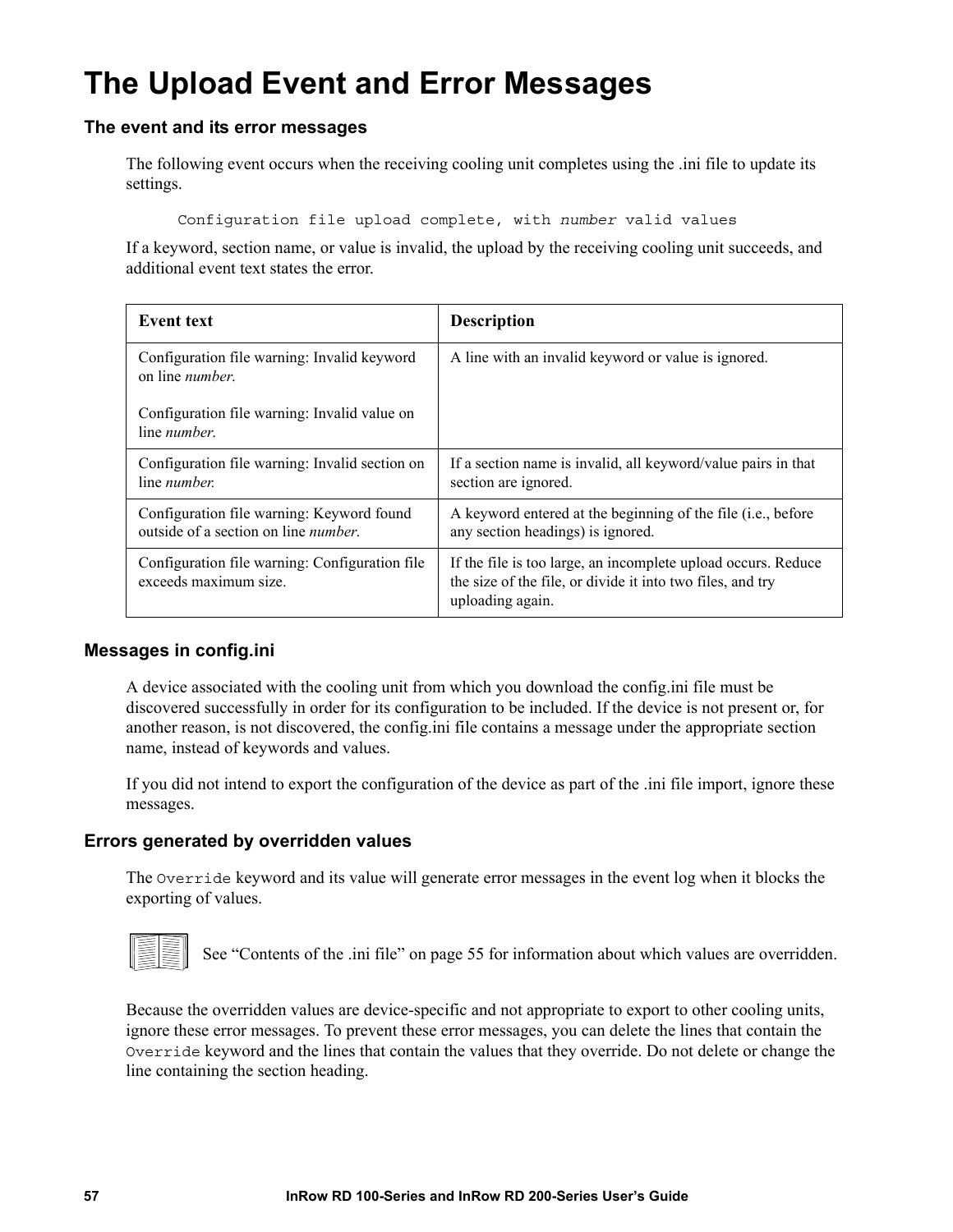# The Upload Event and Error Messages

## The event and its error messages

The following event occurs when the receiving cooling unit completes using the .ini file to update its settings.

```
Configuration file upload complete, with number valid values
```

If a keyword, section name, or value is invalid, the upload by the receiving cooling unit succeeds, and additional event text states the error.

| Event text | Description |
|---|---|
| Configuration file warning: Invalid keyword on line *number*.<br><br>Configuration file warning: Invalid value on line *number*. | A line with an invalid keyword or value is ignored. |
| Configuration file warning: Invalid section on line *number*. | If a section name is invalid, all keyword/value pairs in that section are ignored. |
| Configuration file warning: Keyword found outside of a section on line *number*. | A keyword entered at the beginning of the file (i.e., before any section headings) is ignored. |
| Configuration file warning: Configuration file exceeds maximum size. | If the file is too large, an incomplete upload occurs. Reduce the size of the file, or divide it into two files, and try uploading again. |

## Messages in config.ini

A device associated with the cooling unit from which you download the config.ini file must be discovered successfully in order for its configuration to be included. If the device is not present or, for another reason, is not discovered, the config.ini file contains a message under the appropriate section name, instead of keywords and values.

If you did not intend to export the configuration of the device as part of the .ini file import, ignore these messages.

## Errors generated by overridden values

The `Override` keyword and its value will generate error messages in the event log when it blocks the exporting of values.

See "Contents of the .ini file" on page 55 for information about which values are overridden.

Because the overridden values are device-specific and not appropriate to export to other cooling units, ignore these error messages. To prevent these error messages, you can delete the lines that contain the `Override` keyword and the lines that contain the values that they override. Do not delete or change the line containing the section heading.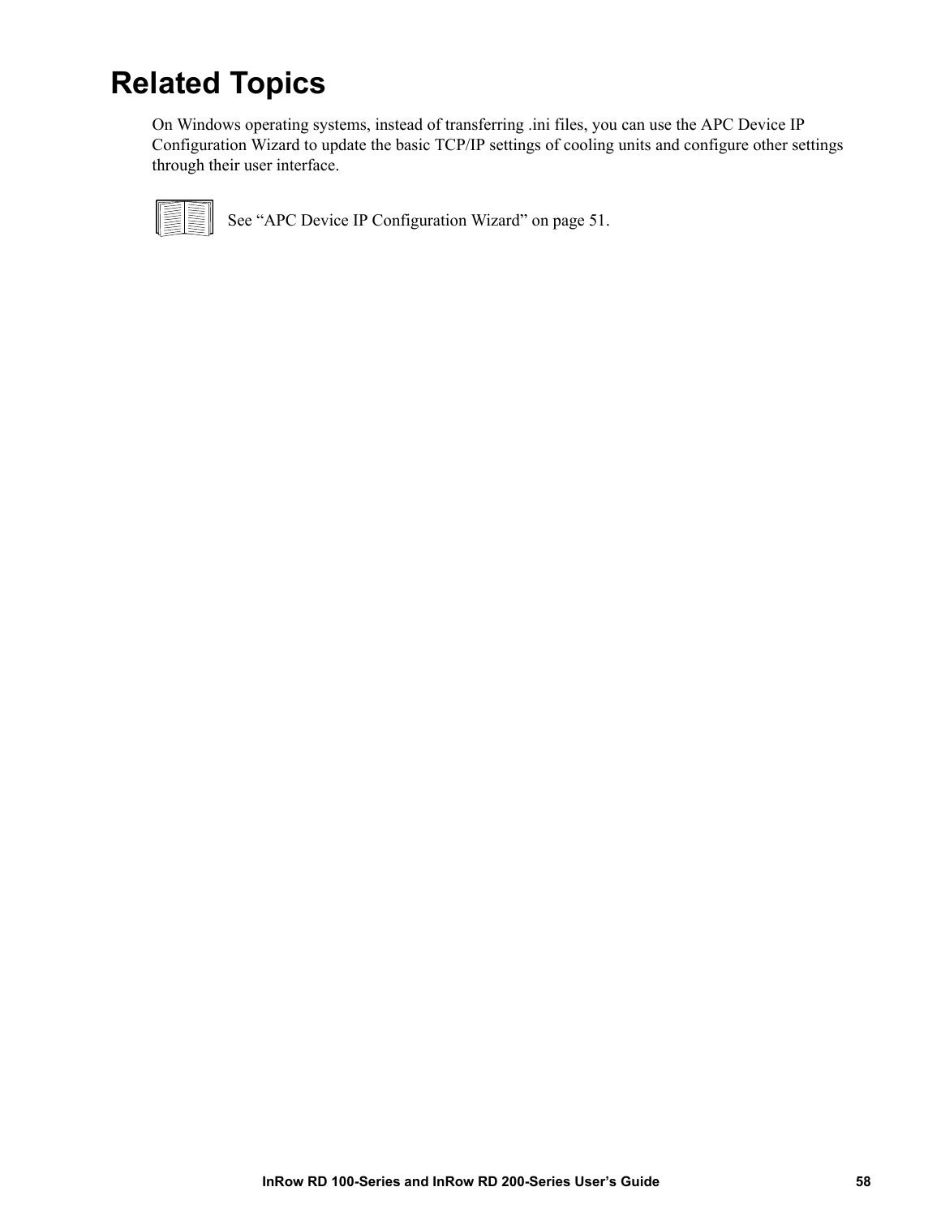# Related Topics

On Windows operating systems, instead of transferring .ini files, you can use the APC Device IP Configuration Wizard to update the basic TCP/IP settings of cooling units and configure other settings through their user interface.

See “APC Device IP Configuration Wizard” on page 51.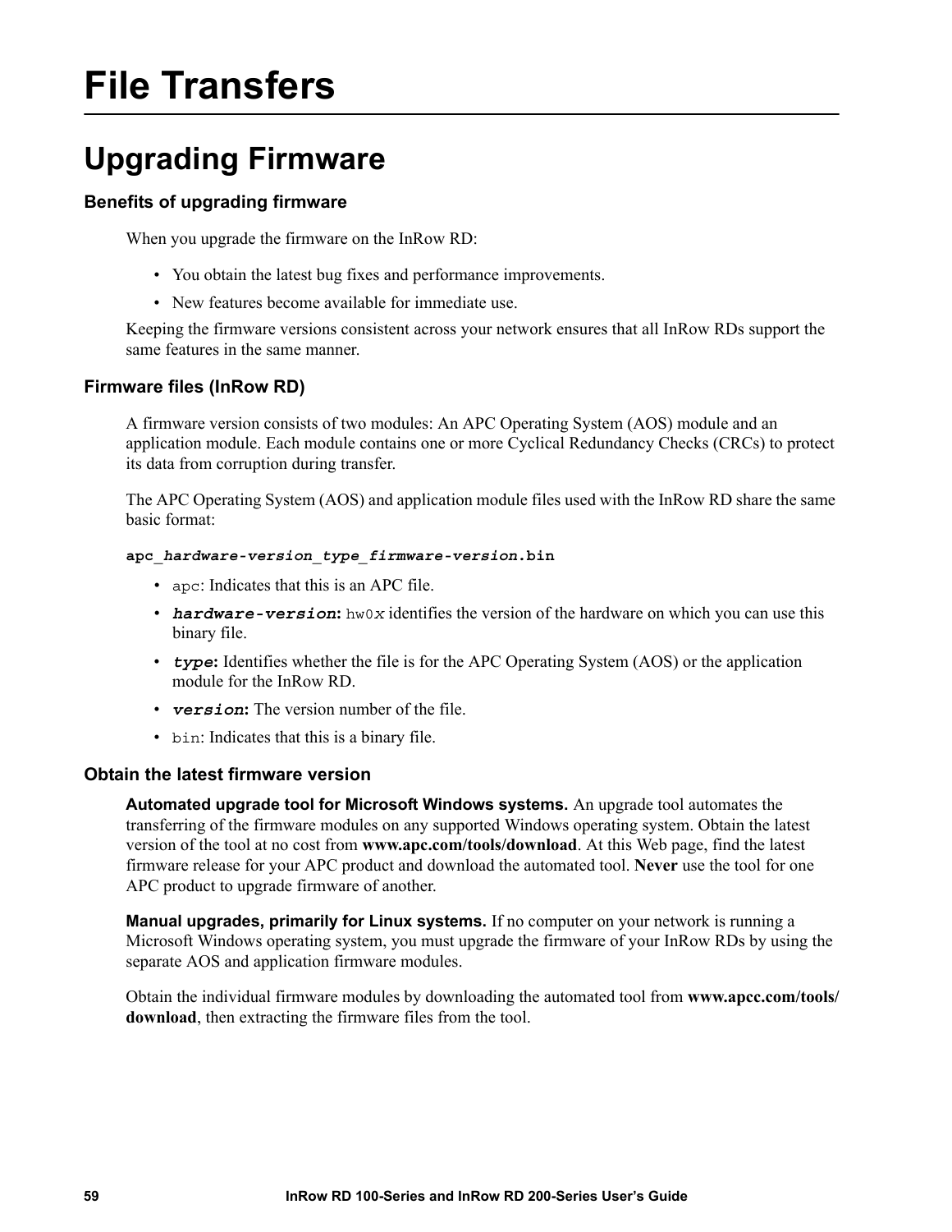# File Transfers

## Upgrading Firmware

### Benefits of upgrading firmware

When you upgrade the firmware on the InRow RD:

- You obtain the latest bug fixes and performance improvements.
- New features become available for immediate use.

Keeping the firmware versions consistent across your network ensures that all InRow RDs support the same features in the same manner.

### Firmware files (InRow RD)

A firmware version consists of two modules: An APC Operating System (AOS) module and an application module. Each module contains one or more Cyclical Redundancy Checks (CRCs) to protect its data from corruption during transfer.

The APC Operating System (AOS) and application module files used with the InRow RD share the same basic format:

**apc_*hardware-version_type_firmware-version*.bin**

- `apc`: Indicates that this is an APC file.
- ***hardware-version*:** `hw0x` identifies the version of the hardware on which you can use this binary file.
- ***type*:** Identifies whether the file is for the APC Operating System (AOS) or the application module for the InRow RD.
- ***version*:** The version number of the file.
- `bin`: Indicates that this is a binary file.

### Obtain the latest firmware version

**Automated upgrade tool for Microsoft Windows systems.** An upgrade tool automates the transferring of the firmware modules on any supported Windows operating system. Obtain the latest version of the tool at no cost from **www.apc.com/tools/download**. At this Web page, find the latest firmware release for your APC product and download the automated tool. **Never** use the tool for one APC product to upgrade firmware of another.

**Manual upgrades, primarily for Linux systems.** If no computer on your network is running a Microsoft Windows operating system, you must upgrade the firmware of your InRow RDs by using the separate AOS and application firmware modules.

Obtain the individual firmware modules by downloading the automated tool from **www.apcc.com/tools/download**, then extracting the firmware files from the tool.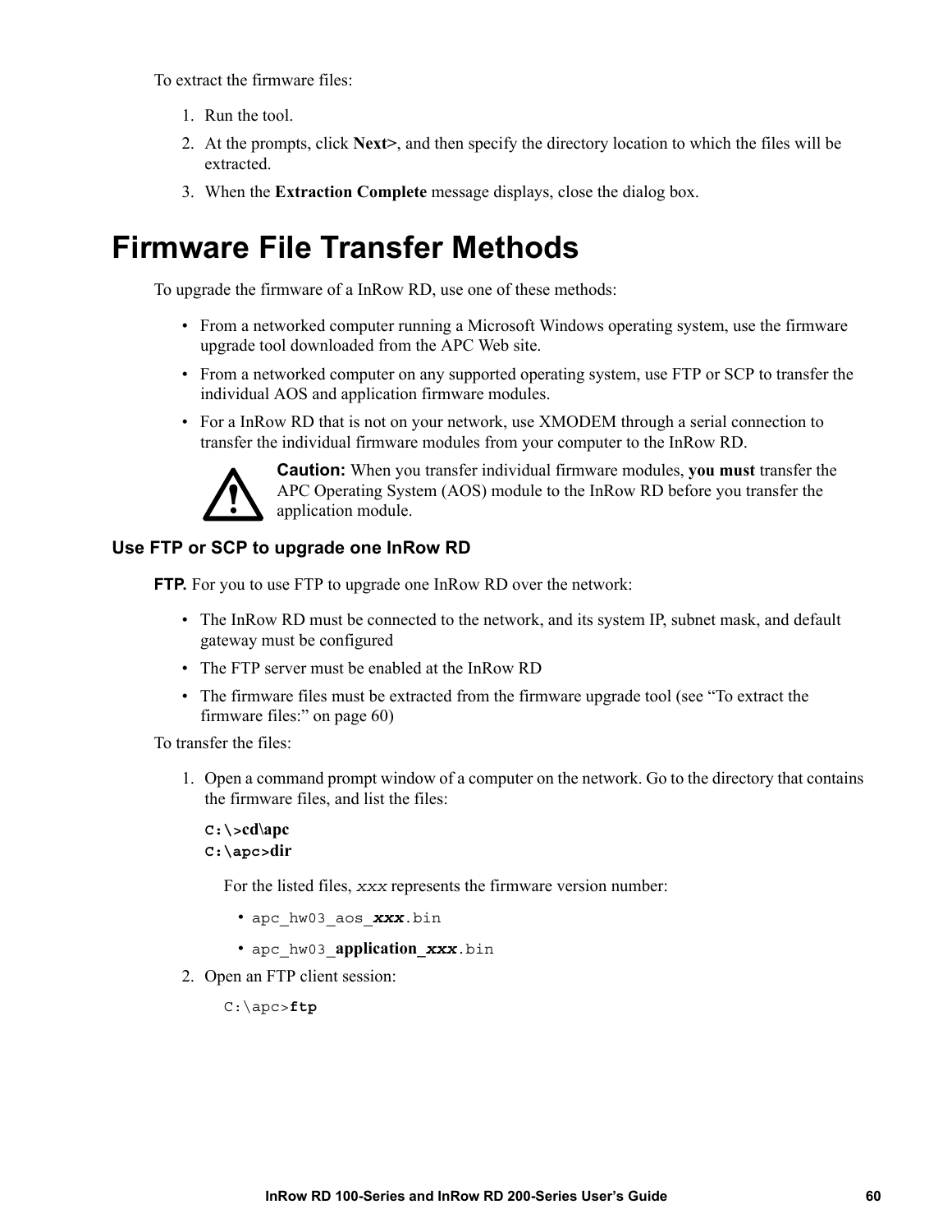To extract the firmware files:

1. Run the tool.
2. At the prompts, click **Next>**, and then specify the directory location to which the files will be extracted.
3. When the **Extraction Complete** message displays, close the dialog box.

# Firmware File Transfer Methods

To upgrade the firmware of a InRow RD, use one of these methods:

- From a networked computer running a Microsoft Windows operating system, use the firmware upgrade tool downloaded from the APC Web site.
- From a networked computer on any supported operating system, use FTP or SCP to transfer the individual AOS and application firmware modules.
- For a InRow RD that is not on your network, use XMODEM through a serial connection to transfer the individual firmware modules from your computer to the InRow RD.

**Caution:** When you transfer individual firmware modules, **you must** transfer the APC Operating System (AOS) module to the InRow RD before you transfer the application module.

## Use FTP or SCP to upgrade one InRow RD

**FTP.** For you to use FTP to upgrade one InRow RD over the network:

- The InRow RD must be connected to the network, and its system IP, subnet mask, and default gateway must be configured
- The FTP server must be enabled at the InRow RD
- The firmware files must be extracted from the firmware upgrade tool (see "To extract the firmware files:" on page 60)

To transfer the files:

1. Open a command prompt window of a computer on the network. Go to the directory that contains the firmware files, and list the files:

   ```
   C:\>cd\apc
   C:\apc>dir
   ```

   For the listed files, *xxx* represents the firmware version number:

   - apc_hw03_aos_***xxx***.bin
   - apc_hw03_**application_*xxx***.bin

2. Open an FTP client session:

   ```
   C:\apc>ftp
   ```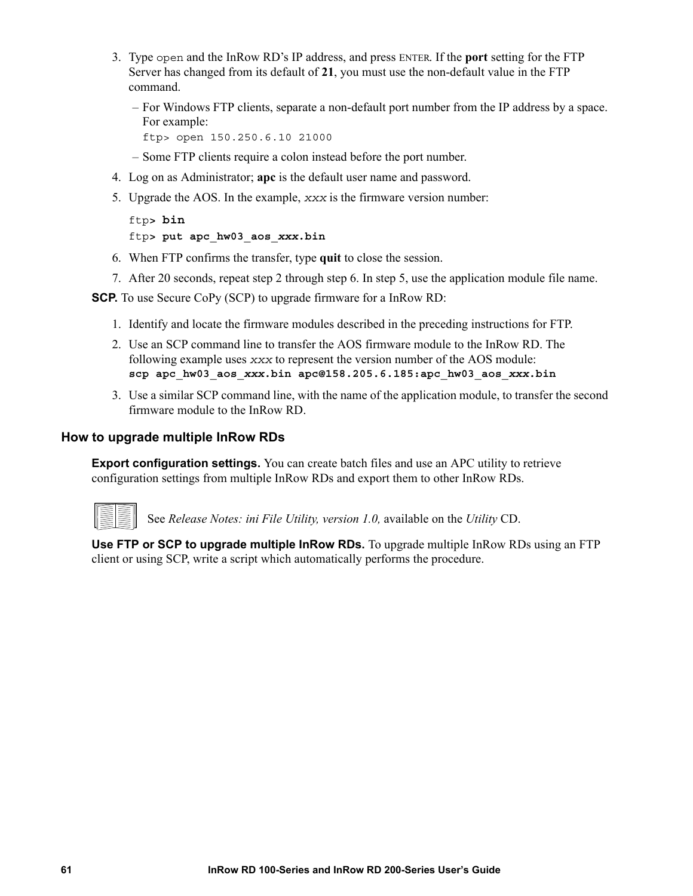3. Type `open` and the InRow RD's IP address, and press ENTER. If the **port** setting for the FTP Server has changed from its default of **21**, you must use the non-default value in the FTP command.
   – For Windows FTP clients, separate a non-default port number from the IP address by a space. For example:
     ```
     ftp> open 150.250.6.10 21000
     ```
   – Some FTP clients require a colon instead before the port number.
4. Log on as Administrator; **apc** is the default user name and password.
5. Upgrade the AOS. In the example, *xxx* is the firmware version number:
   ```
   ftp> bin
   ftp> put apc_hw03_aos_xxx.bin
   ```
6. When FTP confirms the transfer, type **quit** to close the session.
7. After 20 seconds, repeat step 2 through step 6. In step 5, use the application module file name.

**SCP.** To use Secure CoPy (SCP) to upgrade firmware for a InRow RD:

1. Identify and locate the firmware modules described in the preceding instructions for FTP.
2. Use an SCP command line to transfer the AOS firmware module to the InRow RD. The following example uses *xxx* to represent the version number of the AOS module:
   ```
   scp apc_hw03_aos_xxx.bin apc@158.205.6.185:apc_hw03_aos_xxx.bin
   ```
3. Use a similar SCP command line, with the name of the application module, to transfer the second firmware module to the InRow RD.

## How to upgrade multiple InRow RDs

**Export configuration settings.** You can create batch files and use an APC utility to retrieve configuration settings from multiple InRow RDs and export them to other InRow RDs.

See *Release Notes: ini File Utility, version 1.0,* available on the *Utility* CD.

**Use FTP or SCP to upgrade multiple InRow RDs.** To upgrade multiple InRow RDs using an FTP client or using SCP, write a script which automatically performs the procedure.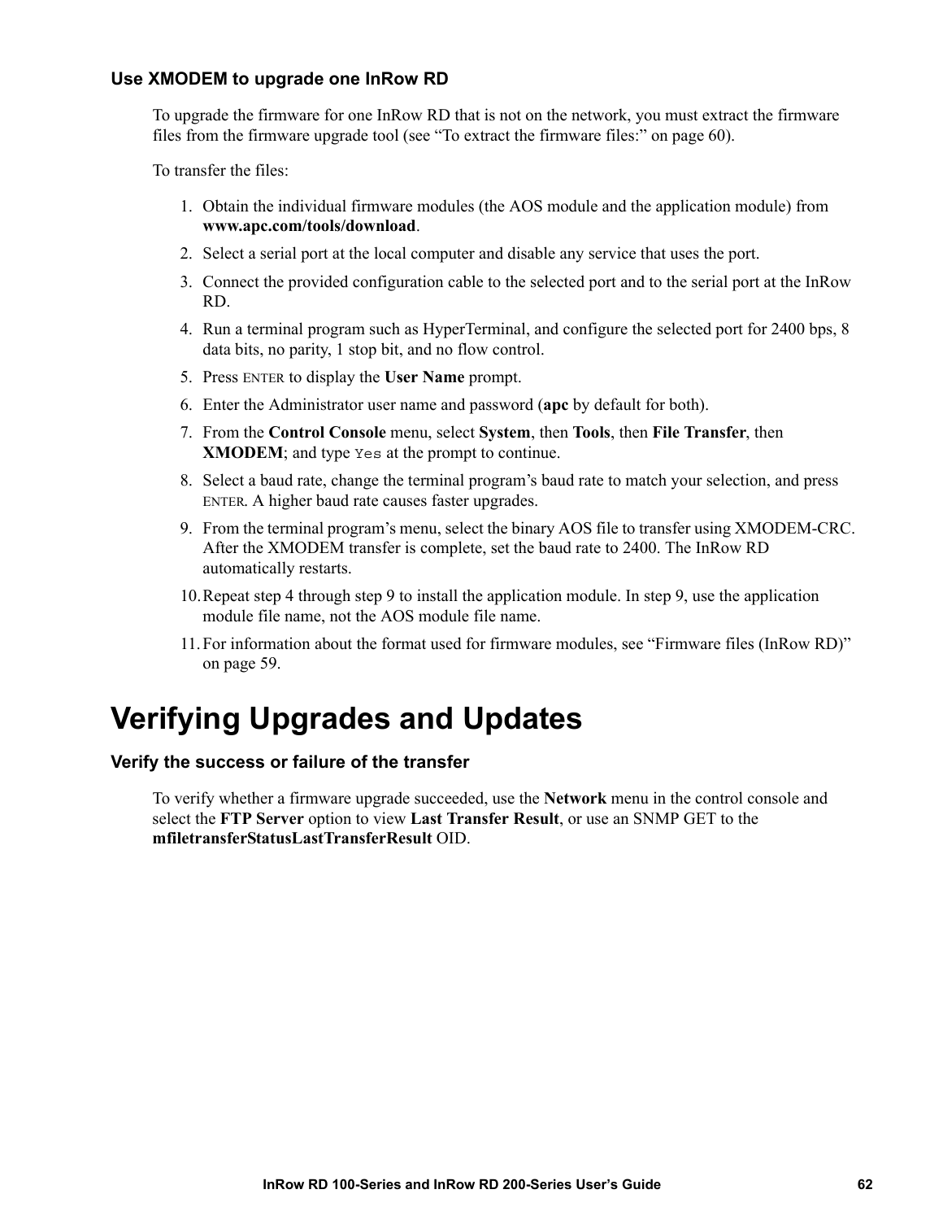### Use XMODEM to upgrade one InRow RD

To upgrade the firmware for one InRow RD that is not on the network, you must extract the firmware files from the firmware upgrade tool (see "To extract the firmware files:" on page 60).

To transfer the files:

1. Obtain the individual firmware modules (the AOS module and the application module) from **www.apc.com/tools/download**.
2. Select a serial port at the local computer and disable any service that uses the port.
3. Connect the provided configuration cable to the selected port and to the serial port at the InRow RD.
4. Run a terminal program such as HyperTerminal, and configure the selected port for 2400 bps, 8 data bits, no parity, 1 stop bit, and no flow control.
5. Press ENTER to display the **User Name** prompt.
6. Enter the Administrator user name and password (**apc** by default for both).
7. From the **Control Console** menu, select **System**, then **Tools**, then **File Transfer**, then **XMODEM**; and type `Yes` at the prompt to continue.
8. Select a baud rate, change the terminal program's baud rate to match your selection, and press ENTER. A higher baud rate causes faster upgrades.
9. From the terminal program's menu, select the binary AOS file to transfer using XMODEM-CRC. After the XMODEM transfer is complete, set the baud rate to 2400. The InRow RD automatically restarts.
10. Repeat step 4 through step 9 to install the application module. In step 9, use the application module file name, not the AOS module file name.
11. For information about the format used for firmware modules, see "Firmware files (InRow RD)" on page 59.

# Verifying Upgrades and Updates

### Verify the success or failure of the transfer

To verify whether a firmware upgrade succeeded, use the **Network** menu in the control console and select the **FTP Server** option to view **Last Transfer Result**, or use an SNMP GET to the **mfiletransferStatusLastTransferResult** OID.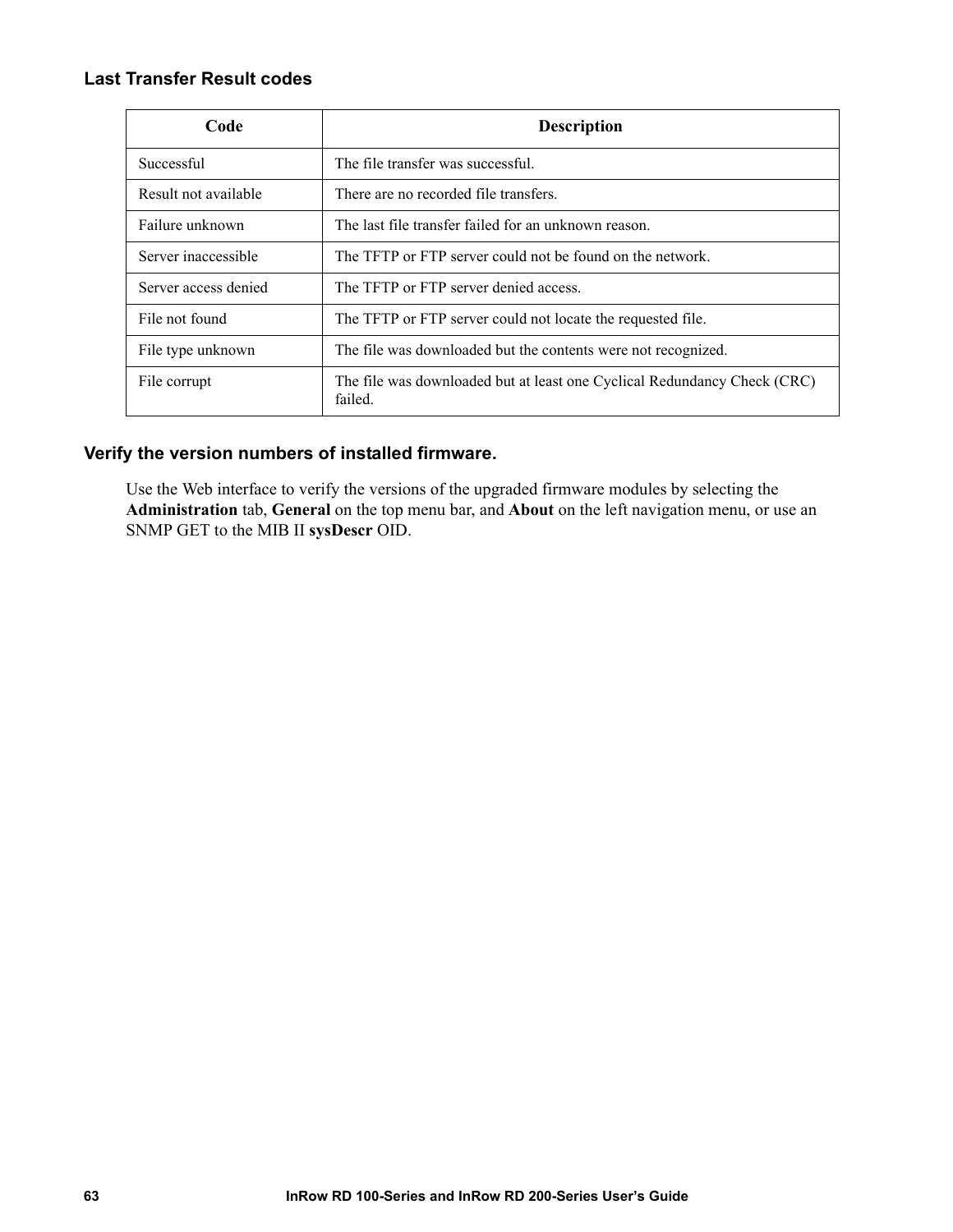### Last Transfer Result codes

| Code | Description |
|---|---|
| Successful | The file transfer was successful. |
| Result not available | There are no recorded file transfers. |
| Failure unknown | The last file transfer failed for an unknown reason. |
| Server inaccessible | The TFTP or FTP server could not be found on the network. |
| Server access denied | The TFTP or FTP server denied access. |
| File not found | The TFTP or FTP server could not locate the requested file. |
| File type unknown | The file was downloaded but the contents were not recognized. |
| File corrupt | The file was downloaded but at least one Cyclical Redundancy Check (CRC) failed. |

### Verify the version numbers of installed firmware.

Use the Web interface to verify the versions of the upgraded firmware modules by selecting the **Administration** tab, **General** on the top menu bar, and **About** on the left navigation menu, or use an SNMP GET to the MIB II **sysDescr** OID.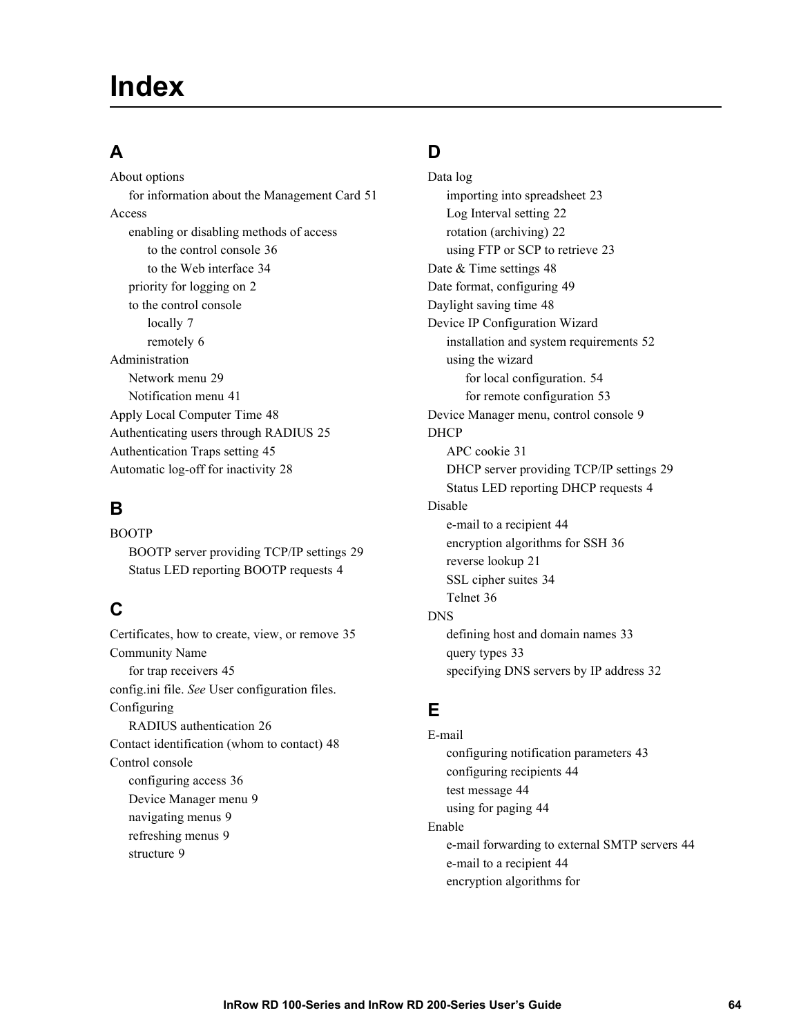# Index

## A

About options
- for information about the Management Card 51

Access
- enabling or disabling methods of access
  - to the control console 36
  - to the Web interface 34
- priority for logging on 2
- to the control console
  - locally 7
  - remotely 6

Administration
- Network menu 29
- Notification menu 41

Apply Local Computer Time 48

Authenticating users through RADIUS 25

Authentication Traps setting 45

Automatic log-off for inactivity 28

## B

BOOTP
- BOOTP server providing TCP/IP settings 29
- Status LED reporting BOOTP requests 4

## C

Certificates, how to create, view, or remove 35

Community Name
- for trap receivers 45

config.ini file. *See* User configuration files.

Configuring
- RADIUS authentication 26

Contact identification (whom to contact) 48

Control console
- configuring access 36
- Device Manager menu 9
- navigating menus 9
- refreshing menus 9
- structure 9

## D

Data log
- importing into spreadsheet 23
- Log Interval setting 22
- rotation (archiving) 22
- using FTP or SCP to retrieve 23

Date & Time settings 48

Date format, configuring 49

Daylight saving time 48

Device IP Configuration Wizard
- installation and system requirements 52
- using the wizard
  - for local configuration. 54
  - for remote configuration 53

Device Manager menu, control console 9

DHCP
- APC cookie 31
- DHCP server providing TCP/IP settings 29
- Status LED reporting DHCP requests 4

Disable
- e-mail to a recipient 44
- encryption algorithms for SSH 36
- reverse lookup 21
- SSL cipher suites 34
- Telnet 36

DNS
- defining host and domain names 33
- query types 33
- specifying DNS servers by IP address 32

## E

E-mail
- configuring notification parameters 43
- configuring recipients 44
- test message 44
- using for paging 44

Enable
- e-mail forwarding to external SMTP servers 44
- e-mail to a recipient 44
- encryption algorithms for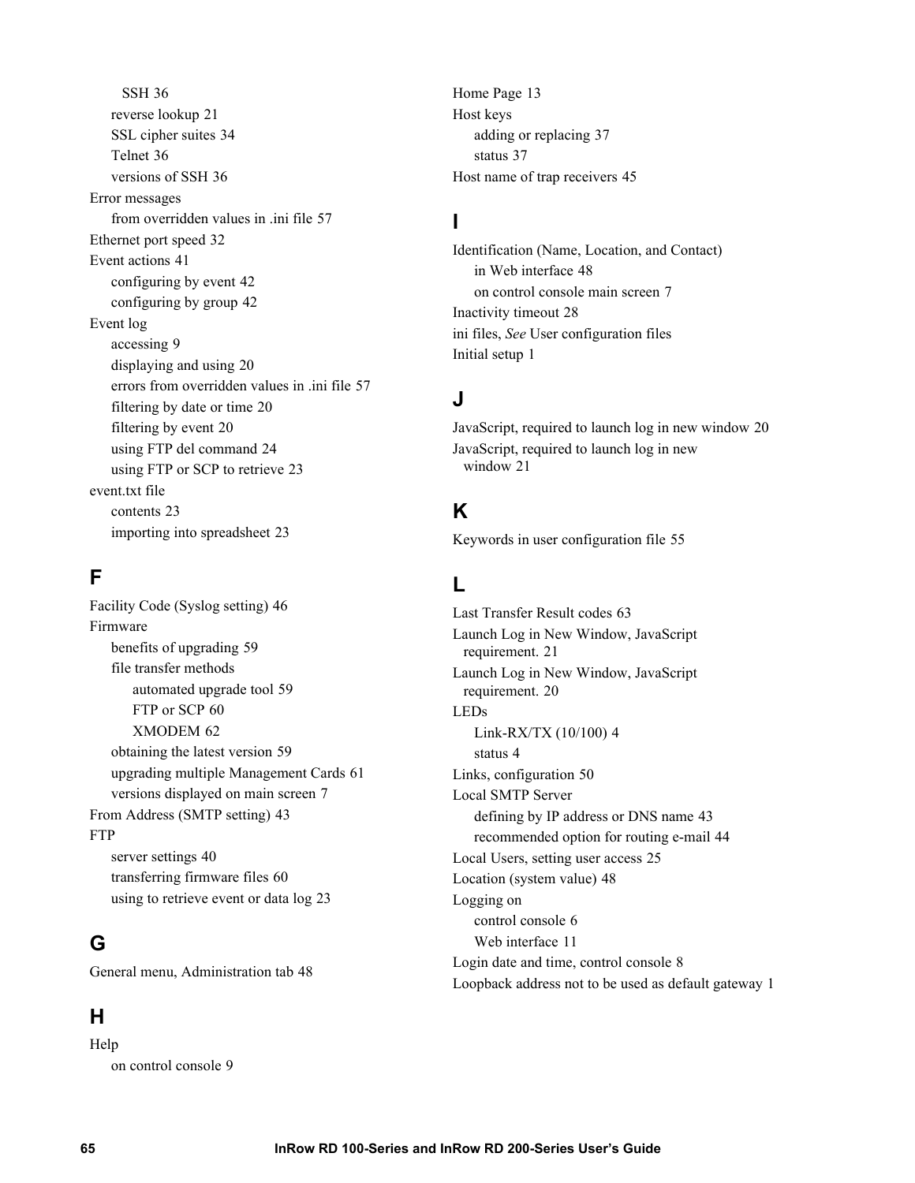SSH 36
reverse lookup 21
SSL cipher suites 34
Telnet 36
versions of SSH 36

Error messages
from overridden values in .ini file 57

Ethernet port speed 32

Event actions 41
configuring by event 42
configuring by group 42

Event log
accessing 9
displaying and using 20
errors from overridden values in .ini file 57
filtering by date or time 20
filtering by event 20
using FTP del command 24
using FTP or SCP to retrieve 23

event.txt file
contents 23
importing into spreadsheet 23

## F

Facility Code (Syslog setting) 46

Firmware
benefits of upgrading 59
file transfer methods
automated upgrade tool 59
FTP or SCP 60
XMODEM 62
obtaining the latest version 59
upgrading multiple Management Cards 61
versions displayed on main screen 7

From Address (SMTP setting) 43

FTP
server settings 40
transferring firmware files 60
using to retrieve event or data log 23

## G

General menu, Administration tab 48

## H

Help
on control console 9

Home Page 13

Host keys
adding or replacing 37
status 37

Host name of trap receivers 45

## I

Identification (Name, Location, and Contact)
in Web interface 48
on control console main screen 7

Inactivity timeout 28

ini files, *See* User configuration files

Initial setup 1

## J

JavaScript, required to launch log in new window 20

JavaScript, required to launch log in new window 21

## K

Keywords in user configuration file 55

## L

Last Transfer Result codes 63

Launch Log in New Window, JavaScript requirement. 21

Launch Log in New Window, JavaScript requirement. 20

LEDs
Link-RX/TX (10/100) 4
status 4

Links, configuration 50

Local SMTP Server
defining by IP address or DNS name 43
recommended option for routing e-mail 44

Local Users, setting user access 25

Location (system value) 48

Logging on
control console 6
Web interface 11

Login date and time, control console 8

Loopback address not to be used as default gateway 1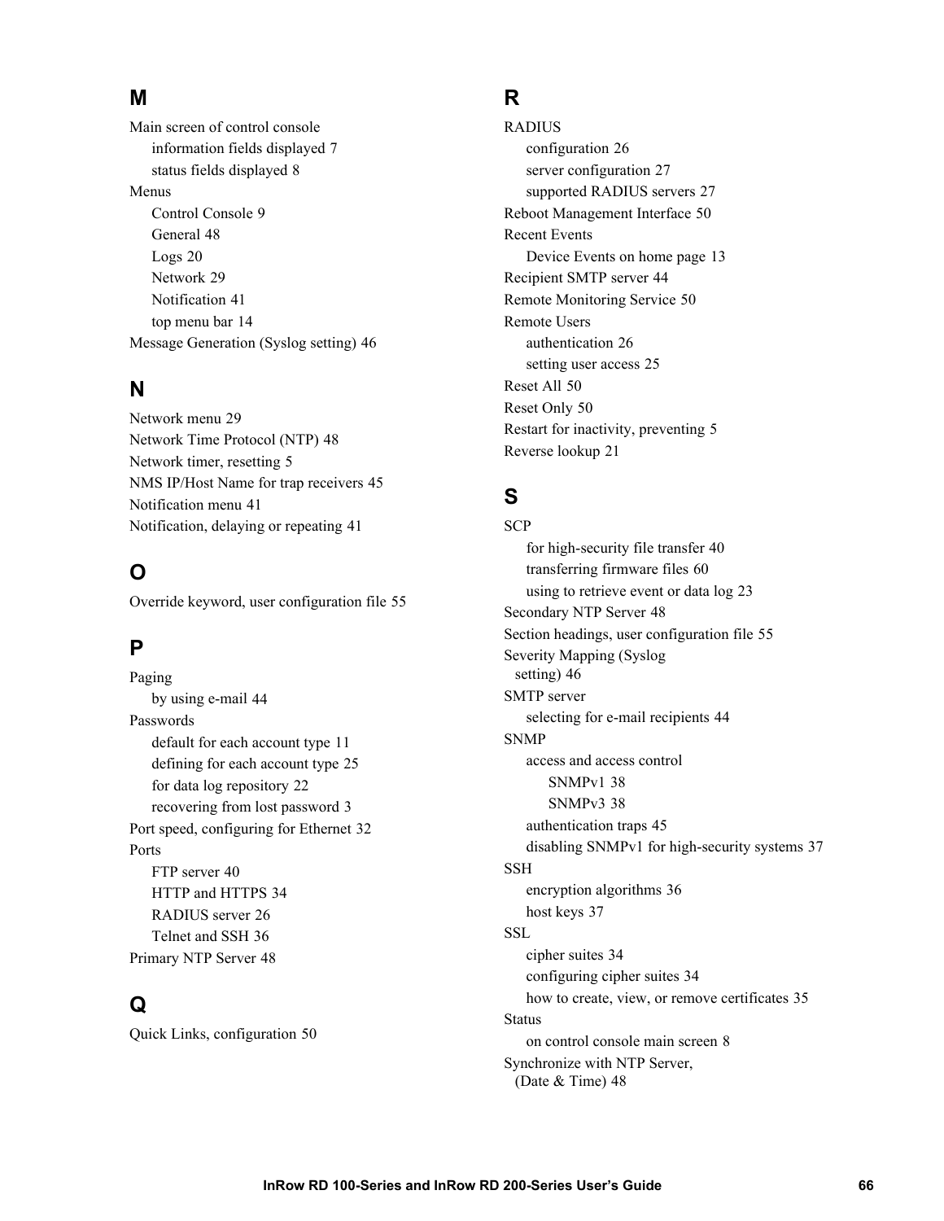## M

Main screen of control console
- information fields displayed 7
- status fields displayed 8

Menus
- Control Console 9
- General 48
- Logs 20
- Network 29
- Notification 41
- top menu bar 14

Message Generation (Syslog setting) 46

## N

Network menu 29

Network Time Protocol (NTP) 48

Network timer, resetting 5

NMS IP/Host Name for trap receivers 45

Notification menu 41

Notification, delaying or repeating 41

## O

Override keyword, user configuration file 55

## P

Paging
- by using e-mail 44

Passwords
- default for each account type 11
- defining for each account type 25
- for data log repository 22
- recovering from lost password 3

Port speed, configuring for Ethernet 32

Ports
- FTP server 40
- HTTP and HTTPS 34
- RADIUS server 26
- Telnet and SSH 36

Primary NTP Server 48

## Q

Quick Links, configuration 50

## R

RADIUS
- configuration 26
- server configuration 27
- supported RADIUS servers 27

Reboot Management Interface 50

Recent Events
- Device Events on home page 13

Recipient SMTP server 44

Remote Monitoring Service 50

Remote Users
- authentication 26
- setting user access 25

Reset All 50

Reset Only 50

Restart for inactivity, preventing 5

Reverse lookup 21

## S

SCP
- for high-security file transfer 40
- transferring firmware files 60
- using to retrieve event or data log 23

Secondary NTP Server 48

Section headings, user configuration file 55

Severity Mapping (Syslog setting) 46

SMTP server
- selecting for e-mail recipients 44

SNMP
- access and access control
  - SNMPv1 38
  - SNMPv3 38
- authentication traps 45
- disabling SNMPv1 for high-security systems 37

SSH
- encryption algorithms 36
- host keys 37

SSL
- cipher suites 34
- configuring cipher suites 34
- how to create, view, or remove certificates 35

Status
- on control console main screen 8

Synchronize with NTP Server, (Date & Time) 48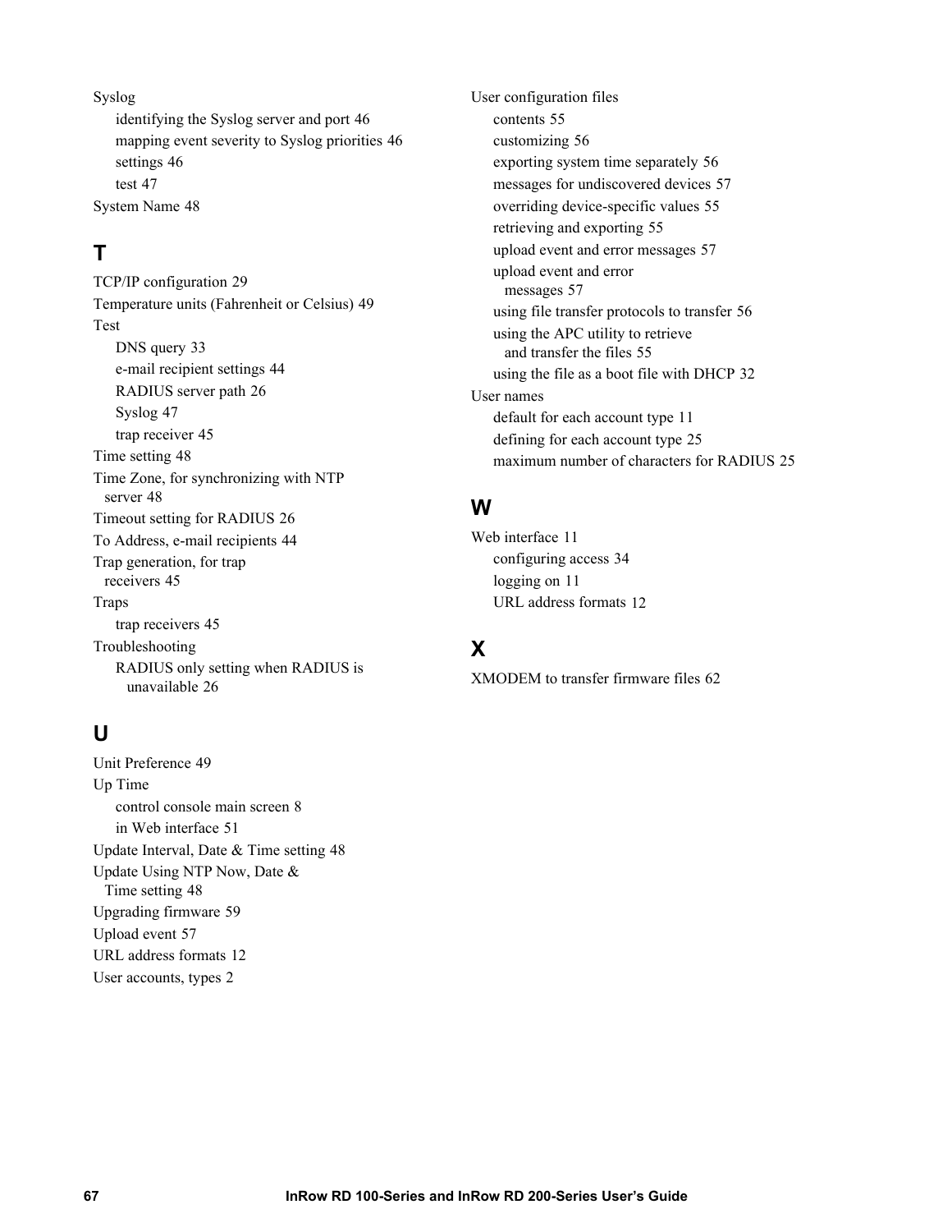Syslog
- identifying the Syslog server and port 46
- mapping event severity to Syslog priorities 46
- settings 46
- test 47

System Name 48

## T

TCP/IP configuration 29

Temperature units (Fahrenheit or Celsius) 49

Test
- DNS query 33
- e-mail recipient settings 44
- RADIUS server path 26
- Syslog 47
- trap receiver 45

Time setting 48

Time Zone, for synchronizing with NTP server 48

Timeout setting for RADIUS 26

To Address, e-mail recipients 44

Trap generation, for trap receivers 45

Traps
- trap receivers 45

Troubleshooting
- RADIUS only setting when RADIUS is unavailable 26

## U

Unit Preference 49

Up Time
- control console main screen 8
- in Web interface 51

Update Interval, Date & Time setting 48

Update Using NTP Now, Date & Time setting 48

Upgrading firmware 59

Upload event 57

URL address formats 12

User accounts, types 2

User configuration files
- contents 55
- customizing 56
- exporting system time separately 56
- messages for undiscovered devices 57
- overriding device-specific values 55
- retrieving and exporting 55
- upload event and error messages 57
- upload event and error messages 57
- using file transfer protocols to transfer 56
- using the APC utility to retrieve and transfer the files 55
- using the file as a boot file with DHCP 32

User names
- default for each account type 11
- defining for each account type 25
- maximum number of characters for RADIUS 25

## W

Web interface 11
- configuring access 34
- logging on 11
- URL address formats 12

## X

XMODEM to transfer firmware files 62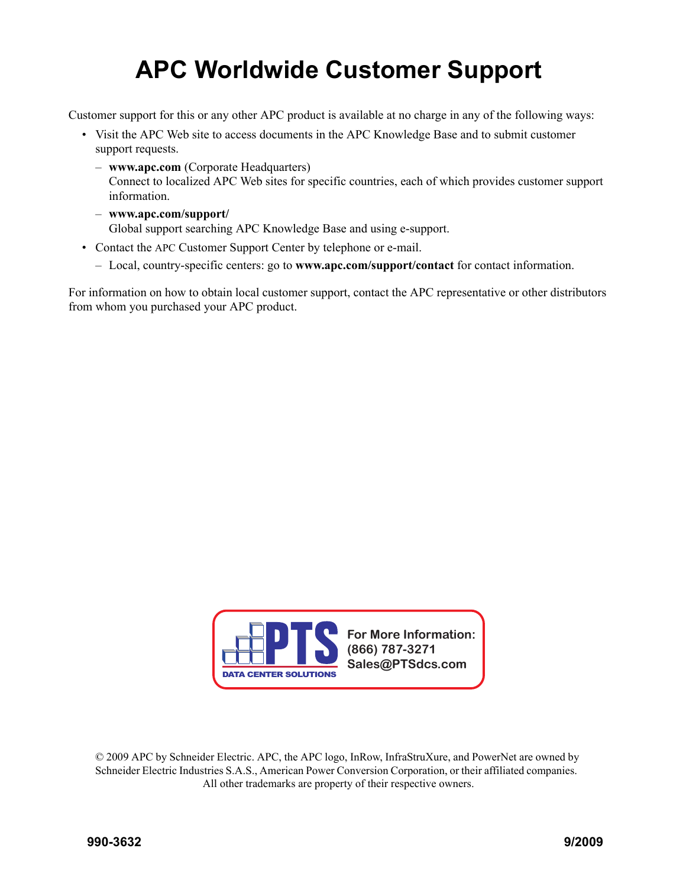# APC Worldwide Customer Support

Customer support for this or any other APC product is available at no charge in any of the following ways:

- Visit the APC Web site to access documents in the APC Knowledge Base and to submit customer support requests.
  - **www.apc.com** (Corporate Headquarters)
    Connect to localized APC Web sites for specific countries, each of which provides customer support information.
  - **www.apc.com/support/**
    Global support searching APC Knowledge Base and using e-support.
- Contact the APC Customer Support Center by telephone or e-mail.
  - Local, country-specific centers: go to **www.apc.com/support/contact** for contact information.

For information on how to obtain local customer support, contact the APC representative or other distributors from whom you purchased your APC product.

PTS
DATA CENTER SOLUTIONS

**For More Information:**
**(866) 787-3271**
**Sales@PTSdcs.com**

© 2009 APC by Schneider Electric. APC, the APC logo, InRow, InfraStruXure, and PowerNet are owned by Schneider Electric Industries S.A.S., American Power Conversion Corporation, or their affiliated companies. All other trademarks are property of their respective owners.

**990-3632** **9/2009**